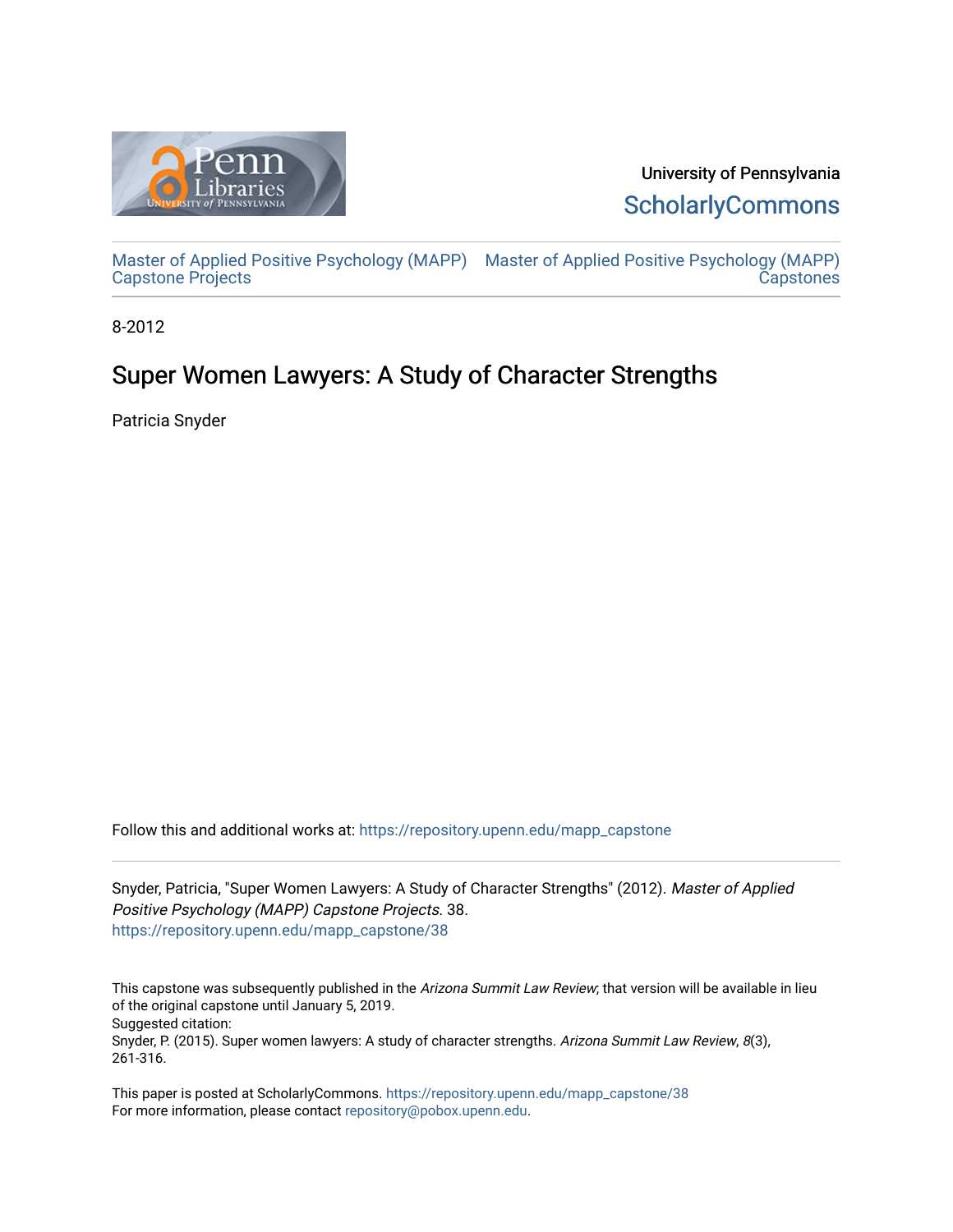University of Pennsylvania

ScholarlyCommons

Master of Applied Positive Psychology (MAPP) Capstone Projects

Master of Applied Positive Psychology (MAPP) Capstones

8-2012

# Super Women Lawyers: A Study of Character Strengths

Patricia Snyder

Follow this and additional works at: https://repository.upenn.edu/mapp_capstone

Snyder, Patricia, "Super Women Lawyers: A Study of Character Strengths" (2012). *Master of Applied Positive Psychology (MAPP) Capstone Projects*. 38.
https://repository.upenn.edu/mapp_capstone/38

This capstone was subsequently published in the *Arizona Summit Law Review*; that version will be available in lieu of the original capstone until January 5, 2019.
Suggested citation:
Snyder, P. (2015). Super women lawyers: A study of character strengths. *Arizona Summit Law Review*, *8*(3), 261-316.

This paper is posted at ScholarlyCommons. https://repository.upenn.edu/mapp_capstone/38
For more information, please contact repository@pobox.upenn.edu.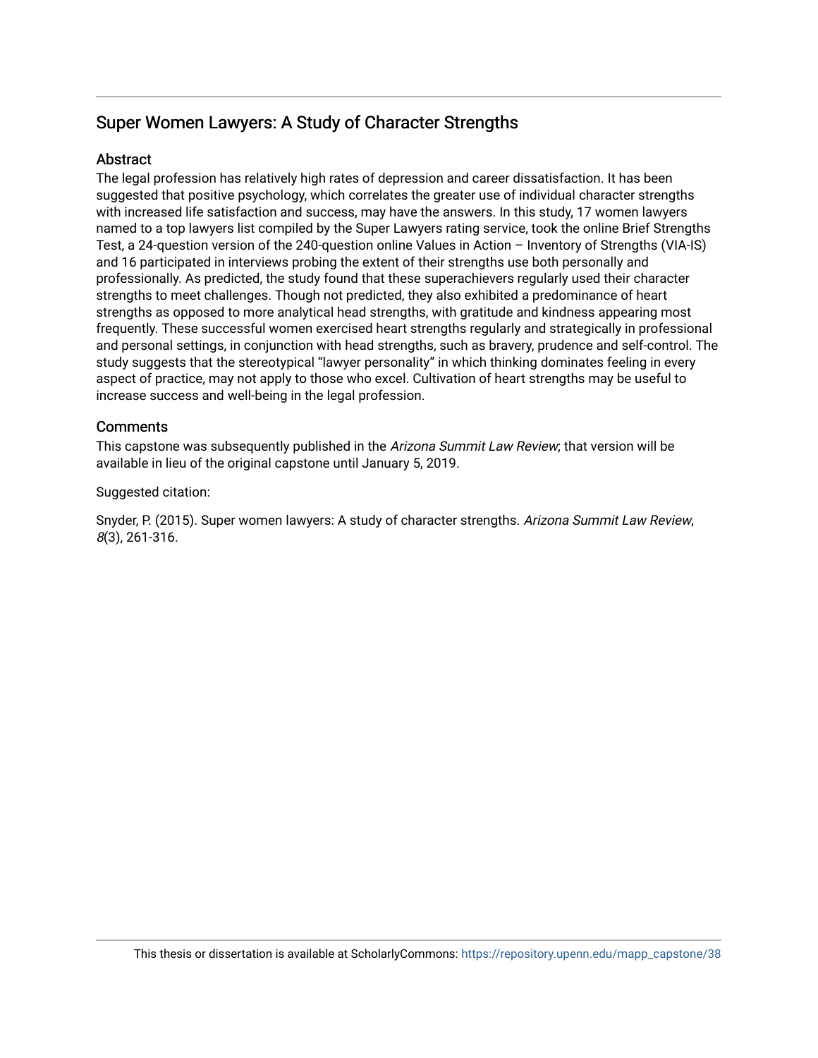## Super Women Lawyers: A Study of Character Strengths

### Abstract

The legal profession has relatively high rates of depression and career dissatisfaction. It has been suggested that positive psychology, which correlates the greater use of individual character strengths with increased life satisfaction and success, may have the answers. In this study, 17 women lawyers named to a top lawyers list compiled by the Super Lawyers rating service, took the online Brief Strengths Test, a 24-question version of the 240-question online Values in Action – Inventory of Strengths (VIA-IS) and 16 participated in interviews probing the extent of their strengths use both personally and professionally. As predicted, the study found that these superachievers regularly used their character strengths to meet challenges. Though not predicted, they also exhibited a predominance of heart strengths as opposed to more analytical head strengths, with gratitude and kindness appearing most frequently. These successful women exercised heart strengths regularly and strategically in professional and personal settings, in conjunction with head strengths, such as bravery, prudence and self-control. The study suggests that the stereotypical "lawyer personality" in which thinking dominates feeling in every aspect of practice, may not apply to those who excel. Cultivation of heart strengths may be useful to increase success and well-being in the legal profession.

### Comments

This capstone was subsequently published in the *Arizona Summit Law Review*; that version will be available in lieu of the original capstone until January 5, 2019.

Suggested citation:

Snyder, P. (2015). Super women lawyers: A study of character strengths. *Arizona Summit Law Review*, *8*(3), 261-316.

This thesis or dissertation is available at ScholarlyCommons: https://repository.upenn.edu/mapp_capstone/38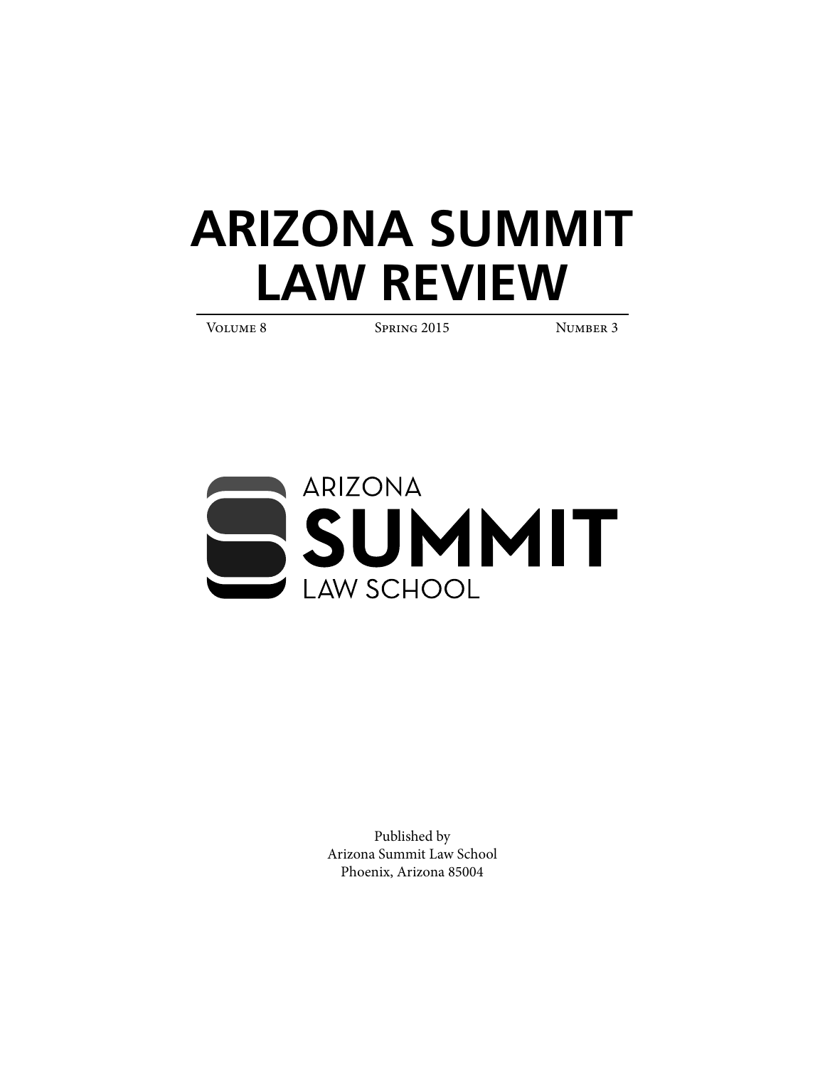# ARIZONA SUMMIT LAW REVIEW

Volume 8 | Spring 2015 | Number 3

ARIZONA
SUMMIT
LAW SCHOOL

Published by
Arizona Summit Law School
Phoenix, Arizona 85004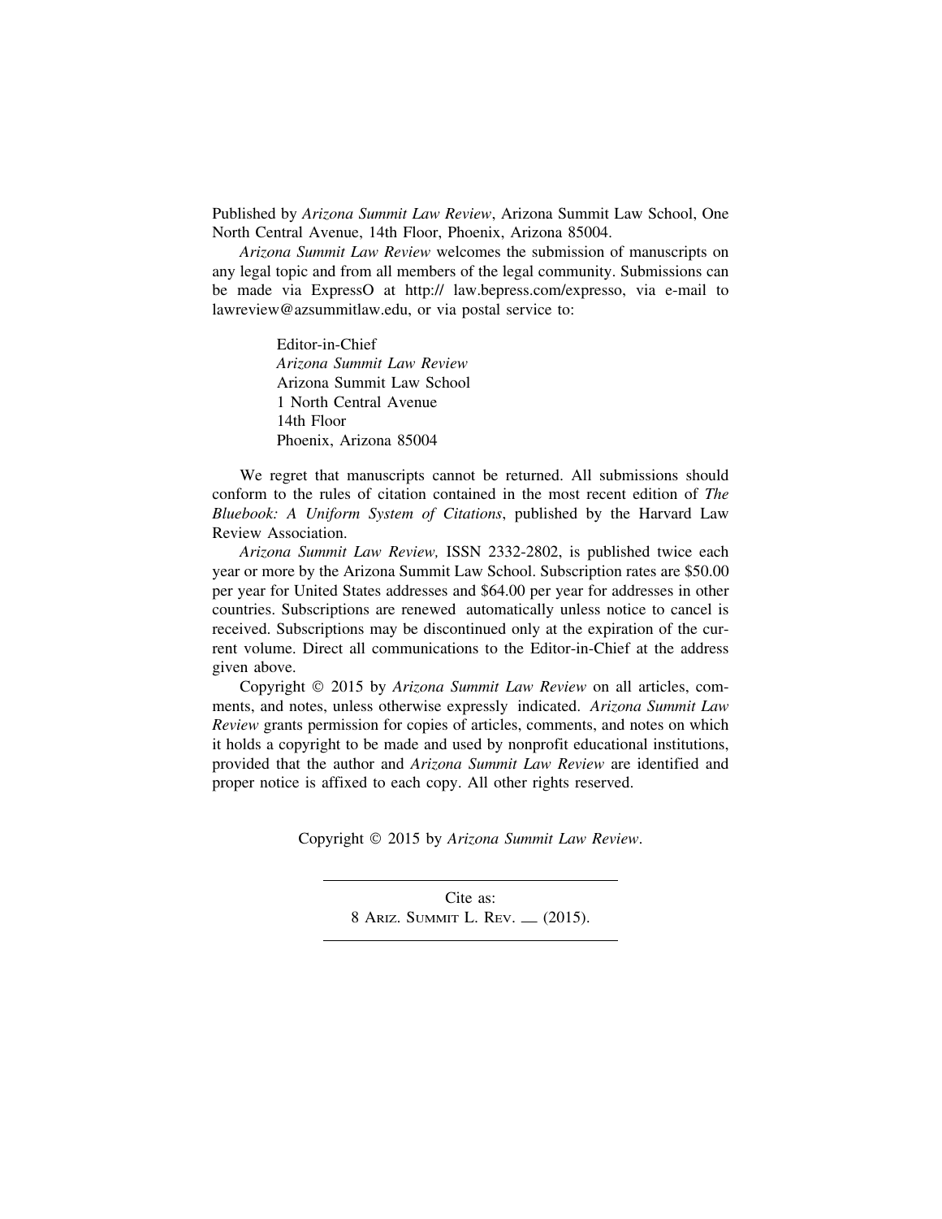Published by *Arizona Summit Law Review*, Arizona Summit Law School, One North Central Avenue, 14th Floor, Phoenix, Arizona 85004.

*Arizona Summit Law Review* welcomes the submission of manuscripts on any legal topic and from all members of the legal community. Submissions can be made via ExpressO at http:// law.bepress.com/expresso, via e-mail to lawreview@azsummitlaw.edu, or via postal service to:

> Editor-in-Chief
> *Arizona Summit Law Review*
> Arizona Summit Law School
> 1 North Central Avenue
> 14th Floor
> Phoenix, Arizona 85004

We regret that manuscripts cannot be returned. All submissions should conform to the rules of citation contained in the most recent edition of *The Bluebook: A Uniform System of Citations*, published by the Harvard Law Review Association.

*Arizona Summit Law Review,* ISSN 2332-2802, is published twice each year or more by the Arizona Summit Law School. Subscription rates are $50.00 per year for United States addresses and $64.00 per year for addresses in other countries. Subscriptions are renewed automatically unless notice to cancel is received. Subscriptions may be discontinued only at the expiration of the current volume. Direct all communications to the Editor-in-Chief at the address given above.

Copyright © 2015 by *Arizona Summit Law Review* on all articles, comments, and notes, unless otherwise expressly indicated. *Arizona Summit Law Review* grants permission for copies of articles, comments, and notes on which it holds a copyright to be made and used by nonprofit educational institutions, provided that the author and *Arizona Summit Law Review* are identified and proper notice is affixed to each copy. All other rights reserved.

Copyright © 2015 by *Arizona Summit Law Review*.

---

Cite as:
8 ARIZ. SUMMIT L. REV. \_\_ (2015).

---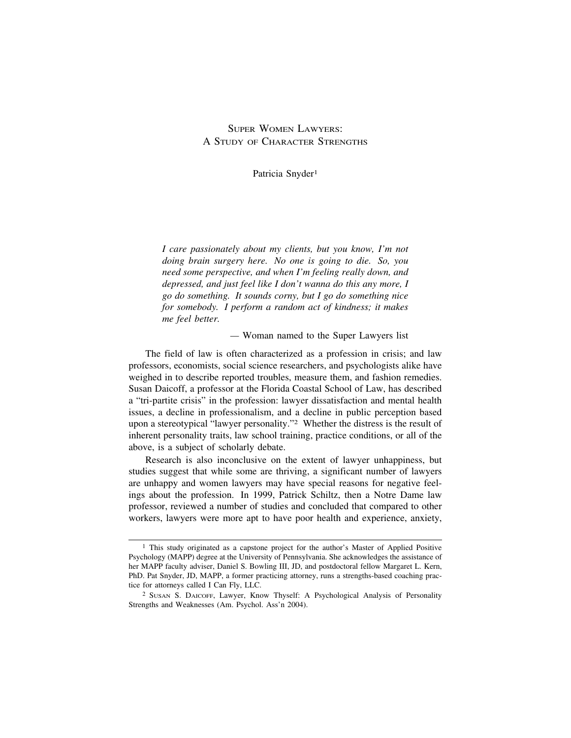# Super Women Lawyers: A Study of Character Strengths

Patricia Snyder[1]

> *I care passionately about my clients, but you know, I'm not doing brain surgery here. No one is going to die. So, you need some perspective, and when I'm feeling really down, and depressed, and just feel like I don't wanna do this any more, I go do something. It sounds corny, but I go do something nice for somebody. I perform a random act of kindness; it makes me feel better.*
>
> — Woman named to the Super Lawyers list

The field of law is often characterized as a profession in crisis; and law professors, economists, social science researchers, and psychologists alike have weighed in to describe reported troubles, measure them, and fashion remedies. Susan Daicoff, a professor at the Florida Coastal School of Law, has described a "tri-partite crisis" in the profession: lawyer dissatisfaction and mental health issues, a decline in professionalism, and a decline in public perception based upon a stereotypical "lawyer personality."[2] Whether the distress is the result of inherent personality traits, law school training, practice conditions, or all of the above, is a subject of scholarly debate.

Research is also inconclusive on the extent of lawyer unhappiness, but studies suggest that while some are thriving, a significant number of lawyers are unhappy and women lawyers may have special reasons for negative feelings about the profession. In 1999, Patrick Schiltz, then a Notre Dame law professor, reviewed a number of studies and concluded that compared to other workers, lawyers were more apt to have poor health and experience, anxiety,

---

[1] This study originated as a capstone project for the author's Master of Applied Positive Psychology (MAPP) degree at the University of Pennsylvania. She acknowledges the assistance of her MAPP faculty adviser, Daniel S. Bowling III, JD, and postdoctoral fellow Margaret L. Kern, PhD. Pat Snyder, JD, MAPP, a former practicing attorney, runs a strengths-based coaching practice for attorneys called I Can Fly, LLC.

[2] Susan S. Daicoff, Lawyer, Know Thyself: A Psychological Analysis of Personality Strengths and Weaknesses (Am. Psychol. Ass'n 2004).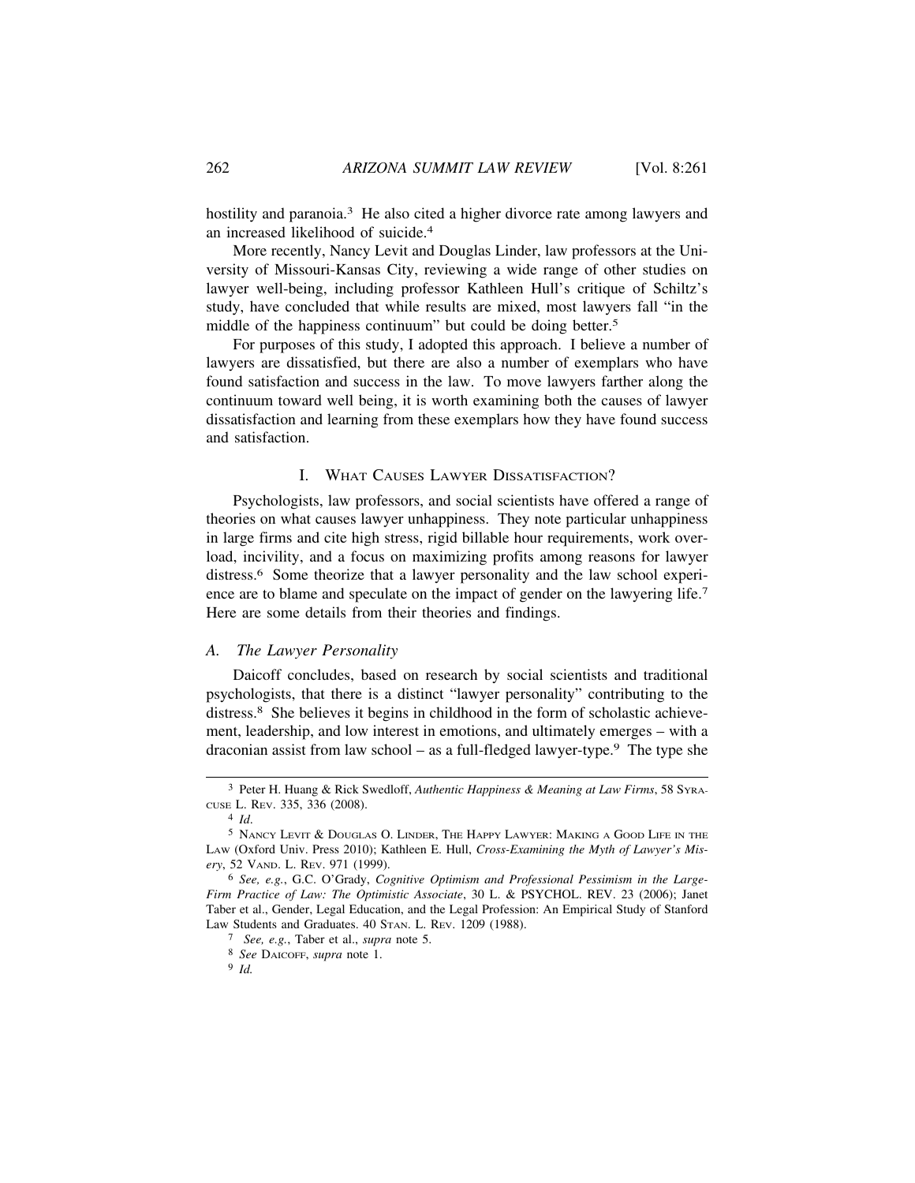hostility and paranoia.[3] He also cited a higher divorce rate among lawyers and an increased likelihood of suicide.[4]

More recently, Nancy Levit and Douglas Linder, law professors at the University of Missouri-Kansas City, reviewing a wide range of other studies on lawyer well-being, including professor Kathleen Hull's critique of Schiltz's study, have concluded that while results are mixed, most lawyers fall "in the middle of the happiness continuum" but could be doing better.[5]

For purposes of this study, I adopted this approach. I believe a number of lawyers are dissatisfied, but there are also a number of exemplars who have found satisfaction and success in the law. To move lawyers farther along the continuum toward well being, it is worth examining both the causes of lawyer dissatisfaction and learning from these exemplars how they have found success and satisfaction.

## I. What Causes Lawyer Dissatisfaction?

Psychologists, law professors, and social scientists have offered a range of theories on what causes lawyer unhappiness. They note particular unhappiness in large firms and cite high stress, rigid billable hour requirements, work overload, incivility, and a focus on maximizing profits among reasons for lawyer distress.[6] Some theorize that a lawyer personality and the law school experience are to blame and speculate on the impact of gender on the lawyering life.[7] Here are some details from their theories and findings.

### A. *The Lawyer Personality*

Daicoff concludes, based on research by social scientists and traditional psychologists, that there is a distinct "lawyer personality" contributing to the distress.[8] She believes it begins in childhood in the form of scholastic achievement, leadership, and low interest in emotions, and ultimately emerges – with a draconian assist from law school – as a full-fledged lawyer-type.[9] The type she

---

[3] Peter H. Huang & Rick Swedloff, *Authentic Happiness & Meaning at Law Firms*, 58 Syracuse L. Rev. 335, 336 (2008).

[4] *Id*.

[5] Nancy Levit & Douglas O. Linder, The Happy Lawyer: Making a Good Life in the Law (Oxford Univ. Press 2010); Kathleen E. Hull, *Cross-Examining the Myth of Lawyer's Misery*, 52 Vand. L. Rev. 971 (1999).

[6] *See, e.g.*, G.C. O'Grady, *Cognitive Optimism and Professional Pessimism in the Large-Firm Practice of Law: The Optimistic Associate*, 30 L. & PSYCHOL. REV. 23 (2006); Janet Taber et al., Gender, Legal Education, and the Legal Profession: An Empirical Study of Stanford Law Students and Graduates. 40 Stan. L. Rev. 1209 (1988).

[7] *See, e.g.*, Taber et al., *supra* note 5.

[8] *See* Daicoff, *supra* note 1.

[9] *Id.*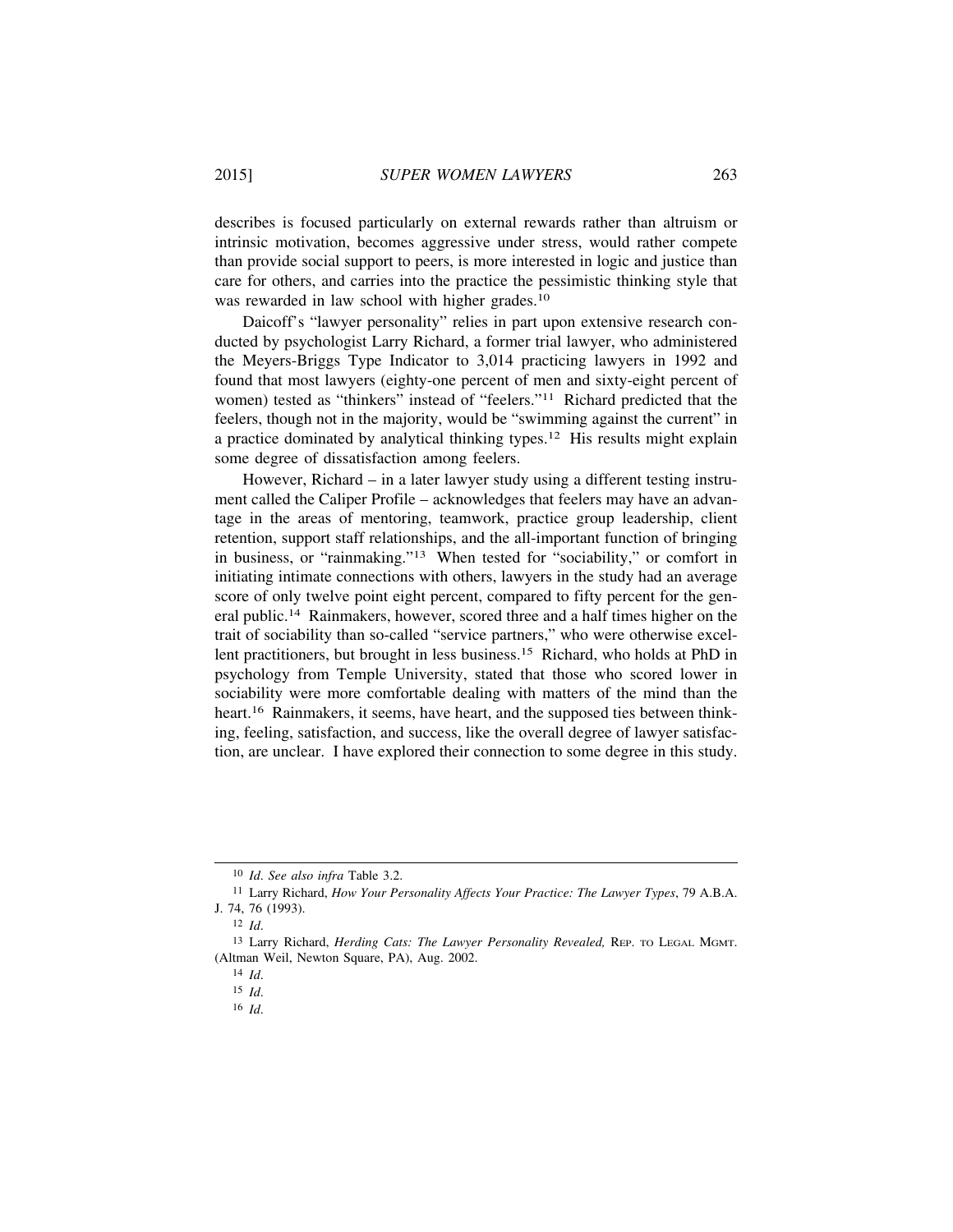describes is focused particularly on external rewards rather than altruism or intrinsic motivation, becomes aggressive under stress, would rather compete than provide social support to peers, is more interested in logic and justice than care for others, and carries into the practice the pessimistic thinking style that was rewarded in law school with higher grades.[10]

Daicoff's "lawyer personality" relies in part upon extensive research conducted by psychologist Larry Richard, a former trial lawyer, who administered the Meyers-Briggs Type Indicator to 3,014 practicing lawyers in 1992 and found that most lawyers (eighty-one percent of men and sixty-eight percent of women) tested as "thinkers" instead of "feelers."[11] Richard predicted that the feelers, though not in the majority, would be "swimming against the current" in a practice dominated by analytical thinking types.[12] His results might explain some degree of dissatisfaction among feelers.

However, Richard – in a later lawyer study using a different testing instrument called the Caliper Profile – acknowledges that feelers may have an advantage in the areas of mentoring, teamwork, practice group leadership, client retention, support staff relationships, and the all-important function of bringing in business, or "rainmaking."[13] When tested for "sociability," or comfort in initiating intimate connections with others, lawyers in the study had an average score of only twelve point eight percent, compared to fifty percent for the general public.[14] Rainmakers, however, scored three and a half times higher on the trait of sociability than so-called "service partners," who were otherwise excellent practitioners, but brought in less business.[15] Richard, who holds at PhD in psychology from Temple University, stated that those who scored lower in sociability were more comfortable dealing with matters of the mind than the heart.[16] Rainmakers, it seems, have heart, and the supposed ties between thinking, feeling, satisfaction, and success, like the overall degree of lawyer satisfaction, are unclear. I have explored their connection to some degree in this study.

---

[10] *Id*. *See also infra* Table 3.2.

[11] Larry Richard, *How Your Personality Affects Your Practice: The Lawyer Types*, 79 A.B.A. J. 74, 76 (1993).

[12] *Id*.

[13] Larry Richard, *Herding Cats: The Lawyer Personality Revealed,* REP. TO LEGAL MGMT. (Altman Weil, Newton Square, PA), Aug. 2002.

[14] *Id*.

[15] *Id*.

[16] *Id*.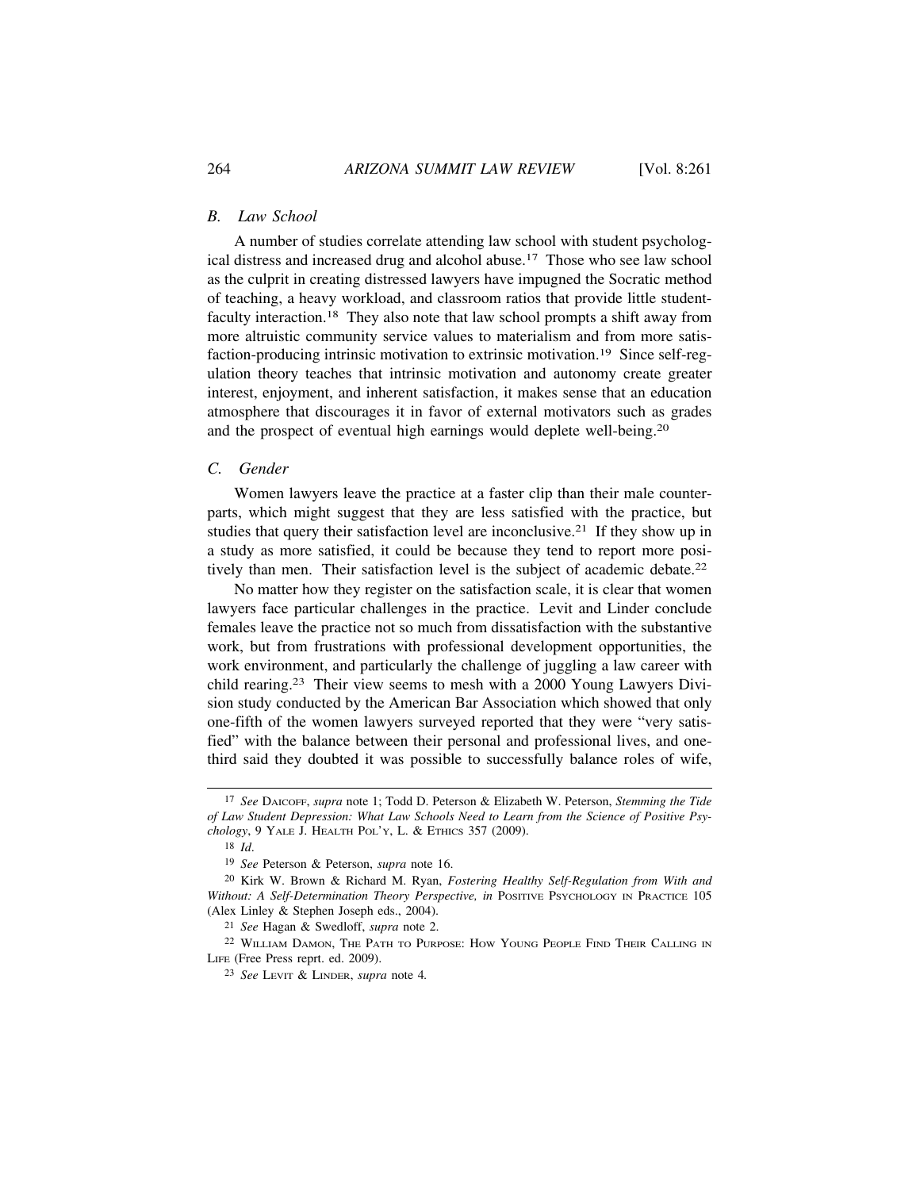### *B. Law School*

A number of studies correlate attending law school with student psychological distress and increased drug and alcohol abuse.[17] Those who see law school as the culprit in creating distressed lawyers have impugned the Socratic method of teaching, a heavy workload, and classroom ratios that provide little student-faculty interaction.[18] They also note that law school prompts a shift away from more altruistic community service values to materialism and from more satisfaction-producing intrinsic motivation to extrinsic motivation.[19] Since self-regulation theory teaches that intrinsic motivation and autonomy create greater interest, enjoyment, and inherent satisfaction, it makes sense that an education atmosphere that discourages it in favor of external motivators such as grades and the prospect of eventual high earnings would deplete well-being.[20]

### *C. Gender*

Women lawyers leave the practice at a faster clip than their male counterparts, which might suggest that they are less satisfied with the practice, but studies that query their satisfaction level are inconclusive.[21] If they show up in a study as more satisfied, it could be because they tend to report more positively than men. Their satisfaction level is the subject of academic debate.[22]

No matter how they register on the satisfaction scale, it is clear that women lawyers face particular challenges in the practice. Levit and Linder conclude females leave the practice not so much from dissatisfaction with the substantive work, but from frustrations with professional development opportunities, the work environment, and particularly the challenge of juggling a law career with child rearing.[23] Their view seems to mesh with a 2000 Young Lawyers Division study conducted by the American Bar Association which showed that only one-fifth of the women lawyers surveyed reported that they were "very satisfied" with the balance between their personal and professional lives, and one-third said they doubted it was possible to successfully balance roles of wife,

---

[17] *See* DAICOFF, *supra* note 1; Todd D. Peterson & Elizabeth W. Peterson, *Stemming the Tide of Law Student Depression: What Law Schools Need to Learn from the Science of Positive Psychology*, 9 YALE J. HEALTH POL'Y, L. & ETHICS 357 (2009).

[18] *Id*.

[19] *See* Peterson & Peterson, *supra* note 16.

[20] Kirk W. Brown & Richard M. Ryan, *Fostering Healthy Self-Regulation from With and Without: A Self-Determination Theory Perspective, in* POSITIVE PSYCHOLOGY IN PRACTICE 105 (Alex Linley & Stephen Joseph eds., 2004).

[21] *See* Hagan & Swedloff, *supra* note 2.

[22] WILLIAM DAMON, THE PATH TO PURPOSE: HOW YOUNG PEOPLE FIND THEIR CALLING IN LIFE (Free Press reprt. ed. 2009).

[23] *See* LEVIT & LINDER, *supra* note 4.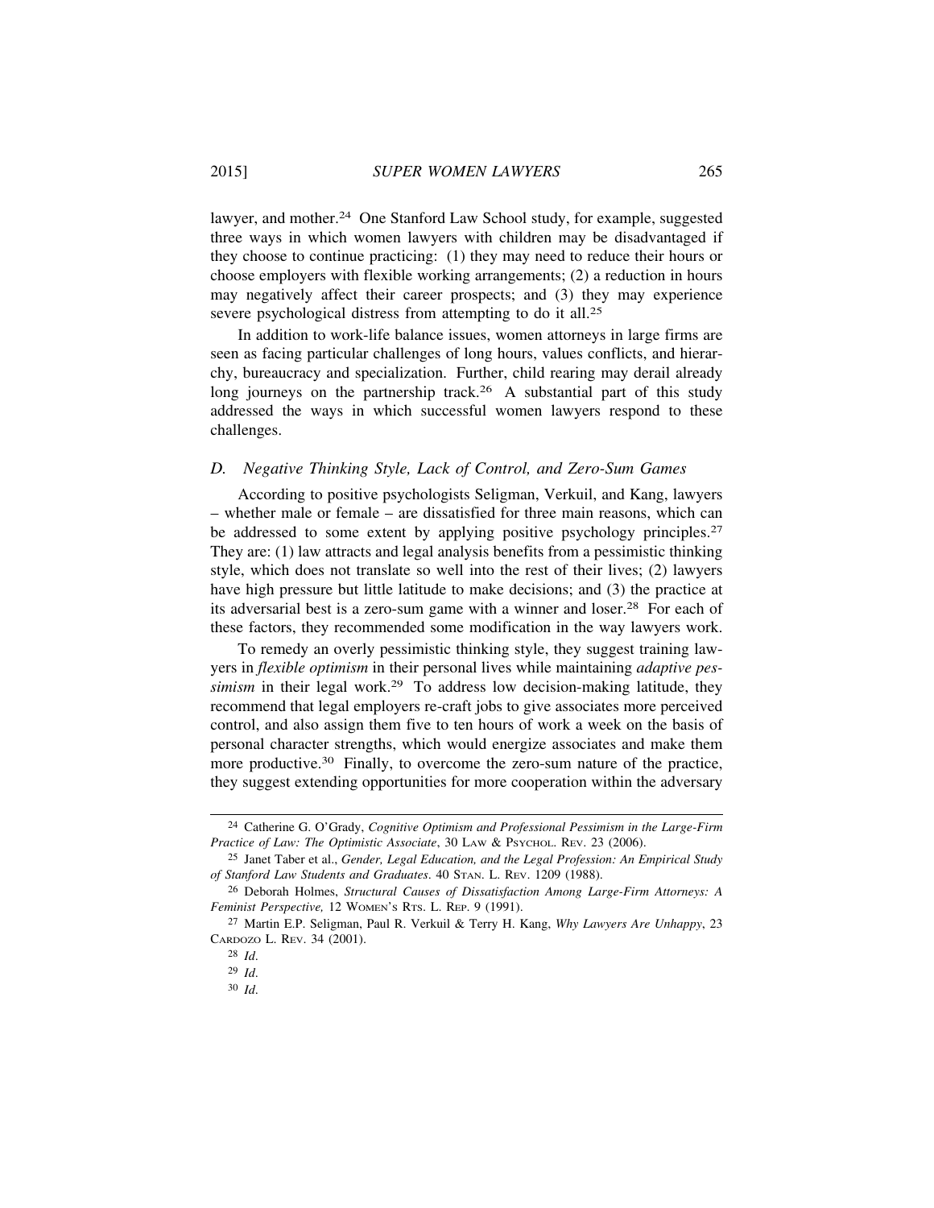lawyer, and mother.[24] One Stanford Law School study, for example, suggested three ways in which women lawyers with children may be disadvantaged if they choose to continue practicing: (1) they may need to reduce their hours or choose employers with flexible working arrangements; (2) a reduction in hours may negatively affect their career prospects; and (3) they may experience severe psychological distress from attempting to do it all.[25]

In addition to work-life balance issues, women attorneys in large firms are seen as facing particular challenges of long hours, values conflicts, and hierarchy, bureaucracy and specialization. Further, child rearing may derail already long journeys on the partnership track.[26] A substantial part of this study addressed the ways in which successful women lawyers respond to these challenges.

### *D. Negative Thinking Style, Lack of Control, and Zero-Sum Games*

According to positive psychologists Seligman, Verkuil, and Kang, lawyers – whether male or female – are dissatisfied for three main reasons, which can be addressed to some extent by applying positive psychology principles.[27] They are: (1) law attracts and legal analysis benefits from a pessimistic thinking style, which does not translate so well into the rest of their lives; (2) lawyers have high pressure but little latitude to make decisions; and (3) the practice at its adversarial best is a zero-sum game with a winner and loser.[28] For each of these factors, they recommended some modification in the way lawyers work.

To remedy an overly pessimistic thinking style, they suggest training lawyers in *flexible optimism* in their personal lives while maintaining *adaptive pessimism* in their legal work.[29] To address low decision-making latitude, they recommend that legal employers re-craft jobs to give associates more perceived control, and also assign them five to ten hours of work a week on the basis of personal character strengths, which would energize associates and make them more productive.[30] Finally, to overcome the zero-sum nature of the practice, they suggest extending opportunities for more cooperation within the adversary

---

[24] Catherine G. O'Grady, *Cognitive Optimism and Professional Pessimism in the Large-Firm Practice of Law: The Optimistic Associate*, 30 Law & Psychol. Rev. 23 (2006).

[25] Janet Taber et al., *Gender, Legal Education, and the Legal Profession: An Empirical Study of Stanford Law Students and Graduates*. 40 Stan. L. Rev. 1209 (1988).

[26] Deborah Holmes, *Structural Causes of Dissatisfaction Among Large-Firm Attorneys: A Feminist Perspective,* 12 Women's Rts. L. Rep. 9 (1991).

[27] Martin E.P. Seligman, Paul R. Verkuil & Terry H. Kang, *Why Lawyers Are Unhappy*, 23 Cardozo L. Rev. 34 (2001).

[28] *Id.*

[29] *Id.*

[30] *Id.*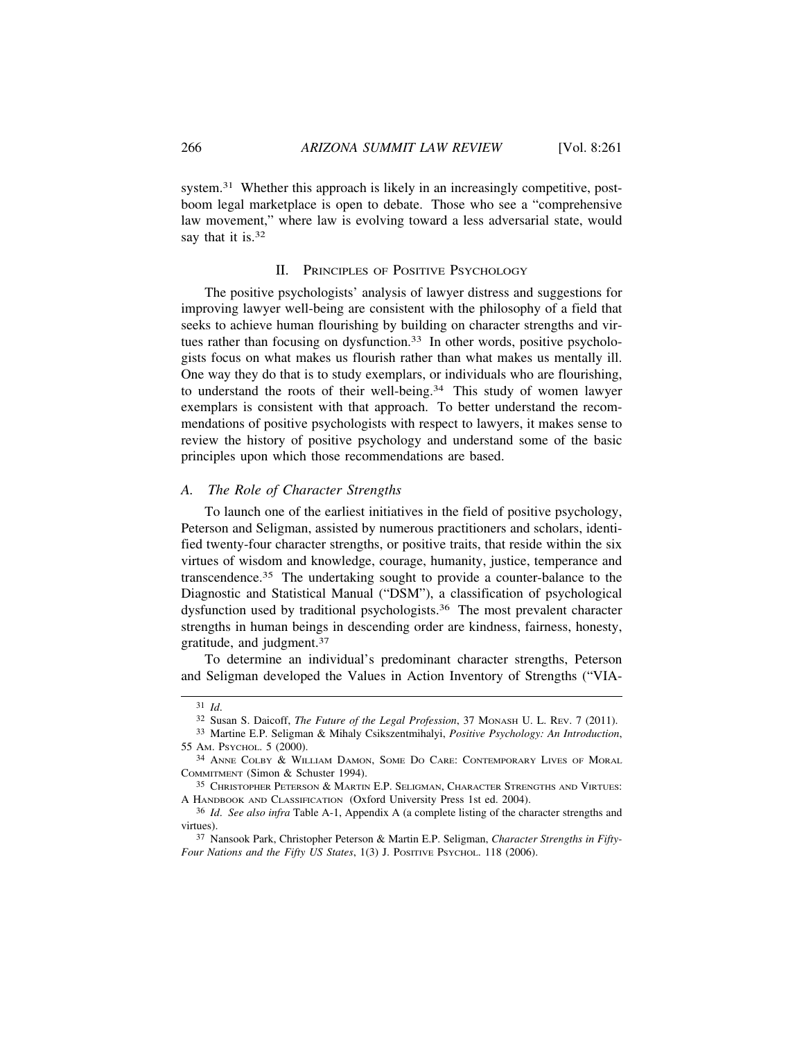system.[31] Whether this approach is likely in an increasingly competitive, post-boom legal marketplace is open to debate. Those who see a "comprehensive law movement," where law is evolving toward a less adversarial state, would say that it is.[32]

## II. Principles of Positive Psychology

The positive psychologists' analysis of lawyer distress and suggestions for improving lawyer well-being are consistent with the philosophy of a field that seeks to achieve human flourishing by building on character strengths and virtues rather than focusing on dysfunction.[33] In other words, positive psychologists focus on what makes us flourish rather than what makes us mentally ill. One way they do that is to study exemplars, or individuals who are flourishing, to understand the roots of their well-being.[34] This study of women lawyer exemplars is consistent with that approach. To better understand the recommendations of positive psychologists with respect to lawyers, it makes sense to review the history of positive psychology and understand some of the basic principles upon which those recommendations are based.

### *A. The Role of Character Strengths*

To launch one of the earliest initiatives in the field of positive psychology, Peterson and Seligman, assisted by numerous practitioners and scholars, identified twenty-four character strengths, or positive traits, that reside within the six virtues of wisdom and knowledge, courage, humanity, justice, temperance and transcendence.[35] The undertaking sought to provide a counter-balance to the Diagnostic and Statistical Manual ("DSM"), a classification of psychological dysfunction used by traditional psychologists.[36] The most prevalent character strengths in human beings in descending order are kindness, fairness, honesty, gratitude, and judgment.[37]

To determine an individual's predominant character strengths, Peterson and Seligman developed the Values in Action Inventory of Strengths ("VIA-

---

[31] *Id.*

[32] Susan S. Daicoff, *The Future of the Legal Profession*, 37 Monash U. L. Rev. 7 (2011).

[33] Martine E.P. Seligman & Mihaly Csikszentmihalyi, *Positive Psychology: An Introduction*, 55 Am. Psychol. 5 (2000).

[34] Anne Colby & William Damon, Some Do Care: Contemporary Lives of Moral Commitment (Simon & Schuster 1994).

[35] Christopher Peterson & Martin E.P. Seligman, Character Strengths and Virtues: A Handbook and Classification (Oxford University Press 1st ed. 2004).

[36] *Id. See also infra* Table A-1, Appendix A (a complete listing of the character strengths and virtues).

[37] Nansook Park, Christopher Peterson & Martin E.P. Seligman, *Character Strengths in Fifty-Four Nations and the Fifty US States*, 1(3) J. Positive Psychol. 118 (2006).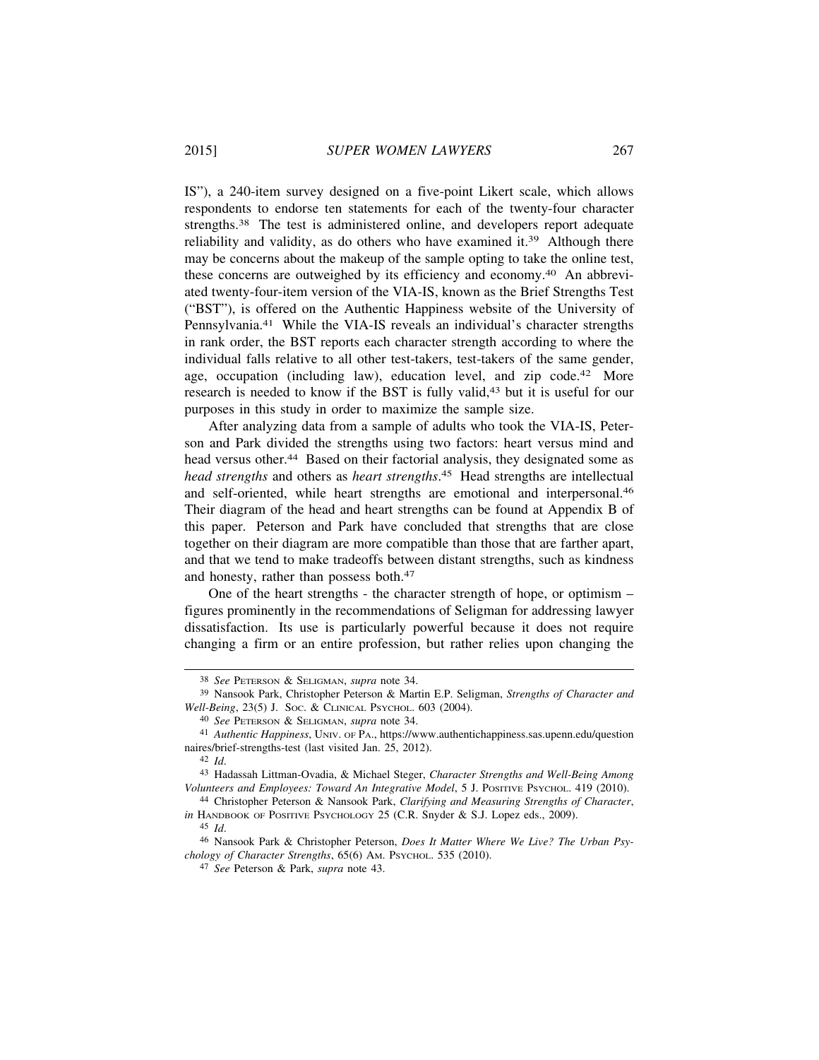IS"), a 240-item survey designed on a five-point Likert scale, which allows respondents to endorse ten statements for each of the twenty-four character strengths.[38] The test is administered online, and developers report adequate reliability and validity, as do others who have examined it.[39] Although there may be concerns about the makeup of the sample opting to take the online test, these concerns are outweighed by its efficiency and economy.[40] An abbreviated twenty-four-item version of the VIA-IS, known as the Brief Strengths Test ("BST"), is offered on the Authentic Happiness website of the University of Pennsylvania.[41] While the VIA-IS reveals an individual's character strengths in rank order, the BST reports each character strength according to where the individual falls relative to all other test-takers, test-takers of the same gender, age, occupation (including law), education level, and zip code.[42] More research is needed to know if the BST is fully valid,[43] but it is useful for our purposes in this study in order to maximize the sample size.

After analyzing data from a sample of adults who took the VIA-IS, Peterson and Park divided the strengths using two factors: heart versus mind and head versus other.[44] Based on their factorial analysis, they designated some as *head strengths* and others as *heart strengths*.[45] Head strengths are intellectual and self-oriented, while heart strengths are emotional and interpersonal.[46] Their diagram of the head and heart strengths can be found at Appendix B of this paper. Peterson and Park have concluded that strengths that are close together on their diagram are more compatible than those that are farther apart, and that we tend to make tradeoffs between distant strengths, such as kindness and honesty, rather than possess both.[47]

One of the heart strengths - the character strength of hope, or optimism – figures prominently in the recommendations of Seligman for addressing lawyer dissatisfaction. Its use is particularly powerful because it does not require changing a firm or an entire profession, but rather relies upon changing the

---

[38] *See* Peterson & Seligman, *supra* note 34.

[39] Nansook Park, Christopher Peterson & Martin E.P. Seligman, *Strengths of Character and Well-Being*, 23(5) J. Soc. & Clinical Psychol. 603 (2004).

[40] *See* Peterson & Seligman, *supra* note 34.

[41] *Authentic Happiness*, Univ. of Pa., https://www.authentichappiness.sas.upenn.edu/questionnaires/brief-strengths-test (last visited Jan. 25, 2012).

[42] *Id*.

[43] Hadassah Littman-Ovadia, & Michael Steger, *Character Strengths and Well-Being Among Volunteers and Employees: Toward An Integrative Model*, 5 J. Positive Psychol. 419 (2010).

[44] Christopher Peterson & Nansook Park, *Clarifying and Measuring Strengths of Character*, *in* Handbook of Positive Psychology 25 (C.R. Snyder & S.J. Lopez eds., 2009).

[45] *Id*.

[46] Nansook Park & Christopher Peterson, *Does It Matter Where We Live? The Urban Psychology of Character Strengths*, 65(6) Am. Psychol. 535 (2010).

[47] *See* Peterson & Park, *supra* note 43.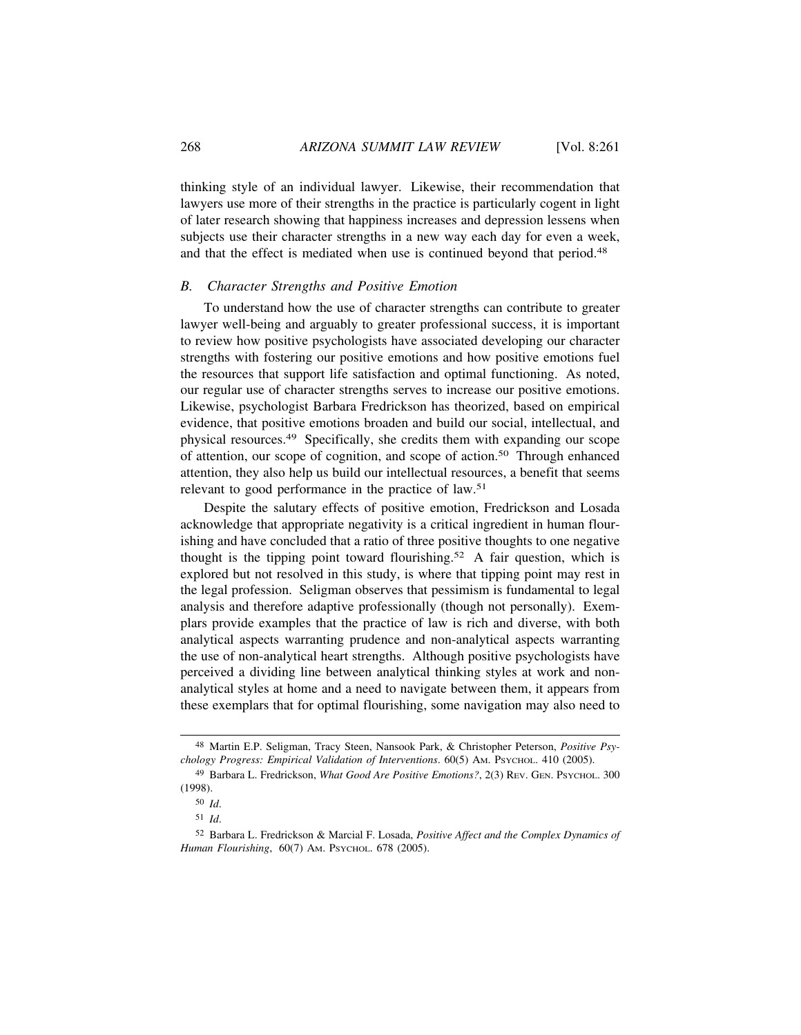thinking style of an individual lawyer. Likewise, their recommendation that lawyers use more of their strengths in the practice is particularly cogent in light of later research showing that happiness increases and depression lessens when subjects use their character strengths in a new way each day for even a week, and that the effect is mediated when use is continued beyond that period.[48]

### *B. Character Strengths and Positive Emotion*

To understand how the use of character strengths can contribute to greater lawyer well-being and arguably to greater professional success, it is important to review how positive psychologists have associated developing our character strengths with fostering our positive emotions and how positive emotions fuel the resources that support life satisfaction and optimal functioning. As noted, our regular use of character strengths serves to increase our positive emotions. Likewise, psychologist Barbara Fredrickson has theorized, based on empirical evidence, that positive emotions broaden and build our social, intellectual, and physical resources.[49] Specifically, she credits them with expanding our scope of attention, our scope of cognition, and scope of action.[50] Through enhanced attention, they also help us build our intellectual resources, a benefit that seems relevant to good performance in the practice of law.[51]

Despite the salutary effects of positive emotion, Fredrickson and Losada acknowledge that appropriate negativity is a critical ingredient in human flourishing and have concluded that a ratio of three positive thoughts to one negative thought is the tipping point toward flourishing.[52] A fair question, which is explored but not resolved in this study, is where that tipping point may rest in the legal profession. Seligman observes that pessimism is fundamental to legal analysis and therefore adaptive professionally (though not personally). Exemplars provide examples that the practice of law is rich and diverse, with both analytical aspects warranting prudence and non-analytical aspects warranting the use of non-analytical heart strengths. Although positive psychologists have perceived a dividing line between analytical thinking styles at work and non-analytical styles at home and a need to navigate between them, it appears from these exemplars that for optimal flourishing, some navigation may also need to

---

[48] Martin E.P. Seligman, Tracy Steen, Nansook Park, & Christopher Peterson, *Positive Psychology Progress: Empirical Validation of Interventions*. 60(5) AM. PSYCHOL. 410 (2005).

[49] Barbara L. Fredrickson, *What Good Are Positive Emotions?*, 2(3) REV. GEN. PSYCHOL. 300 (1998).

[50] *Id.*

[51] *Id.*

[52] Barbara L. Fredrickson & Marcial F. Losada, *Positive Affect and the Complex Dynamics of Human Flourishing*, 60(7) AM. PSYCHOL. 678 (2005).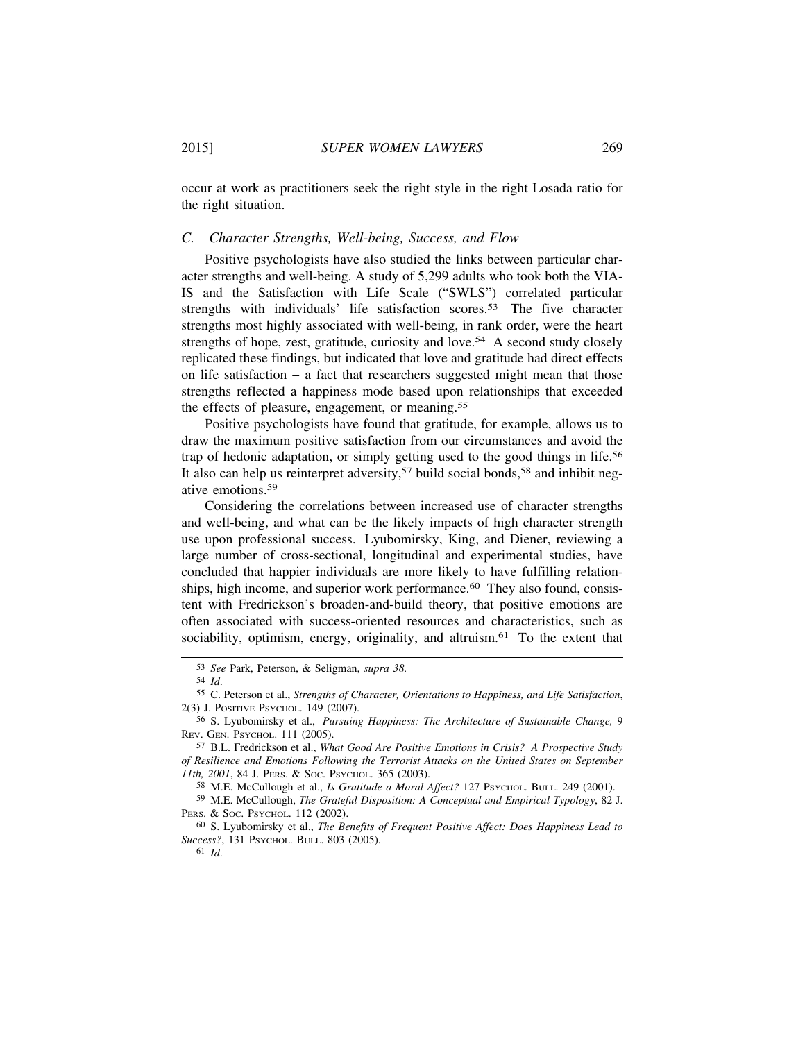occur at work as practitioners seek the right style in the right Losada ratio for the right situation.

### *C. Character Strengths, Well-being, Success, and Flow*

Positive psychologists have also studied the links between particular character strengths and well-being. A study of 5,299 adults who took both the VIA-IS and the Satisfaction with Life Scale ("SWLS") correlated particular strengths with individuals' life satisfaction scores.[53] The five character strengths most highly associated with well-being, in rank order, were the heart strengths of hope, zest, gratitude, curiosity and love.[54] A second study closely replicated these findings, but indicated that love and gratitude had direct effects on life satisfaction – a fact that researchers suggested might mean that those strengths reflected a happiness mode based upon relationships that exceeded the effects of pleasure, engagement, or meaning.[55]

Positive psychologists have found that gratitude, for example, allows us to draw the maximum positive satisfaction from our circumstances and avoid the trap of hedonic adaptation, or simply getting used to the good things in life.[56] It also can help us reinterpret adversity,[57] build social bonds,[58] and inhibit negative emotions.[59]

Considering the correlations between increased use of character strengths and well-being, and what can be the likely impacts of high character strength use upon professional success. Lyubomirsky, King, and Diener, reviewing a large number of cross-sectional, longitudinal and experimental studies, have concluded that happier individuals are more likely to have fulfilling relationships, high income, and superior work performance.[60] They also found, consistent with Fredrickson's broaden-and-build theory, that positive emotions are often associated with success-oriented resources and characteristics, such as sociability, optimism, energy, originality, and altruism.[61] To the extent that

---

[53] *See* Park, Peterson, & Seligman, *supra 38.*

[54] *Id.*

[55] C. Peterson et al., *Strengths of Character, Orientations to Happiness, and Life Satisfaction*, 2(3) J. Positive Psychol. 149 (2007).

[56] S. Lyubomirsky et al., *Pursuing Happiness: The Architecture of Sustainable Change,* 9 Rev. Gen. Psychol. 111 (2005).

[57] B.L. Fredrickson et al., *What Good Are Positive Emotions in Crisis? A Prospective Study of Resilience and Emotions Following the Terrorist Attacks on the United States on September 11th, 2001*, 84 J. Pers. & Soc. Psychol. 365 (2003).

[58] M.E. McCullough et al., *Is Gratitude a Moral Affect?* 127 Psychol. Bull. 249 (2001).

[59] M.E. McCullough, *The Grateful Disposition: A Conceptual and Empirical Typology*, 82 J. Pers. & Soc. Psychol. 112 (2002).

[60] S. Lyubomirsky et al., *The Benefits of Frequent Positive Affect: Does Happiness Lead to Success?*, 131 Psychol. Bull. 803 (2005).

[61] *Id.*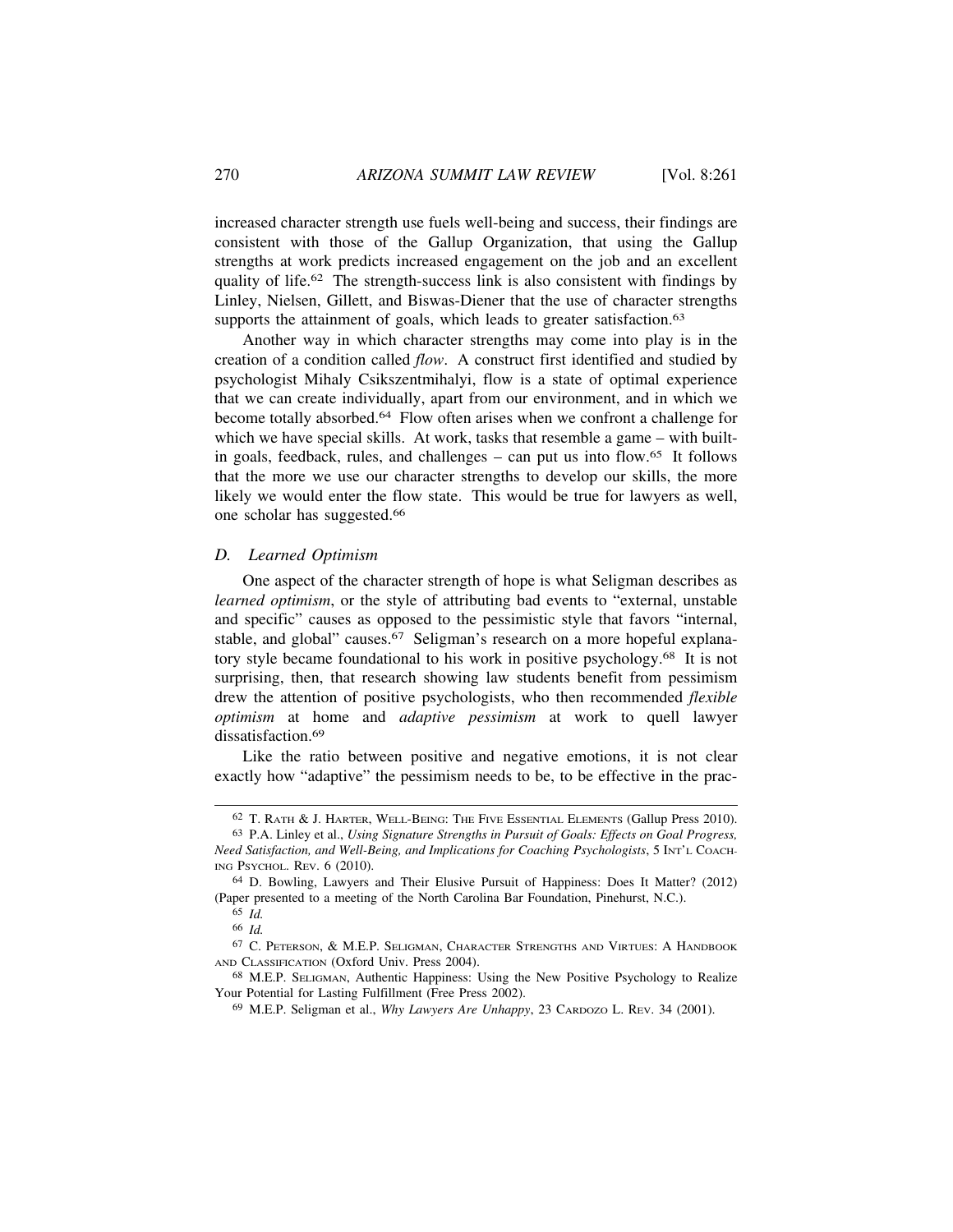increased character strength use fuels well-being and success, their findings are consistent with those of the Gallup Organization, that using the Gallup strengths at work predicts increased engagement on the job and an excellent quality of life.[62] The strength-success link is also consistent with findings by Linley, Nielsen, Gillett, and Biswas-Diener that the use of character strengths supports the attainment of goals, which leads to greater satisfaction.[63]

Another way in which character strengths may come into play is in the creation of a condition called *flow*. A construct first identified and studied by psychologist Mihaly Csikszentmihalyi, flow is a state of optimal experience that we can create individually, apart from our environment, and in which we become totally absorbed.[64] Flow often arises when we confront a challenge for which we have special skills. At work, tasks that resemble a game – with built-in goals, feedback, rules, and challenges – can put us into flow.[65] It follows that the more we use our character strengths to develop our skills, the more likely we would enter the flow state. This would be true for lawyers as well, one scholar has suggested.[66]

### *D. Learned Optimism*

One aspect of the character strength of hope is what Seligman describes as *learned optimism*, or the style of attributing bad events to "external, unstable and specific" causes as opposed to the pessimistic style that favors "internal, stable, and global" causes.[67] Seligman's research on a more hopeful explanatory style became foundational to his work in positive psychology.[68] It is not surprising, then, that research showing law students benefit from pessimism drew the attention of positive psychologists, who then recommended *flexible optimism* at home and *adaptive pessimism* at work to quell lawyer dissatisfaction.[69]

Like the ratio between positive and negative emotions, it is not clear exactly how "adaptive" the pessimism needs to be, to be effective in the prac-

---

[62] T. Rath & J. Harter, Well-Being: The Five Essential Elements (Gallup Press 2010).

[63] P.A. Linley et al., *Using Signature Strengths in Pursuit of Goals: Effects on Goal Progress, Need Satisfaction, and Well-Being, and Implications for Coaching Psychologists*, 5 Int'l Coaching Psychol. Rev. 6 (2010).

[64] D. Bowling, Lawyers and Their Elusive Pursuit of Happiness: Does It Matter? (2012) (Paper presented to a meeting of the North Carolina Bar Foundation, Pinehurst, N.C.).

[65] *Id.*

[66] *Id.*

[67] C. Peterson, & M.E.P. Seligman, Character Strengths and Virtues: A Handbook and Classification (Oxford Univ. Press 2004).

[68] M.E.P. Seligman, Authentic Happiness: Using the New Positive Psychology to Realize Your Potential for Lasting Fulfillment (Free Press 2002).

[69] M.E.P. Seligman et al., *Why Lawyers Are Unhappy*, 23 Cardozo L. Rev. 34 (2001).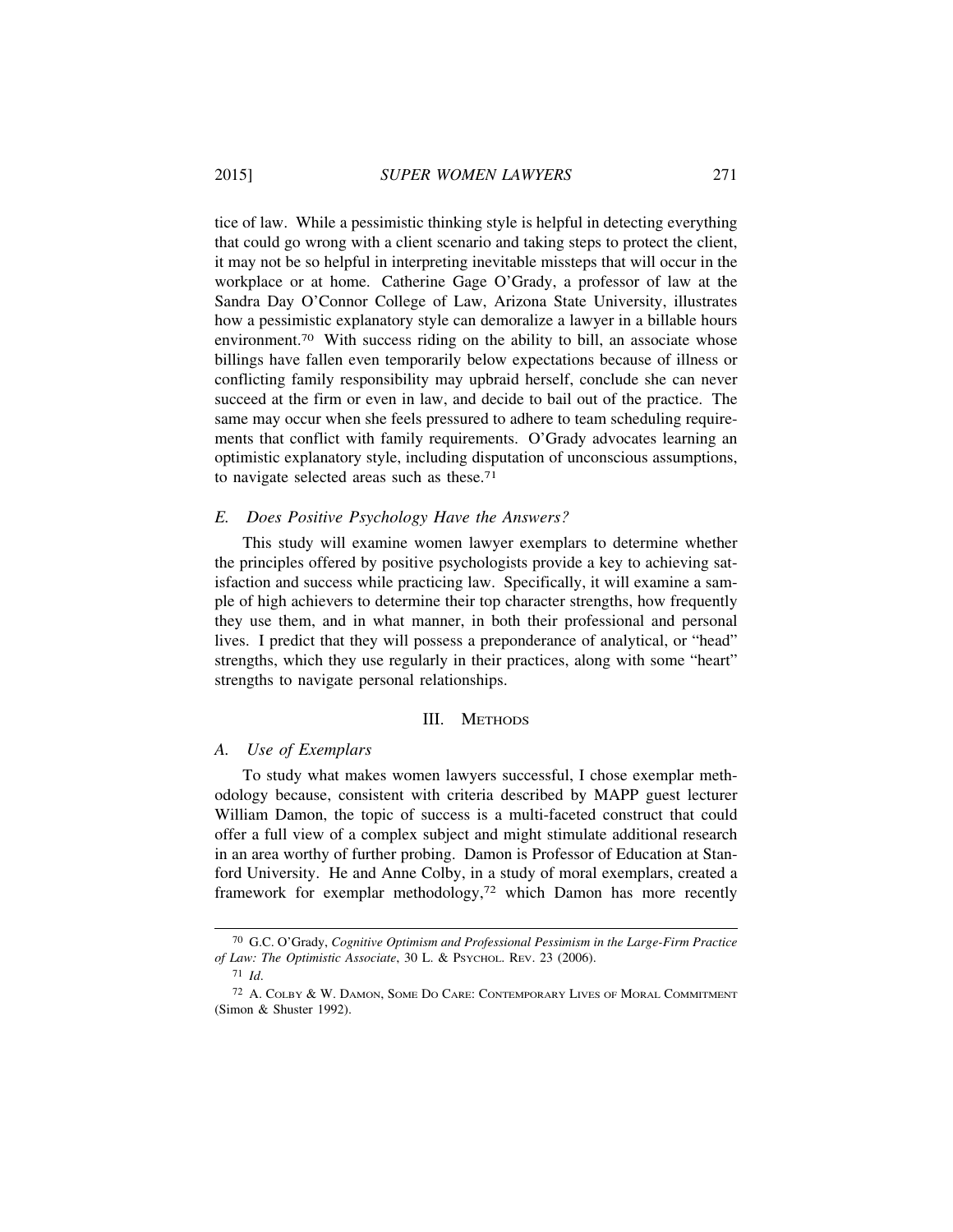tice of law. While a pessimistic thinking style is helpful in detecting everything that could go wrong with a client scenario and taking steps to protect the client, it may not be so helpful in interpreting inevitable missteps that will occur in the workplace or at home. Catherine Gage O'Grady, a professor of law at the Sandra Day O'Connor College of Law, Arizona State University, illustrates how a pessimistic explanatory style can demoralize a lawyer in a billable hours environment.[70] With success riding on the ability to bill, an associate whose billings have fallen even temporarily below expectations because of illness or conflicting family responsibility may upbraid herself, conclude she can never succeed at the firm or even in law, and decide to bail out of the practice. The same may occur when she feels pressured to adhere to team scheduling requirements that conflict with family requirements. O'Grady advocates learning an optimistic explanatory style, including disputation of unconscious assumptions, to navigate selected areas such as these.[71]

### *E. Does Positive Psychology Have the Answers?*

This study will examine women lawyer exemplars to determine whether the principles offered by positive psychologists provide a key to achieving satisfaction and success while practicing law. Specifically, it will examine a sample of high achievers to determine their top character strengths, how frequently they use them, and in what manner, in both their professional and personal lives. I predict that they will possess a preponderance of analytical, or "head" strengths, which they use regularly in their practices, along with some "heart" strengths to navigate personal relationships.

## III. Methods

### *A. Use of Exemplars*

To study what makes women lawyers successful, I chose exemplar methodology because, consistent with criteria described by MAPP guest lecturer William Damon, the topic of success is a multi-faceted construct that could offer a full view of a complex subject and might stimulate additional research in an area worthy of further probing. Damon is Professor of Education at Stanford University. He and Anne Colby, in a study of moral exemplars, created a framework for exemplar methodology,[72] which Damon has more recently

---

[70] G.C. O'Grady, *Cognitive Optimism and Professional Pessimism in the Large-Firm Practice of Law: The Optimistic Associate*, 30 L. & Psychol. Rev. 23 (2006).

[71] *Id.*

[72] A. Colby & W. Damon, Some Do Care: Contemporary Lives of Moral Commitment (Simon & Shuster 1992).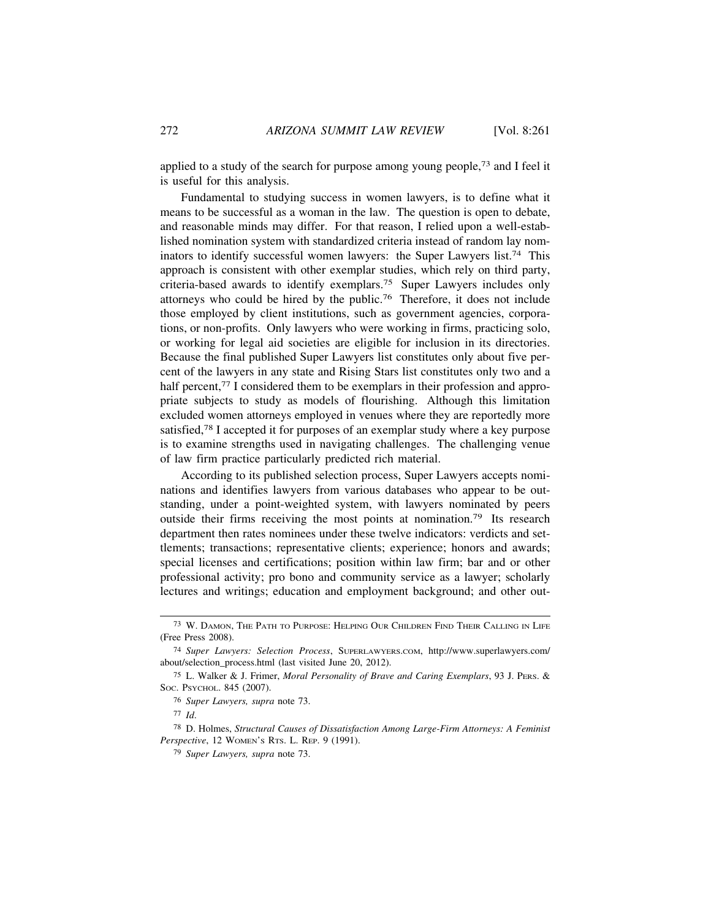applied to a study of the search for purpose among young people,[73] and I feel it is useful for this analysis.

Fundamental to studying success in women lawyers, is to define what it means to be successful as a woman in the law. The question is open to debate, and reasonable minds may differ. For that reason, I relied upon a well-established nomination system with standardized criteria instead of random lay nominators to identify successful women lawyers: the Super Lawyers list.[74] This approach is consistent with other exemplar studies, which rely on third party, criteria-based awards to identify exemplars.[75] Super Lawyers includes only attorneys who could be hired by the public.[76] Therefore, it does not include those employed by client institutions, such as government agencies, corporations, or non-profits. Only lawyers who were working in firms, practicing solo, or working for legal aid societies are eligible for inclusion in its directories. Because the final published Super Lawyers list constitutes only about five percent of the lawyers in any state and Rising Stars list constitutes only two and a half percent,[77] I considered them to be exemplars in their profession and appropriate subjects to study as models of flourishing. Although this limitation excluded women attorneys employed in venues where they are reportedly more satisfied,[78] I accepted it for purposes of an exemplar study where a key purpose is to examine strengths used in navigating challenges. The challenging venue of law firm practice particularly predicted rich material.

According to its published selection process, Super Lawyers accepts nominations and identifies lawyers from various databases who appear to be outstanding, under a point-weighted system, with lawyers nominated by peers outside their firms receiving the most points at nomination.[79] Its research department then rates nominees under these twelve indicators: verdicts and settlements; transactions; representative clients; experience; honors and awards; special licenses and certifications; position within law firm; bar and or other professional activity; pro bono and community service as a lawyer; scholarly lectures and writings; education and employment background; and other out-

---

[73] W. Damon, The Path to Purpose: Helping Our Children Find Their Calling in Life (Free Press 2008).

[74] *Super Lawyers: Selection Process*, Superlawyers.com, http://www.superlawyers.com/about/selection_process.html (last visited June 20, 2012).

[75] L. Walker & J. Frimer, *Moral Personality of Brave and Caring Exemplars*, 93 J. Pers. & Soc. Psychol. 845 (2007).

[76] *Super Lawyers, supra* note 73.

[77] *Id*.

[78] D. Holmes, *Structural Causes of Dissatisfaction Among Large-Firm Attorneys: A Feminist Perspective*, 12 Women's Rts. L. Rep. 9 (1991).

[79] *Super Lawyers, supra* note 73.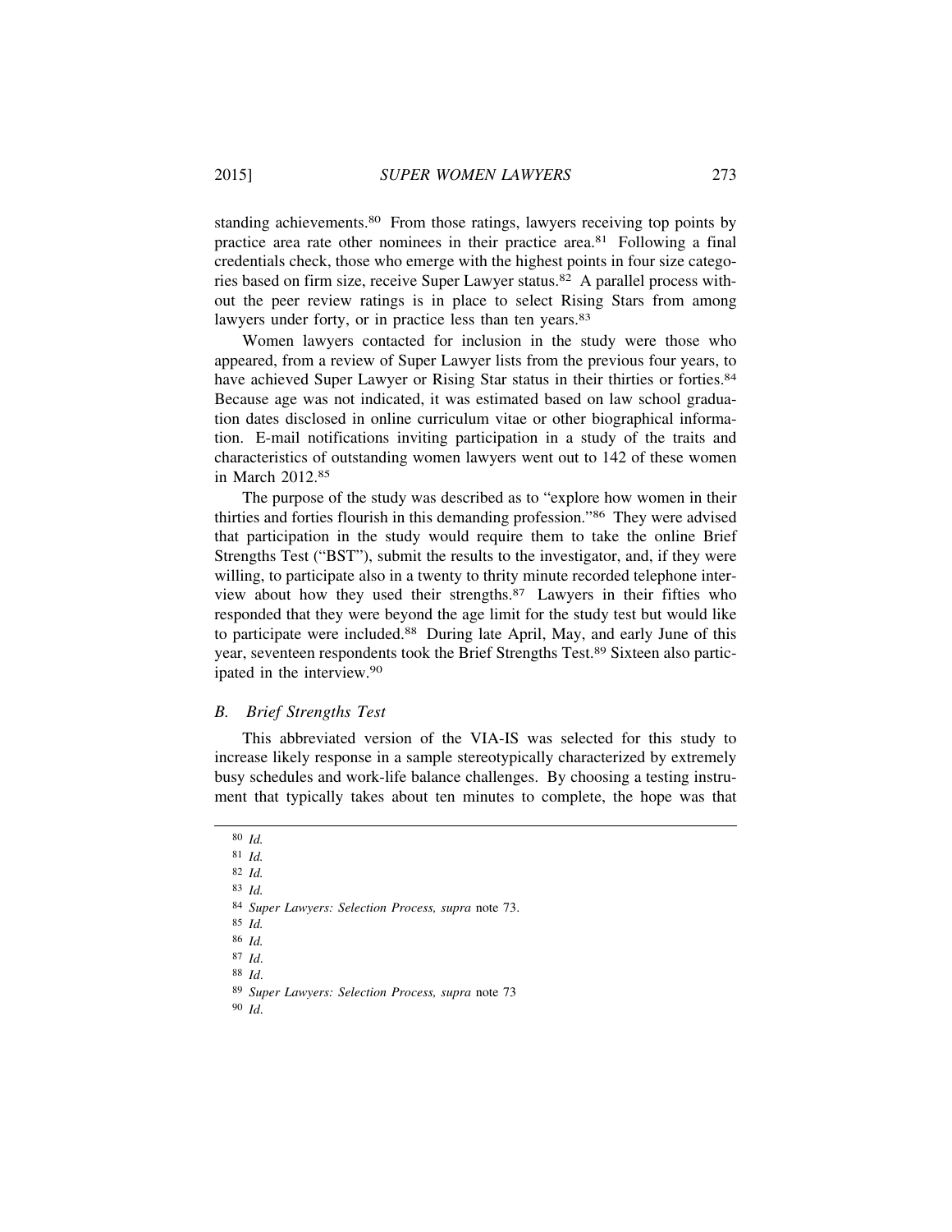standing achievements.[80] From those ratings, lawyers receiving top points by practice area rate other nominees in their practice area.[81] Following a final credentials check, those who emerge with the highest points in four size categories based on firm size, receive Super Lawyer status.[82] A parallel process without the peer review ratings is in place to select Rising Stars from among lawyers under forty, or in practice less than ten years.[83]

Women lawyers contacted for inclusion in the study were those who appeared, from a review of Super Lawyer lists from the previous four years, to have achieved Super Lawyer or Rising Star status in their thirties or forties.[84] Because age was not indicated, it was estimated based on law school graduation dates disclosed in online curriculum vitae or other biographical information. E-mail notifications inviting participation in a study of the traits and characteristics of outstanding women lawyers went out to 142 of these women in March 2012.[85]

The purpose of the study was described as to "explore how women in their thirties and forties flourish in this demanding profession."[86] They were advised that participation in the study would require them to take the online Brief Strengths Test ("BST"), submit the results to the investigator, and, if they were willing, to participate also in a twenty to thrity minute recorded telephone interview about how they used their strengths.[87] Lawyers in their fifties who responded that they were beyond the age limit for the study test but would like to participate were included.[88] During late April, May, and early June of this year, seventeen respondents took the Brief Strengths Test.[89] Sixteen also participated in the interview.[90]

### *B. Brief Strengths Test*

This abbreviated version of the VIA-IS was selected for this study to increase likely response in a sample stereotypically characterized by extremely busy schedules and work-life balance challenges. By choosing a testing instrument that typically takes about ten minutes to complete, the hope was that

---

[80] *Id.*

[81] *Id.*

[82] *Id.*

[83] *Id.*

[84] *Super Lawyers: Selection Process, supra* note 73.

[85] *Id.*

[86] *Id.*

[87] *Id*.

[88] *Id*.

[89] *Super Lawyers: Selection Process, supra* note 73

[90] *Id*.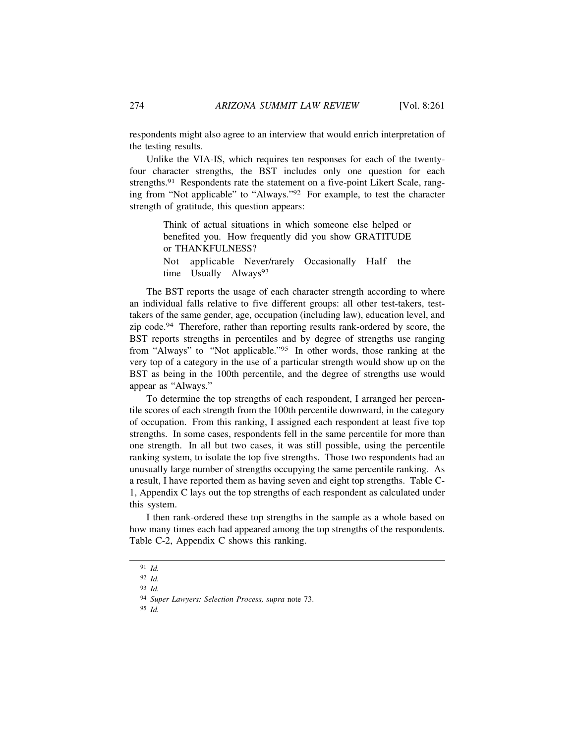respondents might also agree to an interview that would enrich interpretation of the testing results.

Unlike the VIA-IS, which requires ten responses for each of the twenty-four character strengths, the BST includes only one question for each strengths.[91] Respondents rate the statement on a five-point Likert Scale, ranging from "Not applicable" to "Always."[92] For example, to test the character strength of gratitude, this question appears:

> Think of actual situations in which someone else helped or benefited you. How frequently did you show GRATITUDE or THANKFULNESS?
> Not applicable Never/rarely Occasionally Half the time Usually Always[93]

The BST reports the usage of each character strength according to where an individual falls relative to five different groups: all other test-takers, test-takers of the same gender, age, occupation (including law), education level, and zip code.[94] Therefore, rather than reporting results rank-ordered by score, the BST reports strengths in percentiles and by degree of strengths use ranging from "Always" to "Not applicable."[95] In other words, those ranking at the very top of a category in the use of a particular strength would show up on the BST as being in the 100th percentile, and the degree of strengths use would appear as "Always."

To determine the top strengths of each respondent, I arranged her percentile scores of each strength from the 100th percentile downward, in the category of occupation. From this ranking, I assigned each respondent at least five top strengths. In some cases, respondents fell in the same percentile for more than one strength. In all but two cases, it was still possible, using the percentile ranking system, to isolate the top five strengths. Those two respondents had an unusually large number of strengths occupying the same percentile ranking. As a result, I have reported them as having seven and eight top strengths. Table C-1, Appendix C lays out the top strengths of each respondent as calculated under this system.

I then rank-ordered these top strengths in the sample as a whole based on how many times each had appeared among the top strengths of the respondents. Table C-2, Appendix C shows this ranking.

---

[91] *Id.*

[92] *Id.*

[93] *Id.*

[94] *Super Lawyers: Selection Process, supra* note 73.

[95] *Id.*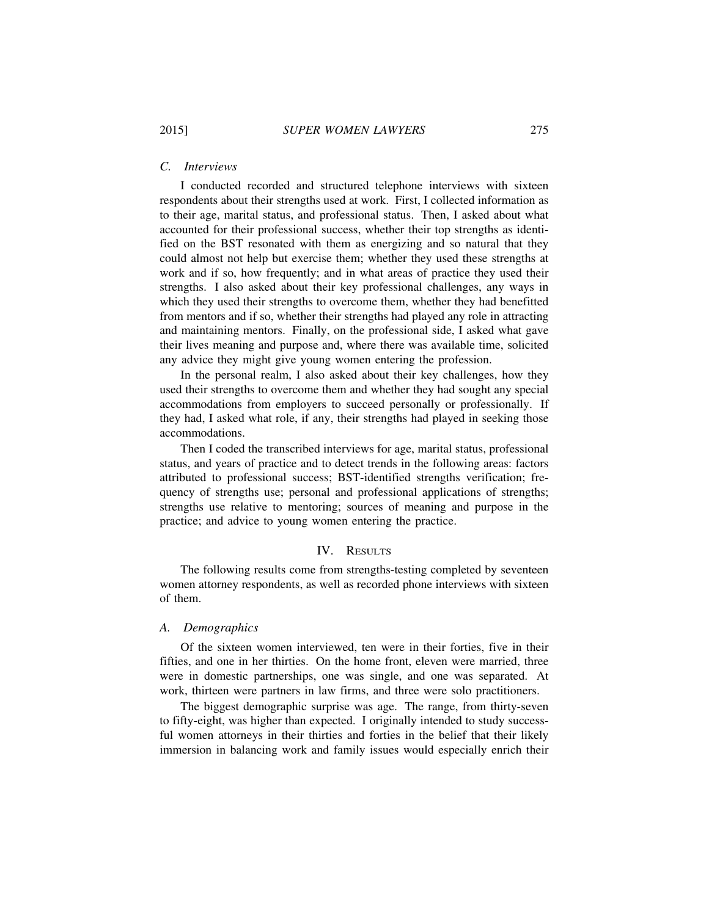### C. Interviews

I conducted recorded and structured telephone interviews with sixteen respondents about their strengths used at work. First, I collected information as to their age, marital status, and professional status. Then, I asked about what accounted for their professional success, whether their top strengths as identified on the BST resonated with them as energizing and so natural that they could almost not help but exercise them; whether they used these strengths at work and if so, how frequently; and in what areas of practice they used their strengths. I also asked about their key professional challenges, any ways in which they used their strengths to overcome them, whether they had benefitted from mentors and if so, whether their strengths had played any role in attracting and maintaining mentors. Finally, on the professional side, I asked what gave their lives meaning and purpose and, where there was available time, solicited any advice they might give young women entering the profession.

In the personal realm, I also asked about their key challenges, how they used their strengths to overcome them and whether they had sought any special accommodations from employers to succeed personally or professionally. If they had, I asked what role, if any, their strengths had played in seeking those accommodations.

Then I coded the transcribed interviews for age, marital status, professional status, and years of practice and to detect trends in the following areas: factors attributed to professional success; BST-identified strengths verification; frequency of strengths use; personal and professional applications of strengths; strengths use relative to mentoring; sources of meaning and purpose in the practice; and advice to young women entering the practice.

## IV. Results

The following results come from strengths-testing completed by seventeen women attorney respondents, as well as recorded phone interviews with sixteen of them.

### A. Demographics

Of the sixteen women interviewed, ten were in their forties, five in their fifties, and one in her thirties. On the home front, eleven were married, three were in domestic partnerships, one was single, and one was separated. At work, thirteen were partners in law firms, and three were solo practitioners.

The biggest demographic surprise was age. The range, from thirty-seven to fifty-eight, was higher than expected. I originally intended to study successful women attorneys in their thirties and forties in the belief that their likely immersion in balancing work and family issues would especially enrich their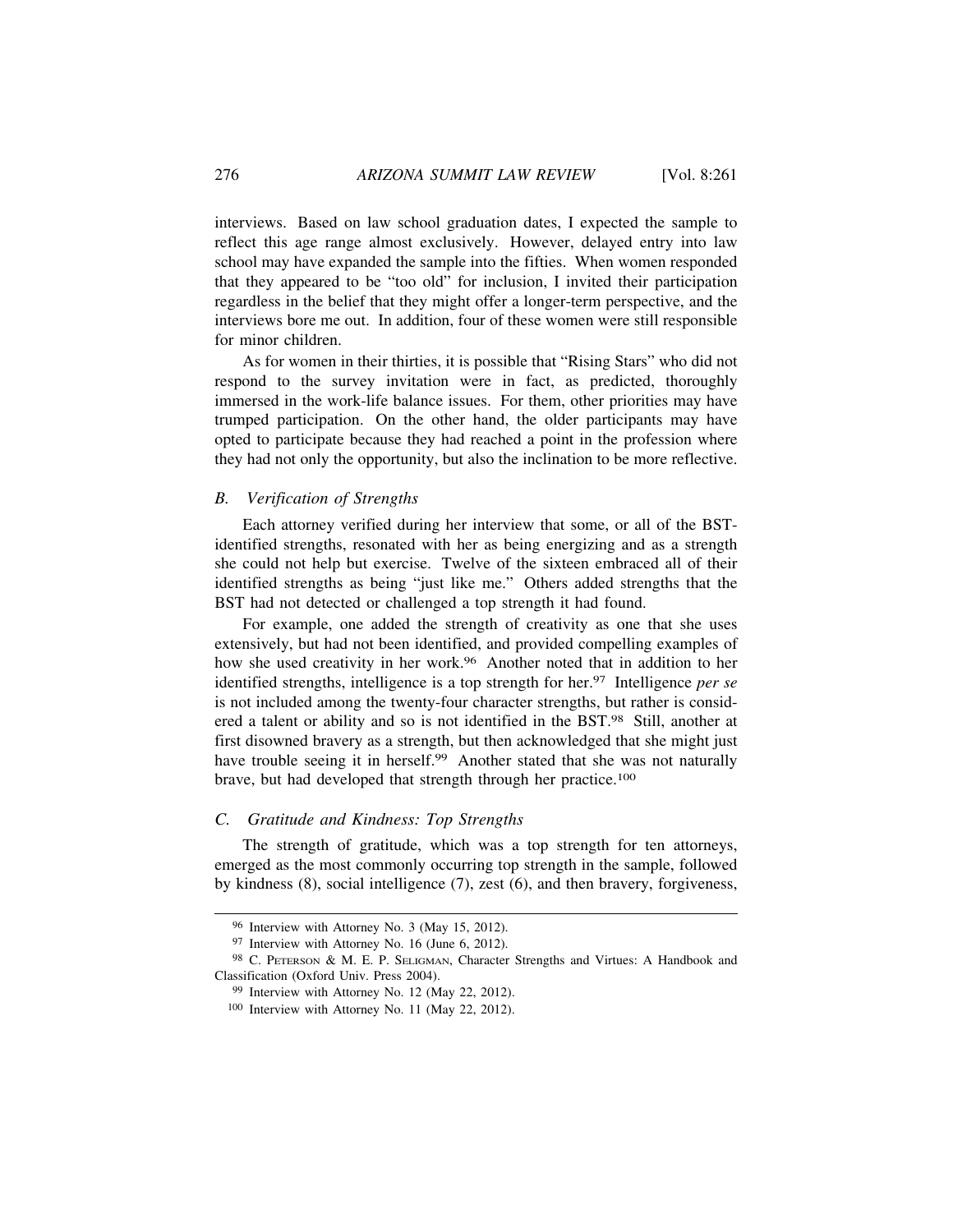interviews. Based on law school graduation dates, I expected the sample to reflect this age range almost exclusively. However, delayed entry into law school may have expanded the sample into the fifties. When women responded that they appeared to be "too old" for inclusion, I invited their participation regardless in the belief that they might offer a longer-term perspective, and the interviews bore me out. In addition, four of these women were still responsible for minor children.

As for women in their thirties, it is possible that "Rising Stars" who did not respond to the survey invitation were in fact, as predicted, thoroughly immersed in the work-life balance issues. For them, other priorities may have trumped participation. On the other hand, the older participants may have opted to participate because they had reached a point in the profession where they had not only the opportunity, but also the inclination to be more reflective.

### *B. Verification of Strengths*

Each attorney verified during her interview that some, or all of the BST-identified strengths, resonated with her as being energizing and as a strength she could not help but exercise. Twelve of the sixteen embraced all of their identified strengths as being "just like me." Others added strengths that the BST had not detected or challenged a top strength it had found.

For example, one added the strength of creativity as one that she uses extensively, but had not been identified, and provided compelling examples of how she used creativity in her work.[96] Another noted that in addition to her identified strengths, intelligence is a top strength for her.[97] Intelligence *per se* is not included among the twenty-four character strengths, but rather is considered a talent or ability and so is not identified in the BST.[98] Still, another at first disowned bravery as a strength, but then acknowledged that she might just have trouble seeing it in herself.[99] Another stated that she was not naturally brave, but had developed that strength through her practice.[100]

### *C. Gratitude and Kindness: Top Strengths*

The strength of gratitude, which was a top strength for ten attorneys, emerged as the most commonly occurring top strength in the sample, followed by kindness (8), social intelligence (7), zest (6), and then bravery, forgiveness,

---

[96] Interview with Attorney No. 3 (May 15, 2012).

[97] Interview with Attorney No. 16 (June 6, 2012).

[98] C. Peterson & M. E. P. Seligman, Character Strengths and Virtues: A Handbook and Classification (Oxford Univ. Press 2004).

[99] Interview with Attorney No. 12 (May 22, 2012).

[100] Interview with Attorney No. 11 (May 22, 2012).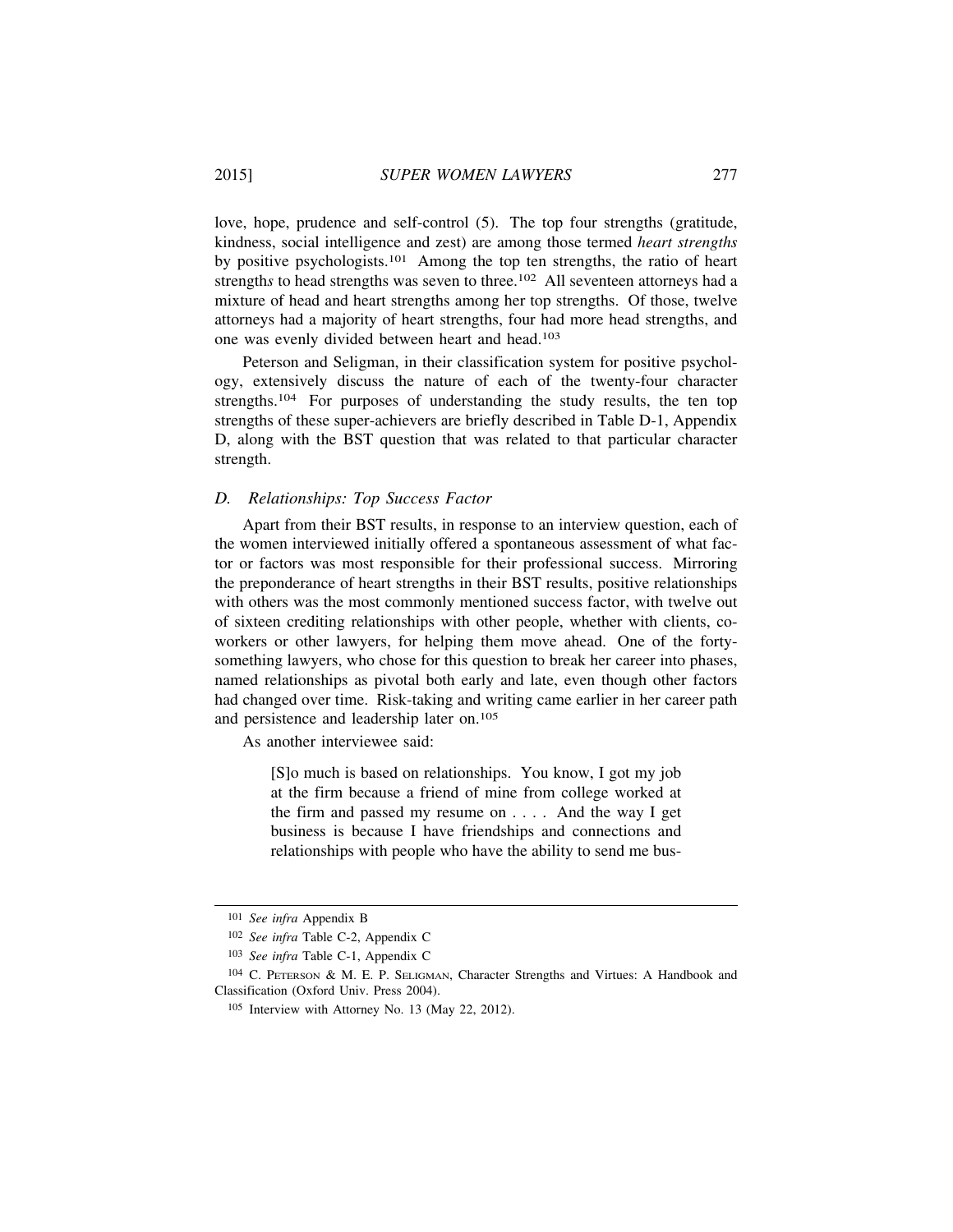love, hope, prudence and self-control (5). The top four strengths (gratitude, kindness, social intelligence and zest) are among those termed *heart strengths* by positive psychologists.[101] Among the top ten strengths, the ratio of heart strength*s* to head strengths was seven to three.[102] All seventeen attorneys had a mixture of head and heart strengths among her top strengths. Of those, twelve attorneys had a majority of heart strengths, four had more head strengths, and one was evenly divided between heart and head.[103]

Peterson and Seligman, in their classification system for positive psychology, extensively discuss the nature of each of the twenty-four character strengths.[104] For purposes of understanding the study results, the ten top strengths of these super-achievers are briefly described in Table D-1, Appendix D, along with the BST question that was related to that particular character strength.

### *D. Relationships: Top Success Factor*

Apart from their BST results, in response to an interview question, each of the women interviewed initially offered a spontaneous assessment of what factor or factors was most responsible for their professional success. Mirroring the preponderance of heart strengths in their BST results, positive relationships with others was the most commonly mentioned success factor, with twelve out of sixteen crediting relationships with other people, whether with clients, co-workers or other lawyers, for helping them move ahead. One of the forty-something lawyers, who chose for this question to break her career into phases, named relationships as pivotal both early and late, even though other factors had changed over time. Risk-taking and writing came earlier in her career path and persistence and leadership later on.[105]

As another interviewee said:

> [S]o much is based on relationships. You know, I got my job at the firm because a friend of mine from college worked at the firm and passed my resume on . . . . And the way I get business is because I have friendships and connections and relationships with people who have the ability to send me bus-

---

[101] *See infra* Appendix B

[102] *See infra* Table C-2, Appendix C

[103] *See infra* Table C-1, Appendix C

[104] C. PETERSON & M. E. P. SELIGMAN, Character Strengths and Virtues: A Handbook and Classification (Oxford Univ. Press 2004).

[105] Interview with Attorney No. 13 (May 22, 2012).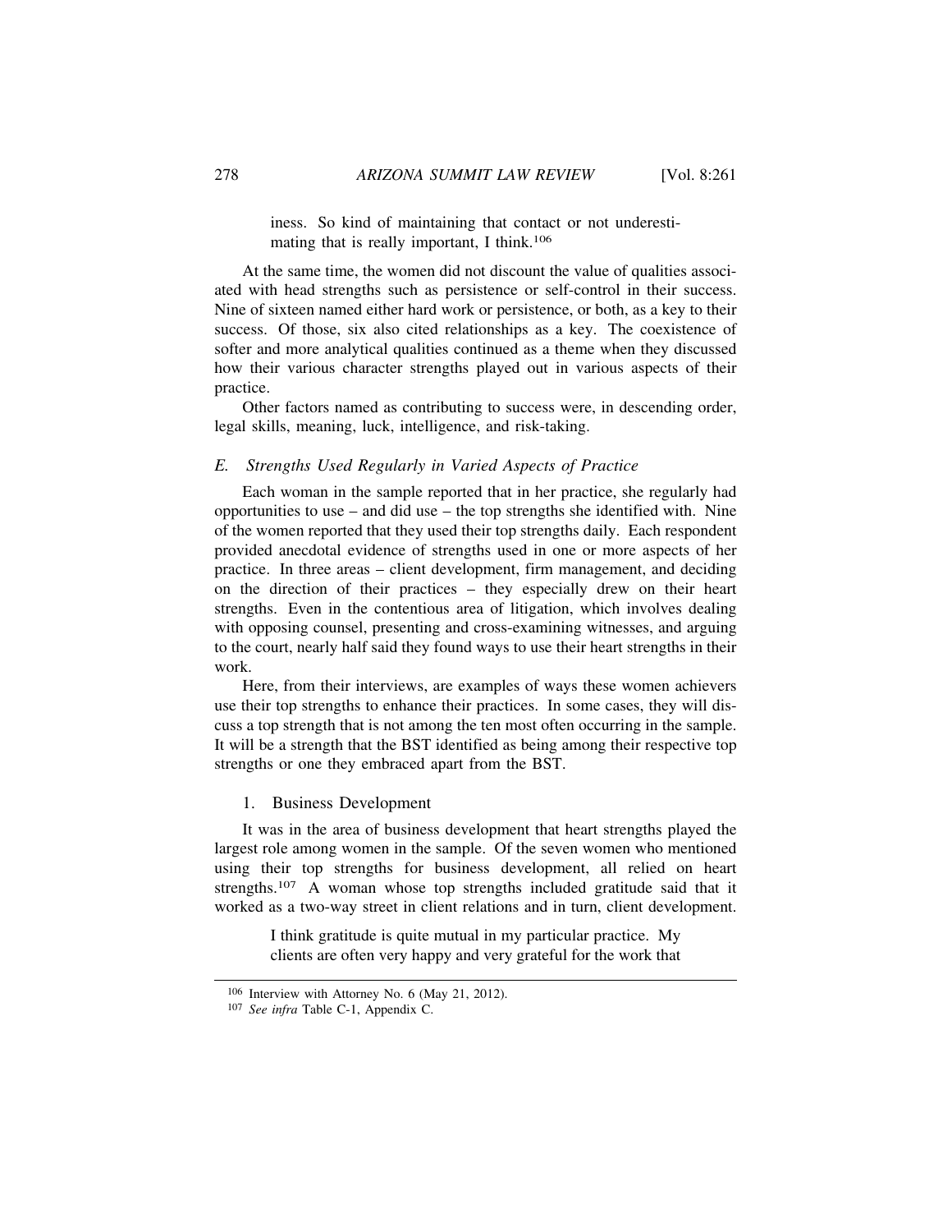> iness. So kind of maintaining that contact or not underestimating that is really important, I think.[106]

At the same time, the women did not discount the value of qualities associated with head strengths such as persistence or self-control in their success. Nine of sixteen named either hard work or persistence, or both, as a key to their success. Of those, six also cited relationships as a key. The coexistence of softer and more analytical qualities continued as a theme when they discussed how their various character strengths played out in various aspects of their practice.

Other factors named as contributing to success were, in descending order, legal skills, meaning, luck, intelligence, and risk-taking.

### *E. Strengths Used Regularly in Varied Aspects of Practice*

Each woman in the sample reported that in her practice, she regularly had opportunities to use – and did use – the top strengths she identified with. Nine of the women reported that they used their top strengths daily. Each respondent provided anecdotal evidence of strengths used in one or more aspects of her practice. In three areas – client development, firm management, and deciding on the direction of their practices – they especially drew on their heart strengths. Even in the contentious area of litigation, which involves dealing with opposing counsel, presenting and cross-examining witnesses, and arguing to the court, nearly half said they found ways to use their heart strengths in their work.

Here, from their interviews, are examples of ways these women achievers use their top strengths to enhance their practices. In some cases, they will discuss a top strength that is not among the ten most often occurring in the sample. It will be a strength that the BST identified as being among their respective top strengths or one they embraced apart from the BST.

#### 1. Business Development

It was in the area of business development that heart strengths played the largest role among women in the sample. Of the seven women who mentioned using their top strengths for business development, all relied on heart strengths.[107] A woman whose top strengths included gratitude said that it worked as a two-way street in client relations and in turn, client development.

> I think gratitude is quite mutual in my particular practice. My clients are often very happy and very grateful for the work that

---

[106] Interview with Attorney No. 6 (May 21, 2012).

[107] *See infra* Table C-1, Appendix C.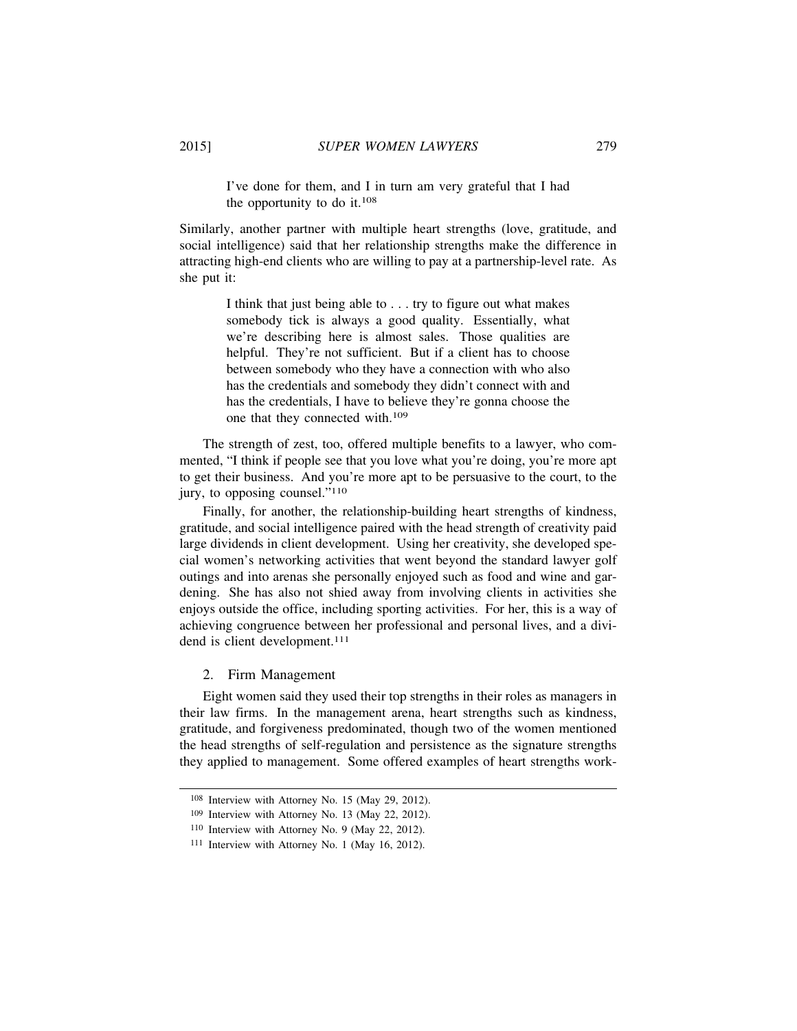> I've done for them, and I in turn am very grateful that I had the opportunity to do it.[108]

Similarly, another partner with multiple heart strengths (love, gratitude, and social intelligence) said that her relationship strengths make the difference in attracting high-end clients who are willing to pay at a partnership-level rate. As she put it:

> I think that just being able to . . . try to figure out what makes somebody tick is always a good quality. Essentially, what we're describing here is almost sales. Those qualities are helpful. They're not sufficient. But if a client has to choose between somebody who they have a connection with who also has the credentials and somebody they didn't connect with and has the credentials, I have to believe they're gonna choose the one that they connected with.[109]

The strength of zest, too, offered multiple benefits to a lawyer, who commented, "I think if people see that you love what you're doing, you're more apt to get their business. And you're more apt to be persuasive to the court, to the jury, to opposing counsel."[110]

Finally, for another, the relationship-building heart strengths of kindness, gratitude, and social intelligence paired with the head strength of creativity paid large dividends in client development. Using her creativity, she developed special women's networking activities that went beyond the standard lawyer golf outings and into arenas she personally enjoyed such as food and wine and gardening. She has also not shied away from involving clients in activities she enjoys outside the office, including sporting activities. For her, this is a way of achieving congruence between her professional and personal lives, and a dividend is client development.[111]

### 2. Firm Management

Eight women said they used their top strengths in their roles as managers in their law firms. In the management arena, heart strengths such as kindness, gratitude, and forgiveness predominated, though two of the women mentioned the head strengths of self-regulation and persistence as the signature strengths they applied to management. Some offered examples of heart strengths work-

---

[108] Interview with Attorney No. 15 (May 29, 2012).

[109] Interview with Attorney No. 13 (May 22, 2012).

[110] Interview with Attorney No. 9 (May 22, 2012).

[111] Interview with Attorney No. 1 (May 16, 2012).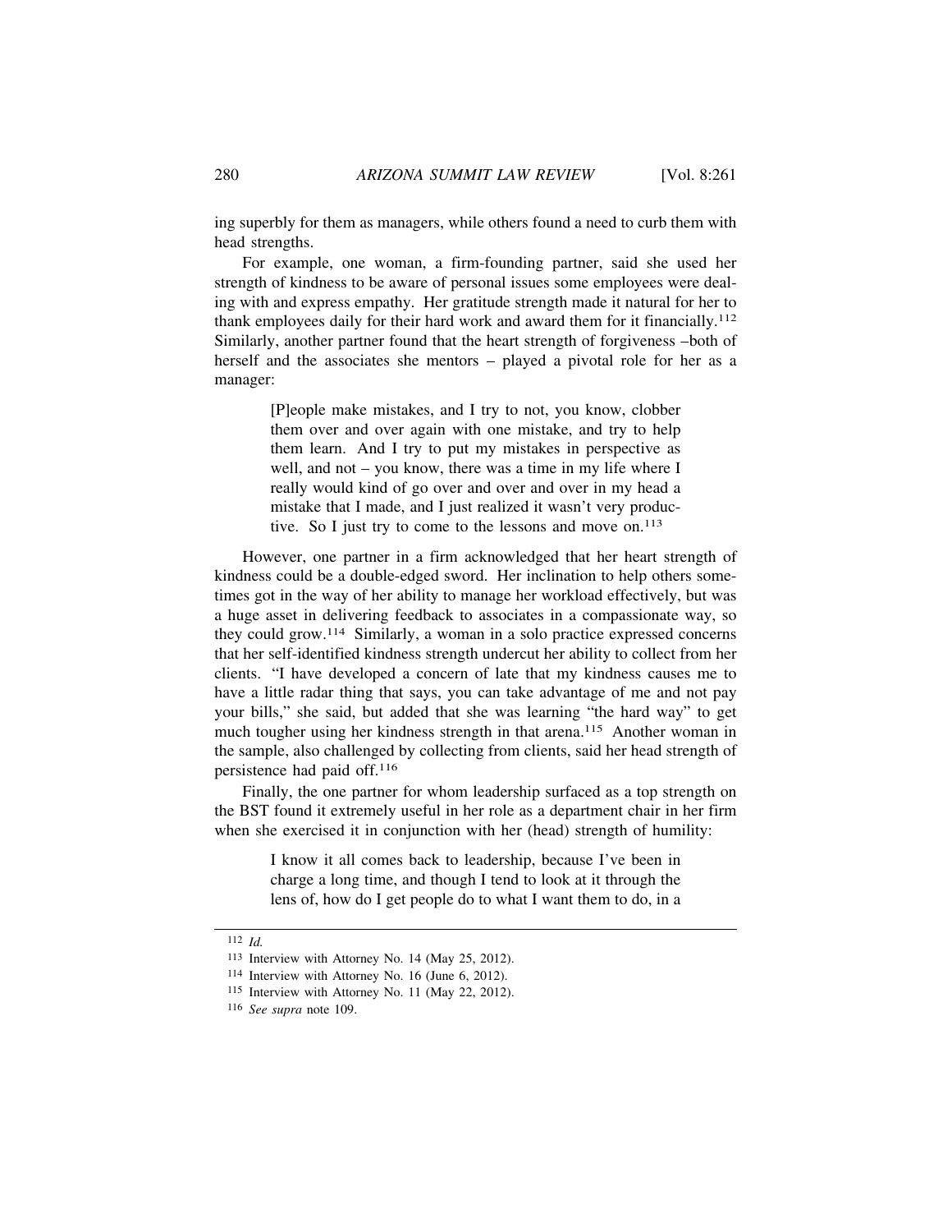ing superbly for them as managers, while others found a need to curb them with head strengths.

For example, one woman, a firm-founding partner, said she used her strength of kindness to be aware of personal issues some employees were dealing with and express empathy. Her gratitude strength made it natural for her to thank employees daily for their hard work and award them for it financially.[112] Similarly, another partner found that the heart strength of forgiveness –both of herself and the associates she mentors – played a pivotal role for her as a manager:

> [P]eople make mistakes, and I try to not, you know, clobber them over and over again with one mistake, and try to help them learn. And I try to put my mistakes in perspective as well, and not – you know, there was a time in my life where I really would kind of go over and over and over in my head a mistake that I made, and I just realized it wasn't very productive. So I just try to come to the lessons and move on.[113]

However, one partner in a firm acknowledged that her heart strength of kindness could be a double-edged sword. Her inclination to help others sometimes got in the way of her ability to manage her workload effectively, but was a huge asset in delivering feedback to associates in a compassionate way, so they could grow.[114] Similarly, a woman in a solo practice expressed concerns that her self-identified kindness strength undercut her ability to collect from her clients. "I have developed a concern of late that my kindness causes me to have a little radar thing that says, you can take advantage of me and not pay your bills," she said, but added that she was learning "the hard way" to get much tougher using her kindness strength in that arena.[115] Another woman in the sample, also challenged by collecting from clients, said her head strength of persistence had paid off.[116]

Finally, the one partner for whom leadership surfaced as a top strength on the BST found it extremely useful in her role as a department chair in her firm when she exercised it in conjunction with her (head) strength of humility:

> I know it all comes back to leadership, because I've been in charge a long time, and though I tend to look at it through the lens of, how do I get people do to what I want them to do, in a

---

[112] *Id.*

[113] Interview with Attorney No. 14 (May 25, 2012).

[114] Interview with Attorney No. 16 (June 6, 2012).

[115] Interview with Attorney No. 11 (May 22, 2012).

[116] *See supra* note 109.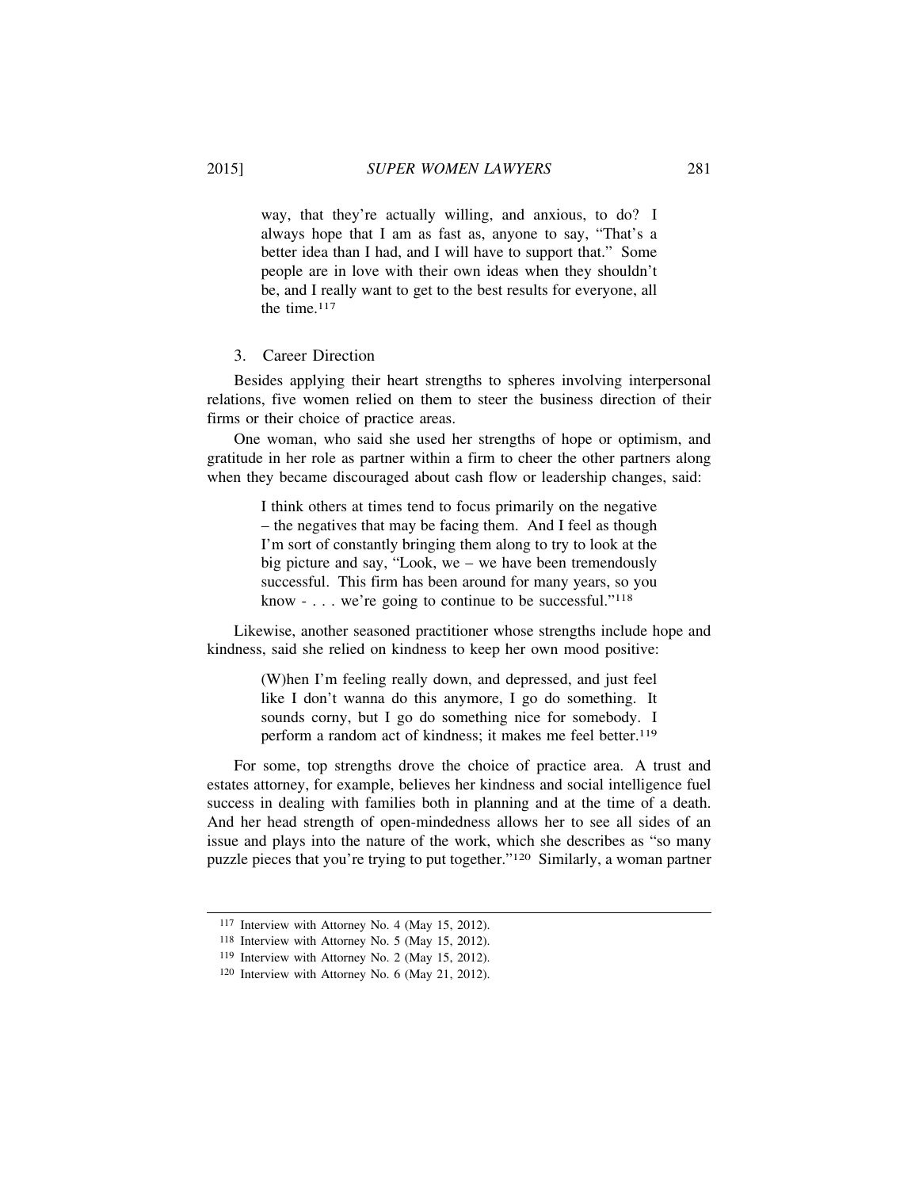> way, that they're actually willing, and anxious, to do? I always hope that I am as fast as, anyone to say, "That's a better idea than I had, and I will have to support that." Some people are in love with their own ideas when they shouldn't be, and I really want to get to the best results for everyone, all the time.[117]

### 3. Career Direction

Besides applying their heart strengths to spheres involving interpersonal relations, five women relied on them to steer the business direction of their firms or their choice of practice areas.

One woman, who said she used her strengths of hope or optimism, and gratitude in her role as partner within a firm to cheer the other partners along when they became discouraged about cash flow or leadership changes, said:

> I think others at times tend to focus primarily on the negative – the negatives that may be facing them. And I feel as though I'm sort of constantly bringing them along to try to look at the big picture and say, "Look, we – we have been tremendously successful. This firm has been around for many years, so you know - . . . we're going to continue to be successful."[118]

Likewise, another seasoned practitioner whose strengths include hope and kindness, said she relied on kindness to keep her own mood positive:

> (W)hen I'm feeling really down, and depressed, and just feel like I don't wanna do this anymore, I go do something. It sounds corny, but I go do something nice for somebody. I perform a random act of kindness; it makes me feel better.[119]

For some, top strengths drove the choice of practice area. A trust and estates attorney, for example, believes her kindness and social intelligence fuel success in dealing with families both in planning and at the time of a death. And her head strength of open-mindedness allows her to see all sides of an issue and plays into the nature of the work, which she describes as "so many puzzle pieces that you're trying to put together."[120] Similarly, a woman partner

---

[117] Interview with Attorney No. 4 (May 15, 2012).

[118] Interview with Attorney No. 5 (May 15, 2012).

[119] Interview with Attorney No. 2 (May 15, 2012).

[120] Interview with Attorney No. 6 (May 21, 2012).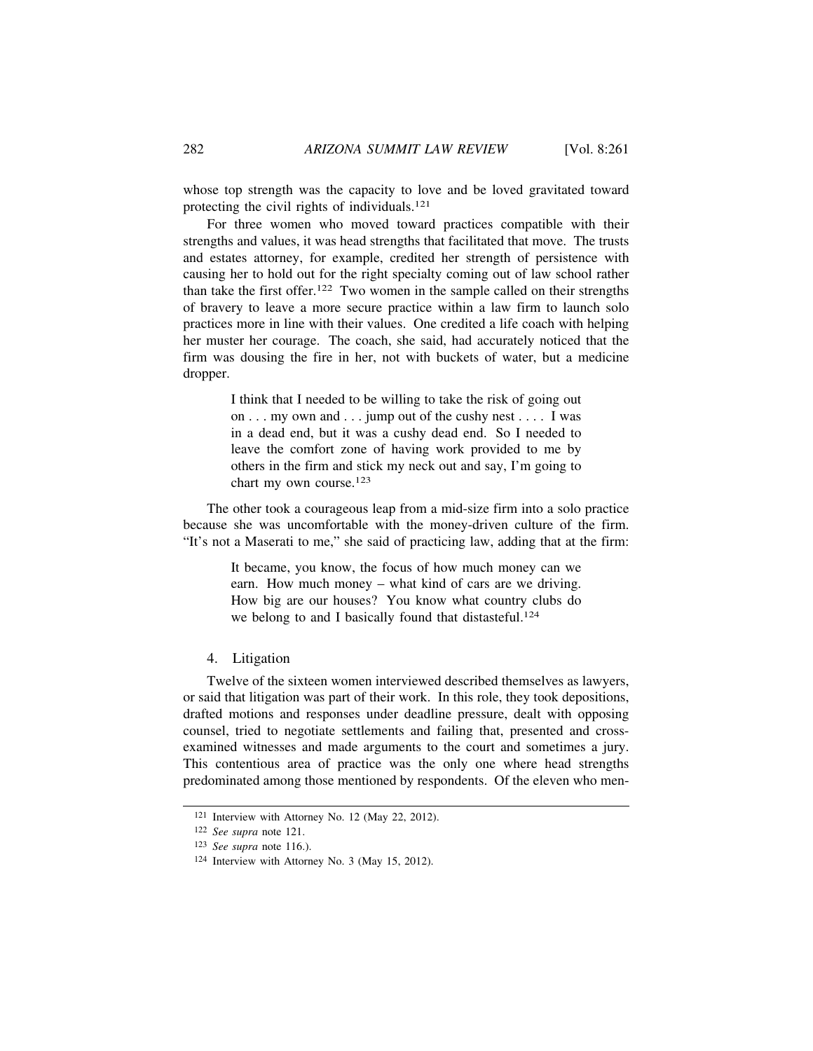whose top strength was the capacity to love and be loved gravitated toward protecting the civil rights of individuals.[121]

For three women who moved toward practices compatible with their strengths and values, it was head strengths that facilitated that move. The trusts and estates attorney, for example, credited her strength of persistence with causing her to hold out for the right specialty coming out of law school rather than take the first offer.[122] Two women in the sample called on their strengths of bravery to leave a more secure practice within a law firm to launch solo practices more in line with their values. One credited a life coach with helping her muster her courage. The coach, she said, had accurately noticed that the firm was dousing the fire in her, not with buckets of water, but a medicine dropper.

> I think that I needed to be willing to take the risk of going out on . . . my own and . . . jump out of the cushy nest . . . . I was in a dead end, but it was a cushy dead end. So I needed to leave the comfort zone of having work provided to me by others in the firm and stick my neck out and say, I'm going to chart my own course.[123]

The other took a courageous leap from a mid-size firm into a solo practice because she was uncomfortable with the money-driven culture of the firm. "It's not a Maserati to me," she said of practicing law, adding that at the firm:

> It became, you know, the focus of how much money can we earn. How much money – what kind of cars are we driving. How big are our houses? You know what country clubs do we belong to and I basically found that distasteful.[124]

### 4. Litigation

Twelve of the sixteen women interviewed described themselves as lawyers, or said that litigation was part of their work. In this role, they took depositions, drafted motions and responses under deadline pressure, dealt with opposing counsel, tried to negotiate settlements and failing that, presented and cross-examined witnesses and made arguments to the court and sometimes a jury. This contentious area of practice was the only one where head strengths predominated among those mentioned by respondents. Of the eleven who men-

---

[121] Interview with Attorney No. 12 (May 22, 2012).

[122] *See supra* note 121.

[123] *See supra* note 116.).

[124] Interview with Attorney No. 3 (May 15, 2012).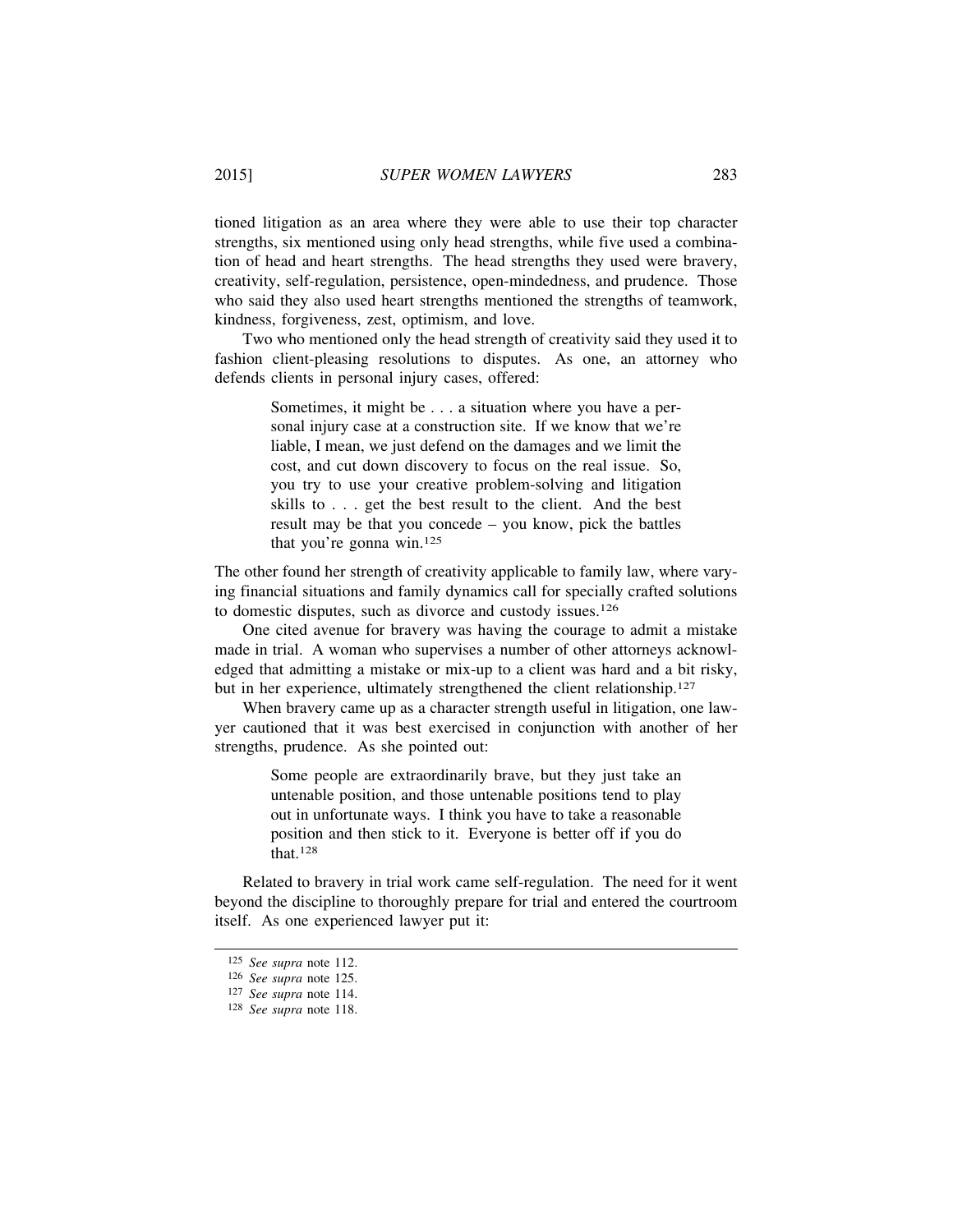tioned litigation as an area where they were able to use their top character strengths, six mentioned using only head strengths, while five used a combination of head and heart strengths. The head strengths they used were bravery, creativity, self-regulation, persistence, open-mindedness, and prudence. Those who said they also used heart strengths mentioned the strengths of teamwork, kindness, forgiveness, zest, optimism, and love.

Two who mentioned only the head strength of creativity said they used it to fashion client-pleasing resolutions to disputes. As one, an attorney who defends clients in personal injury cases, offered:

> Sometimes, it might be . . . a situation where you have a personal injury case at a construction site. If we know that we're liable, I mean, we just defend on the damages and we limit the cost, and cut down discovery to focus on the real issue. So, you try to use your creative problem-solving and litigation skills to . . . get the best result to the client. And the best result may be that you concede – you know, pick the battles that you're gonna win.[125]

The other found her strength of creativity applicable to family law, where varying financial situations and family dynamics call for specially crafted solutions to domestic disputes, such as divorce and custody issues.[126]

One cited avenue for bravery was having the courage to admit a mistake made in trial. A woman who supervises a number of other attorneys acknowledged that admitting a mistake or mix-up to a client was hard and a bit risky, but in her experience, ultimately strengthened the client relationship.[127]

When bravery came up as a character strength useful in litigation, one lawyer cautioned that it was best exercised in conjunction with another of her strengths, prudence. As she pointed out:

> Some people are extraordinarily brave, but they just take an untenable position, and those untenable positions tend to play out in unfortunate ways. I think you have to take a reasonable position and then stick to it. Everyone is better off if you do that.[128]

Related to bravery in trial work came self-regulation. The need for it went beyond the discipline to thoroughly prepare for trial and entered the courtroom itself. As one experienced lawyer put it:

---

[125] *See supra* note 112.

[126] *See supra* note 125.

[127] *See supra* note 114.

[128] *See supra* note 118.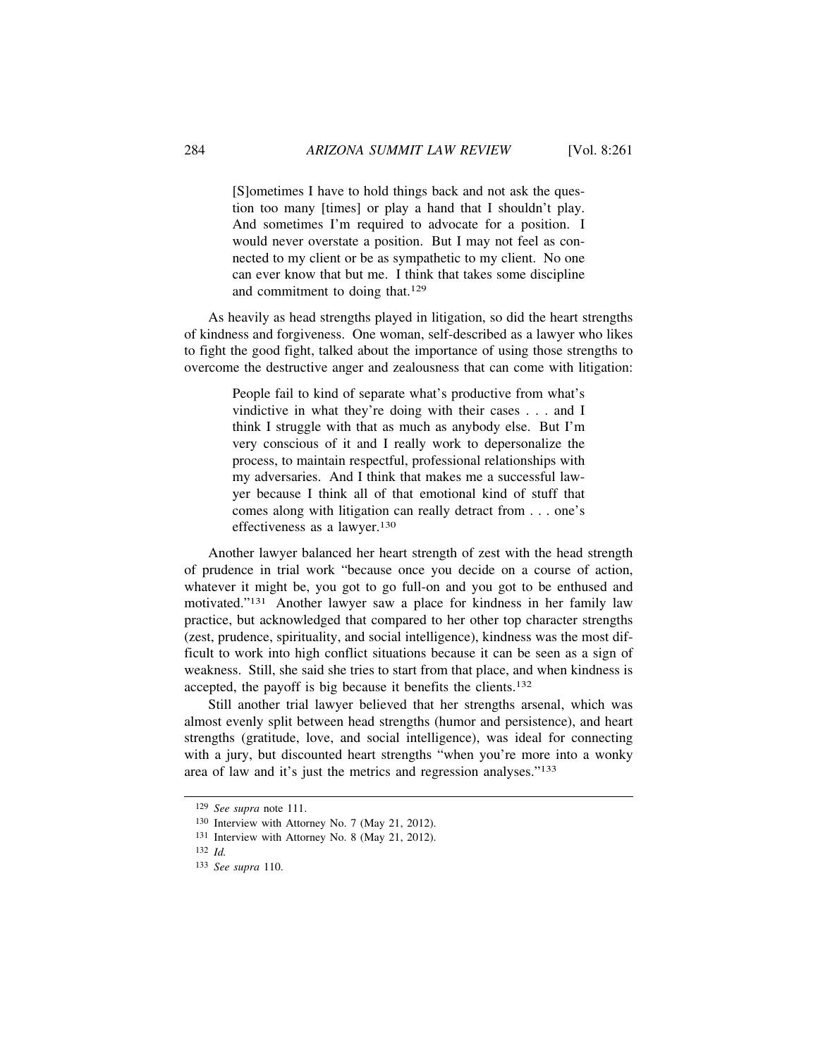> [S]ometimes I have to hold things back and not ask the question too many [times] or play a hand that I shouldn't play. And sometimes I'm required to advocate for a position. I would never overstate a position. But I may not feel as connected to my client or be as sympathetic to my client. No one can ever know that but me. I think that takes some discipline and commitment to doing that.[129]

As heavily as head strengths played in litigation, so did the heart strengths of kindness and forgiveness. One woman, self-described as a lawyer who likes to fight the good fight, talked about the importance of using those strengths to overcome the destructive anger and zealousness that can come with litigation:

> People fail to kind of separate what's productive from what's vindictive in what they're doing with their cases . . . and I think I struggle with that as much as anybody else. But I'm very conscious of it and I really work to depersonalize the process, to maintain respectful, professional relationships with my adversaries. And I think that makes me a successful lawyer because I think all of that emotional kind of stuff that comes along with litigation can really detract from . . . one's effectiveness as a lawyer.[130]

Another lawyer balanced her heart strength of zest with the head strength of prudence in trial work "because once you decide on a course of action, whatever it might be, you got to go full-on and you got to be enthused and motivated."[131] Another lawyer saw a place for kindness in her family law practice, but acknowledged that compared to her other top character strengths (zest, prudence, spirituality, and social intelligence), kindness was the most difficult to work into high conflict situations because it can be seen as a sign of weakness. Still, she said she tries to start from that place, and when kindness is accepted, the payoff is big because it benefits the clients.[132]

Still another trial lawyer believed that her strengths arsenal, which was almost evenly split between head strengths (humor and persistence), and heart strengths (gratitude, love, and social intelligence), was ideal for connecting with a jury, but discounted heart strengths "when you're more into a wonky area of law and it's just the metrics and regression analyses."[133]

---

[129] *See supra* note 111.

[130] Interview with Attorney No. 7 (May 21, 2012).

[131] Interview with Attorney No. 8 (May 21, 2012).

[132] *Id.*

[133] *See supra* 110.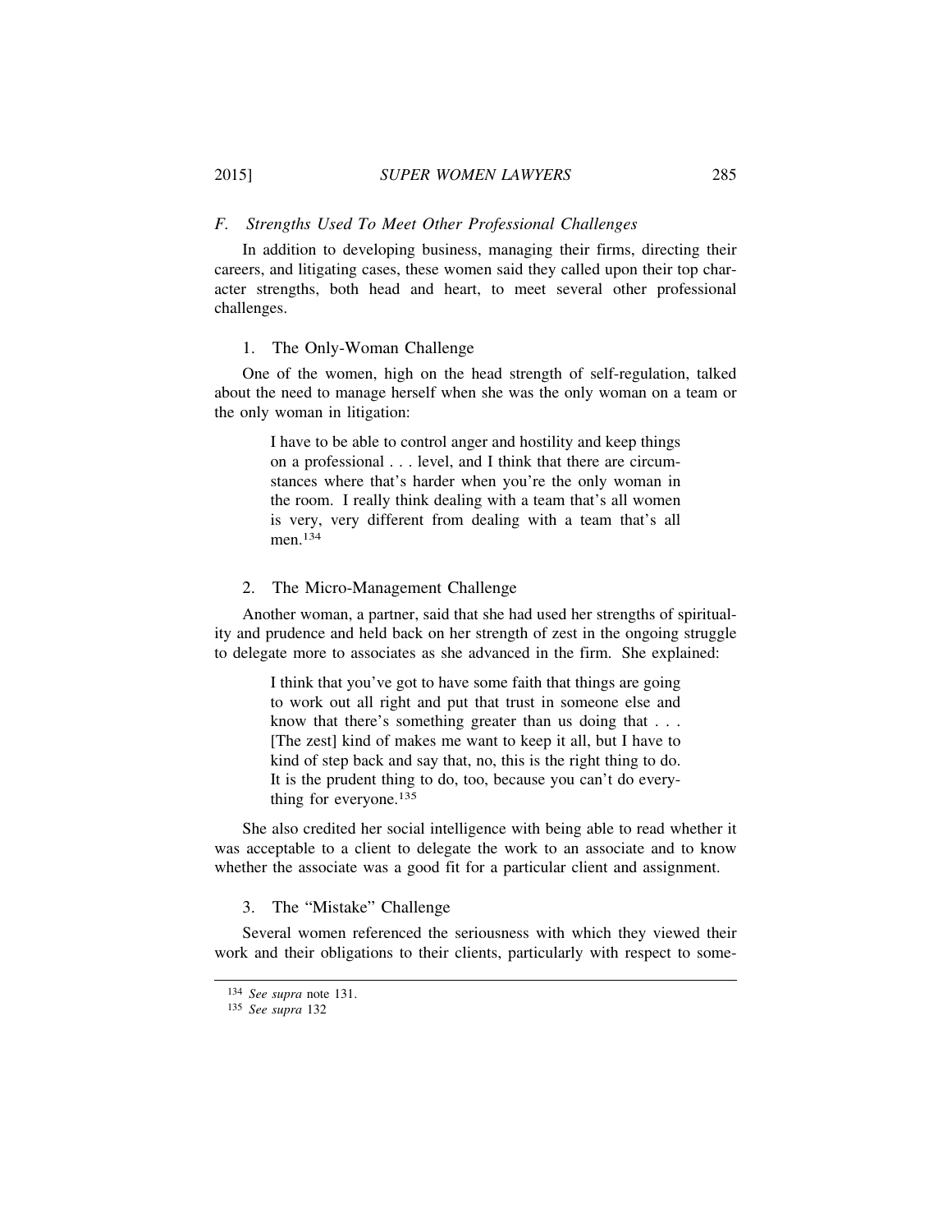### F. *Strengths Used To Meet Other Professional Challenges*

In addition to developing business, managing their firms, directing their careers, and litigating cases, these women said they called upon their top character strengths, both head and heart, to meet several other professional challenges.

#### 1. The Only-Woman Challenge

One of the women, high on the head strength of self-regulation, talked about the need to manage herself when she was the only woman on a team or the only woman in litigation:

> I have to be able to control anger and hostility and keep things on a professional . . . level, and I think that there are circumstances where that's harder when you're the only woman in the room. I really think dealing with a team that's all women is very, very different from dealing with a team that's all men.[134]

#### 2. The Micro-Management Challenge

Another woman, a partner, said that she had used her strengths of spirituality and prudence and held back on her strength of zest in the ongoing struggle to delegate more to associates as she advanced in the firm. She explained:

> I think that you've got to have some faith that things are going to work out all right and put that trust in someone else and know that there's something greater than us doing that . . . [The zest] kind of makes me want to keep it all, but I have to kind of step back and say that, no, this is the right thing to do. It is the prudent thing to do, too, because you can't do everything for everyone.[135]

She also credited her social intelligence with being able to read whether it was acceptable to a client to delegate the work to an associate and to know whether the associate was a good fit for a particular client and assignment.

#### 3. The "Mistake" Challenge

Several women referenced the seriousness with which they viewed their work and their obligations to their clients, particularly with respect to some-

---

[134] *See supra* note 131.

[135] *See supra* 132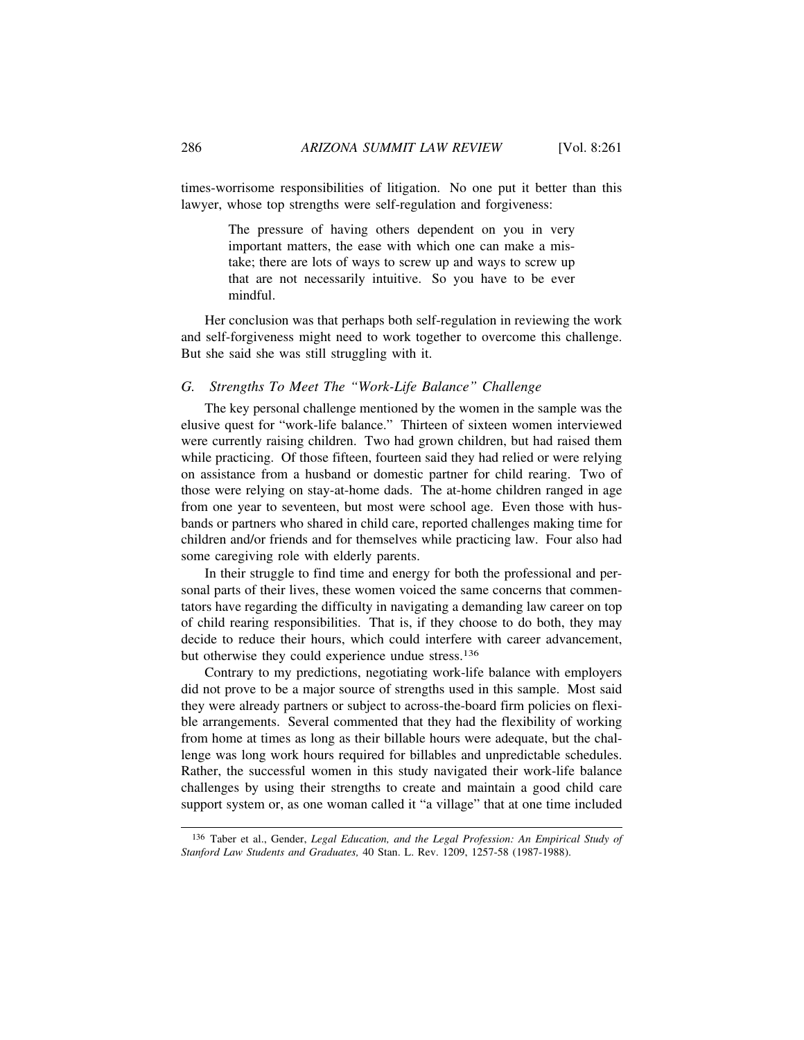times-worrisome responsibilities of litigation. No one put it better than this lawyer, whose top strengths were self-regulation and forgiveness:

> The pressure of having others dependent on you in very important matters, the ease with which one can make a mistake; there are lots of ways to screw up and ways to screw up that are not necessarily intuitive. So you have to be ever mindful.

Her conclusion was that perhaps both self-regulation in reviewing the work and self-forgiveness might need to work together to overcome this challenge. But she said she was still struggling with it.

### *G. Strengths To Meet The "Work-Life Balance" Challenge*

The key personal challenge mentioned by the women in the sample was the elusive quest for "work-life balance." Thirteen of sixteen women interviewed were currently raising children. Two had grown children, but had raised them while practicing. Of those fifteen, fourteen said they had relied or were relying on assistance from a husband or domestic partner for child rearing. Two of those were relying on stay-at-home dads. The at-home children ranged in age from one year to seventeen, but most were school age. Even those with husbands or partners who shared in child care, reported challenges making time for children and/or friends and for themselves while practicing law. Four also had some caregiving role with elderly parents.

In their struggle to find time and energy for both the professional and personal parts of their lives, these women voiced the same concerns that commentators have regarding the difficulty in navigating a demanding law career on top of child rearing responsibilities. That is, if they choose to do both, they may decide to reduce their hours, which could interfere with career advancement, but otherwise they could experience undue stress.[136]

Contrary to my predictions, negotiating work-life balance with employers did not prove to be a major source of strengths used in this sample. Most said they were already partners or subject to across-the-board firm policies on flexible arrangements. Several commented that they had the flexibility of working from home at times as long as their billable hours were adequate, but the challenge was long work hours required for billables and unpredictable schedules. Rather, the successful women in this study navigated their work-life balance challenges by using their strengths to create and maintain a good child care support system or, as one woman called it "a village" that at one time included

---

[136] Taber et al., Gender, *Legal Education, and the Legal Profession: An Empirical Study of Stanford Law Students and Graduates,* 40 Stan. L. Rev. 1209, 1257-58 (1987-1988).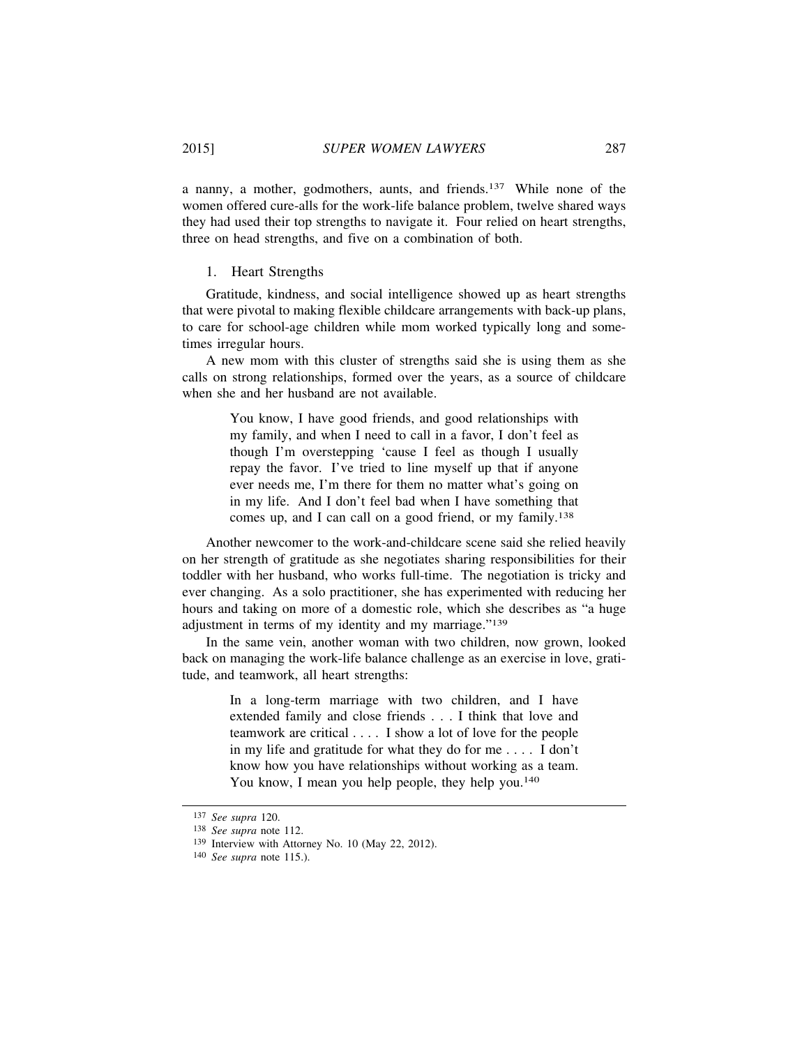a nanny, a mother, godmothers, aunts, and friends.[137] While none of the women offered cure-alls for the work-life balance problem, twelve shared ways they had used their top strengths to navigate it. Four relied on heart strengths, three on head strengths, and five on a combination of both.

### 1. Heart Strengths

Gratitude, kindness, and social intelligence showed up as heart strengths that were pivotal to making flexible childcare arrangements with back-up plans, to care for school-age children while mom worked typically long and sometimes irregular hours.

A new mom with this cluster of strengths said she is using them as she calls on strong relationships, formed over the years, as a source of childcare when she and her husband are not available.

> You know, I have good friends, and good relationships with my family, and when I need to call in a favor, I don't feel as though I'm overstepping 'cause I feel as though I usually repay the favor. I've tried to line myself up that if anyone ever needs me, I'm there for them no matter what's going on in my life. And I don't feel bad when I have something that comes up, and I can call on a good friend, or my family.[138]

Another newcomer to the work-and-childcare scene said she relied heavily on her strength of gratitude as she negotiates sharing responsibilities for their toddler with her husband, who works full-time. The negotiation is tricky and ever changing. As a solo practitioner, she has experimented with reducing her hours and taking on more of a domestic role, which she describes as "a huge adjustment in terms of my identity and my marriage."[139]

In the same vein, another woman with two children, now grown, looked back on managing the work-life balance challenge as an exercise in love, gratitude, and teamwork, all heart strengths:

> In a long-term marriage with two children, and I have extended family and close friends . . . I think that love and teamwork are critical . . . . I show a lot of love for the people in my life and gratitude for what they do for me . . . . I don't know how you have relationships without working as a team. You know, I mean you help people, they help you.[140]

---

[137] *See supra* 120.

[138] *See supra* note 112.

[139] Interview with Attorney No. 10 (May 22, 2012).

[140] *See supra* note 115.).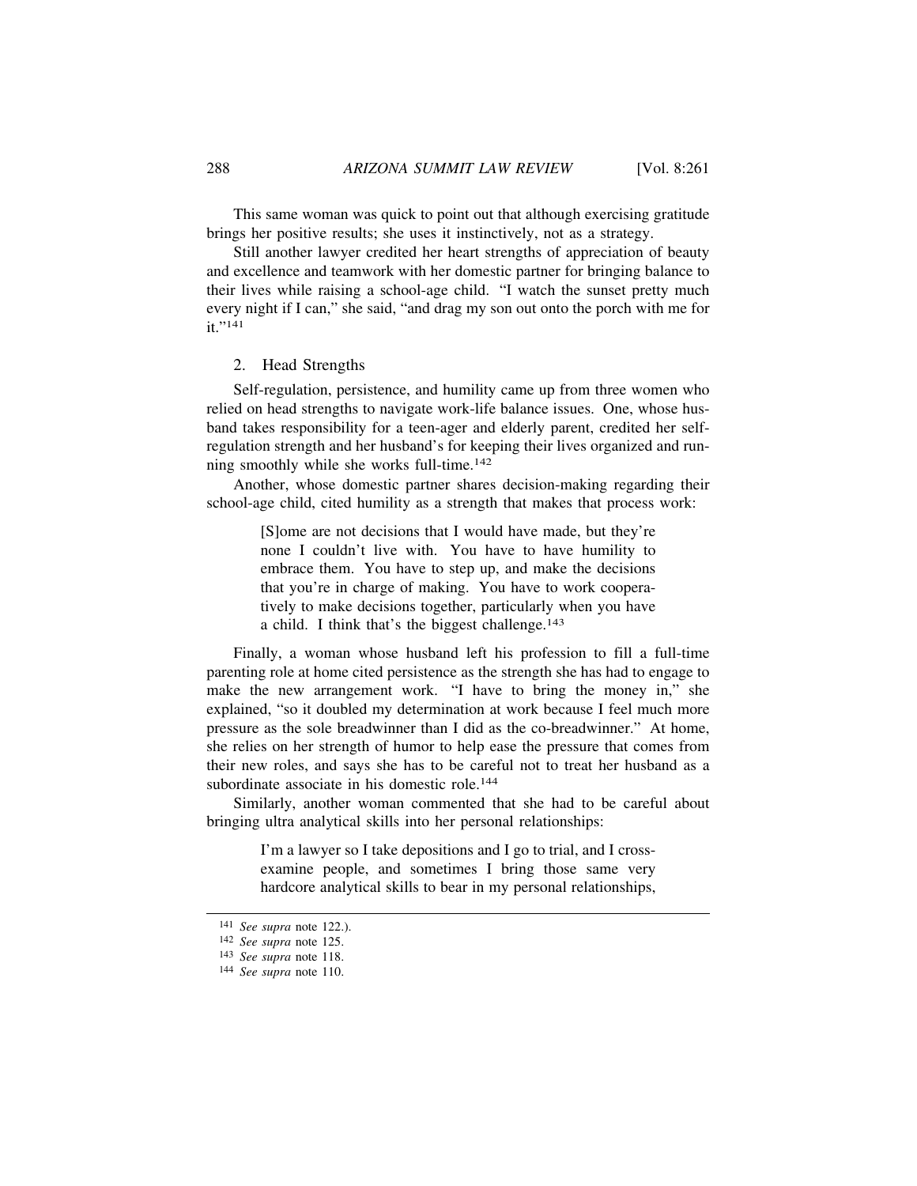This same woman was quick to point out that although exercising gratitude brings her positive results; she uses it instinctively, not as a strategy.

Still another lawyer credited her heart strengths of appreciation of beauty and excellence and teamwork with her domestic partner for bringing balance to their lives while raising a school-age child. "I watch the sunset pretty much every night if I can," she said, "and drag my son out onto the porch with me for it."[141]

### 2. Head Strengths

Self-regulation, persistence, and humility came up from three women who relied on head strengths to navigate work-life balance issues. One, whose husband takes responsibility for a teen-ager and elderly parent, credited her self-regulation strength and her husband's for keeping their lives organized and running smoothly while she works full-time.[142]

Another, whose domestic partner shares decision-making regarding their school-age child, cited humility as a strength that makes that process work:

> [S]ome are not decisions that I would have made, but they're none I couldn't live with. You have to have humility to embrace them. You have to step up, and make the decisions that you're in charge of making. You have to work cooperatively to make decisions together, particularly when you have a child. I think that's the biggest challenge.[143]

Finally, a woman whose husband left his profession to fill a full-time parenting role at home cited persistence as the strength she has had to engage to make the new arrangement work. "I have to bring the money in," she explained, "so it doubled my determination at work because I feel much more pressure as the sole breadwinner than I did as the co-breadwinner." At home, she relies on her strength of humor to help ease the pressure that comes from their new roles, and says she has to be careful not to treat her husband as a subordinate associate in his domestic role.[144]

Similarly, another woman commented that she had to be careful about bringing ultra analytical skills into her personal relationships:

> I'm a lawyer so I take depositions and I go to trial, and I cross-examine people, and sometimes I bring those same very hardcore analytical skills to bear in my personal relationships,

---

[141] *See supra* note 122.).

[142] *See supra* note 125.

[143] *See supra* note 118.

[144] *See supra* note 110.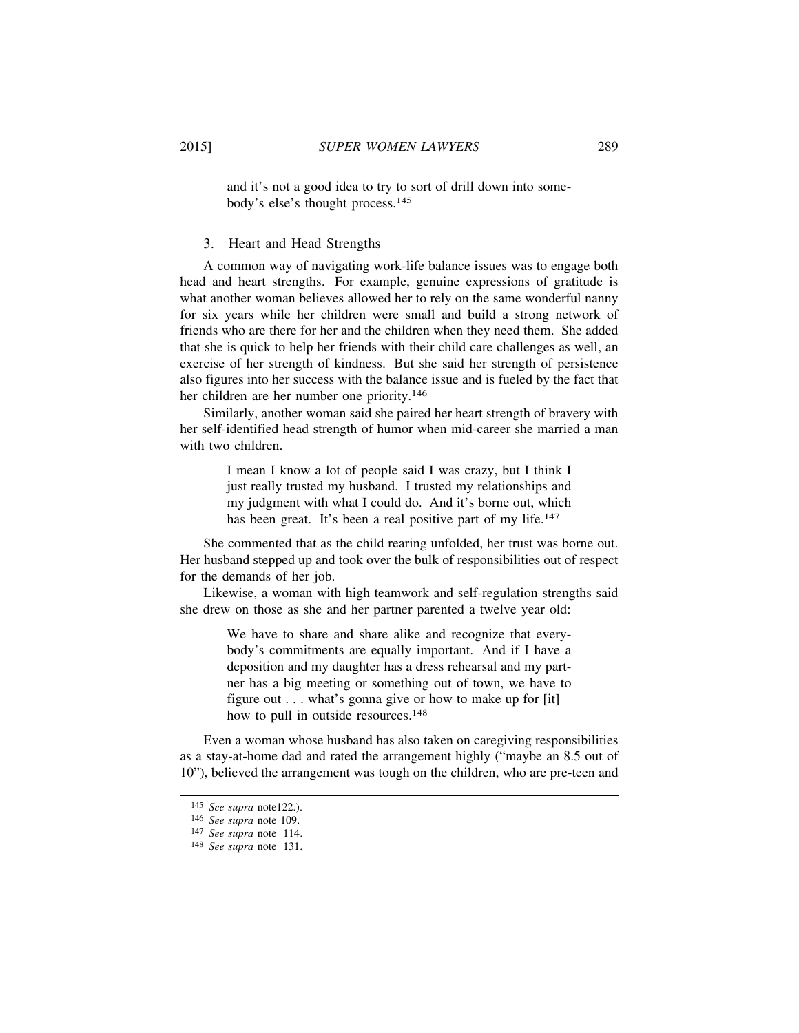> and it's not a good idea to try to sort of drill down into somebody's else's thought process.[145]

### 3. Heart and Head Strengths

A common way of navigating work-life balance issues was to engage both head and heart strengths. For example, genuine expressions of gratitude is what another woman believes allowed her to rely on the same wonderful nanny for six years while her children were small and build a strong network of friends who are there for her and the children when they need them. She added that she is quick to help her friends with their child care challenges as well, an exercise of her strength of kindness. But she said her strength of persistence also figures into her success with the balance issue and is fueled by the fact that her children are her number one priority.[146]

Similarly, another woman said she paired her heart strength of bravery with her self-identified head strength of humor when mid-career she married a man with two children.

> I mean I know a lot of people said I was crazy, but I think I just really trusted my husband. I trusted my relationships and my judgment with what I could do. And it's borne out, which has been great. It's been a real positive part of my life.[147]

She commented that as the child rearing unfolded, her trust was borne out. Her husband stepped up and took over the bulk of responsibilities out of respect for the demands of her job.

Likewise, a woman with high teamwork and self-regulation strengths said she drew on those as she and her partner parented a twelve year old:

> We have to share and share alike and recognize that everybody's commitments are equally important. And if I have a deposition and my daughter has a dress rehearsal and my partner has a big meeting or something out of town, we have to figure out . . . what's gonna give or how to make up for [it] – how to pull in outside resources.[148]

Even a woman whose husband has also taken on caregiving responsibilities as a stay-at-home dad and rated the arrangement highly ("maybe an 8.5 out of 10"), believed the arrangement was tough on the children, who are pre-teen and

---

[145] *See supra* note122.).

[146] *See supra* note 109.

[147] *See supra* note 114.

[148] *See supra* note 131.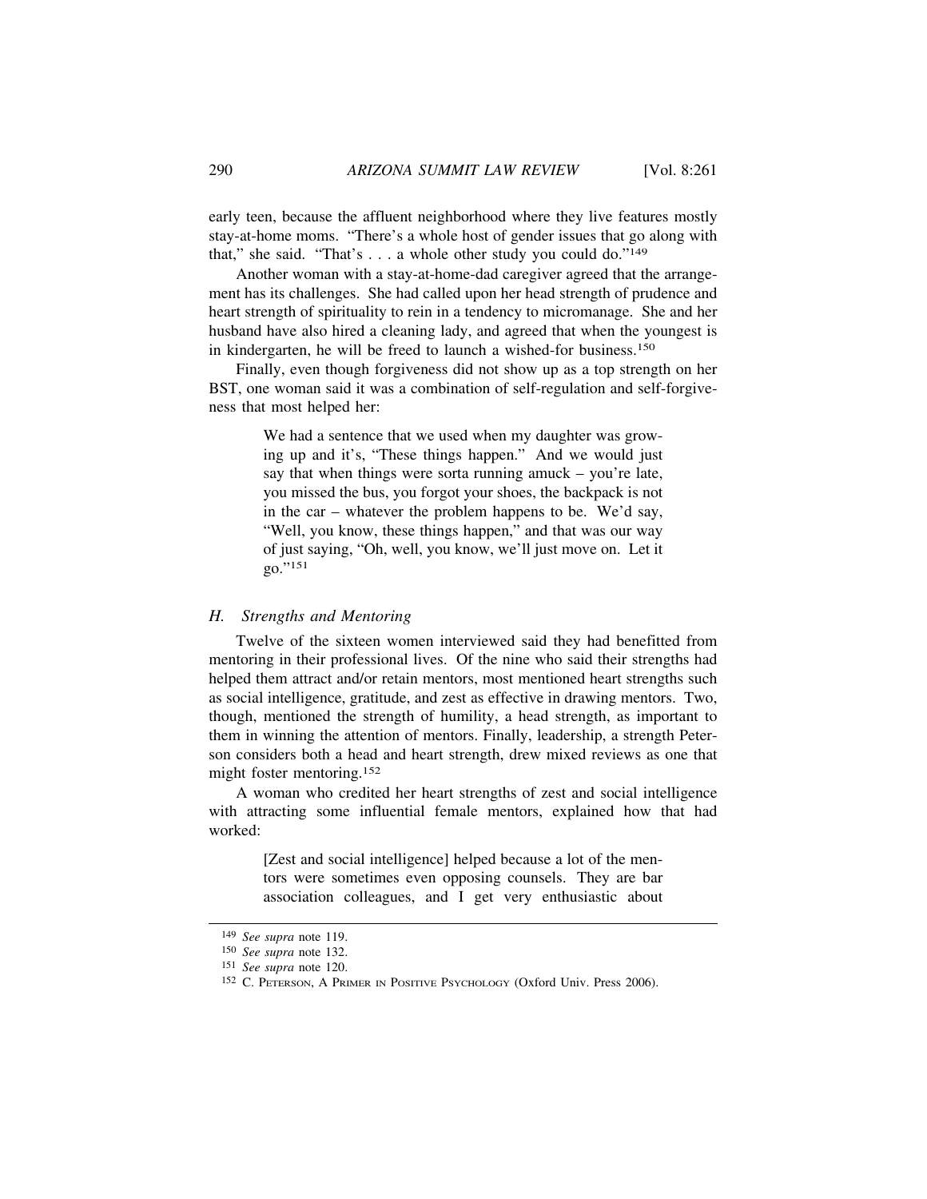early teen, because the affluent neighborhood where they live features mostly stay-at-home moms. "There's a whole host of gender issues that go along with that," she said. "That's . . . a whole other study you could do."[149]

Another woman with a stay-at-home-dad caregiver agreed that the arrangement has its challenges. She had called upon her head strength of prudence and heart strength of spirituality to rein in a tendency to micromanage. She and her husband have also hired a cleaning lady, and agreed that when the youngest is in kindergarten, he will be freed to launch a wished-for business.[150]

Finally, even though forgiveness did not show up as a top strength on her BST, one woman said it was a combination of self-regulation and self-forgiveness that most helped her:

> We had a sentence that we used when my daughter was growing up and it's, "These things happen." And we would just say that when things were sorta running amuck – you're late, you missed the bus, you forgot your shoes, the backpack is not in the car – whatever the problem happens to be. We'd say, "Well, you know, these things happen," and that was our way of just saying, "Oh, well, you know, we'll just move on. Let it go."[151]

### *H. Strengths and Mentoring*

Twelve of the sixteen women interviewed said they had benefitted from mentoring in their professional lives. Of the nine who said their strengths had helped them attract and/or retain mentors, most mentioned heart strengths such as social intelligence, gratitude, and zest as effective in drawing mentors. Two, though, mentioned the strength of humility, a head strength, as important to them in winning the attention of mentors. Finally, leadership, a strength Peterson considers both a head and heart strength, drew mixed reviews as one that might foster mentoring.[152]

A woman who credited her heart strengths of zest and social intelligence with attracting some influential female mentors, explained how that had worked:

> [Zest and social intelligence] helped because a lot of the mentors were sometimes even opposing counsels. They are bar association colleagues, and I get very enthusiastic about

---

[149] *See supra* note 119.

[150] *See supra* note 132.

[151] *See supra* note 120.

[152] C. Peterson, A Primer in Positive Psychology (Oxford Univ. Press 2006).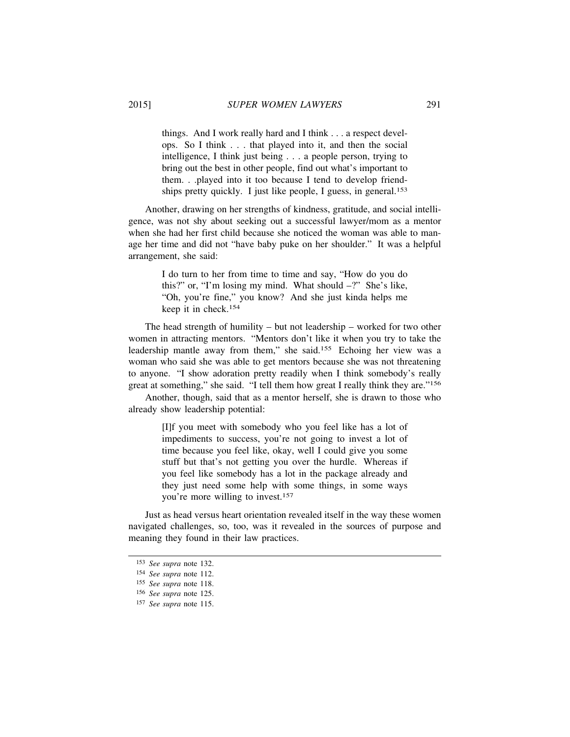> things. And I work really hard and I think . . . a respect develops. So I think . . . that played into it, and then the social intelligence, I think just being . . . a people person, trying to bring out the best in other people, find out what's important to them. . .played into it too because I tend to develop friendships pretty quickly. I just like people, I guess, in general.[153]

Another, drawing on her strengths of kindness, gratitude, and social intelligence, was not shy about seeking out a successful lawyer/mom as a mentor when she had her first child because she noticed the woman was able to manage her time and did not "have baby puke on her shoulder." It was a helpful arrangement, she said:

> I do turn to her from time to time and say, "How do you do this?" or, "I'm losing my mind. What should –?" She's like, "Oh, you're fine," you know? And she just kinda helps me keep it in check.[154]

The head strength of humility – but not leadership – worked for two other women in attracting mentors. "Mentors don't like it when you try to take the leadership mantle away from them," she said.[155] Echoing her view was a woman who said she was able to get mentors because she was not threatening to anyone. "I show adoration pretty readily when I think somebody's really great at something," she said. "I tell them how great I really think they are."[156]

Another, though, said that as a mentor herself, she is drawn to those who already show leadership potential:

> [I]f you meet with somebody who you feel like has a lot of impediments to success, you're not going to invest a lot of time because you feel like, okay, well I could give you some stuff but that's not getting you over the hurdle. Whereas if you feel like somebody has a lot in the package already and they just need some help with some things, in some ways you're more willing to invest.[157]

Just as head versus heart orientation revealed itself in the way these women navigated challenges, so, too, was it revealed in the sources of purpose and meaning they found in their law practices.

---

[153] *See supra* note 132.

[154] *See supra* note 112.

[155] *See supra* note 118.

[156] *See supra* note 125.

[157] *See supra* note 115.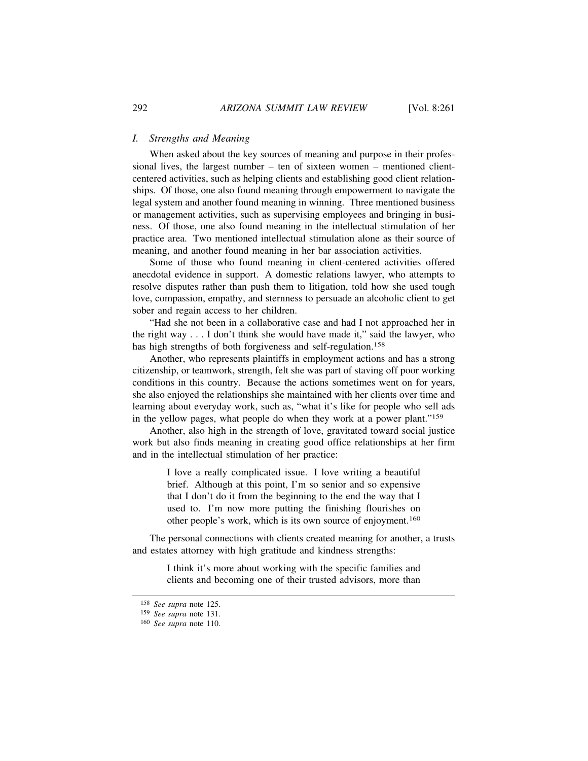### *I. Strengths and Meaning*

When asked about the key sources of meaning and purpose in their professional lives, the largest number – ten of sixteen women – mentioned client-centered activities, such as helping clients and establishing good client relationships. Of those, one also found meaning through empowerment to navigate the legal system and another found meaning in winning. Three mentioned business or management activities, such as supervising employees and bringing in business. Of those, one also found meaning in the intellectual stimulation of her practice area. Two mentioned intellectual stimulation alone as their source of meaning, and another found meaning in her bar association activities.

Some of those who found meaning in client-centered activities offered anecdotal evidence in support. A domestic relations lawyer, who attempts to resolve disputes rather than push them to litigation, told how she used tough love, compassion, empathy, and sternness to persuade an alcoholic client to get sober and regain access to her children.

"Had she not been in a collaborative case and had I not approached her in the right way . . . I don't think she would have made it," said the lawyer, who has high strengths of both forgiveness and self-regulation.[158]

Another, who represents plaintiffs in employment actions and has a strong citizenship, or teamwork, strength, felt she was part of staving off poor working conditions in this country. Because the actions sometimes went on for years, she also enjoyed the relationships she maintained with her clients over time and learning about everyday work, such as, "what it's like for people who sell ads in the yellow pages, what people do when they work at a power plant."[159]

Another, also high in the strength of love, gravitated toward social justice work but also finds meaning in creating good office relationships at her firm and in the intellectual stimulation of her practice:

> I love a really complicated issue. I love writing a beautiful brief. Although at this point, I'm so senior and so expensive that I don't do it from the beginning to the end the way that I used to. I'm now more putting the finishing flourishes on other people's work, which is its own source of enjoyment.[160]

The personal connections with clients created meaning for another, a trusts and estates attorney with high gratitude and kindness strengths:

> I think it's more about working with the specific families and clients and becoming one of their trusted advisors, more than

---

[158] *See supra* note 125.

[159] *See supra* note 131.

[160] *See supra* note 110.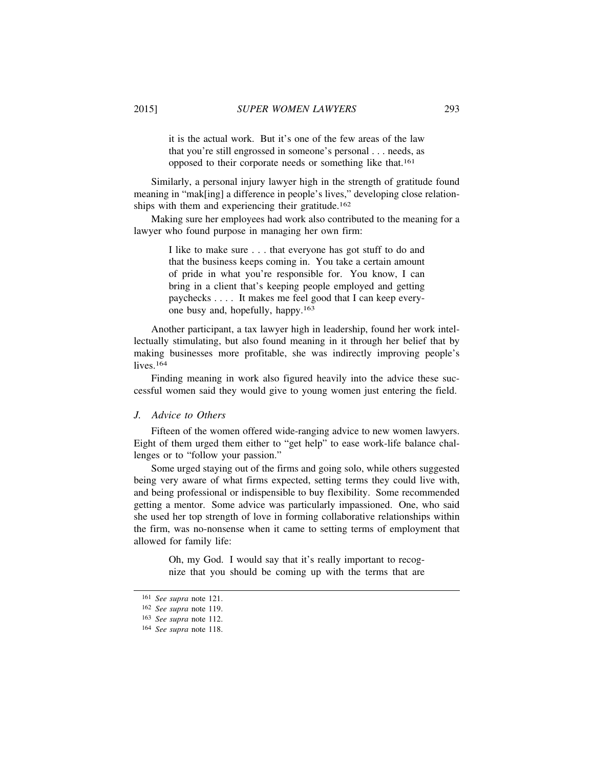> it is the actual work. But it's one of the few areas of the law that you're still engrossed in someone's personal . . . needs, as opposed to their corporate needs or something like that.[161]

Similarly, a personal injury lawyer high in the strength of gratitude found meaning in "mak[ing] a difference in people's lives," developing close relationships with them and experiencing their gratitude.[162]

Making sure her employees had work also contributed to the meaning for a lawyer who found purpose in managing her own firm:

> I like to make sure . . . that everyone has got stuff to do and that the business keeps coming in. You take a certain amount of pride in what you're responsible for. You know, I can bring in a client that's keeping people employed and getting paychecks . . . . It makes me feel good that I can keep everyone busy and, hopefully, happy.[163]

Another participant, a tax lawyer high in leadership, found her work intellectually stimulating, but also found meaning in it through her belief that by making businesses more profitable, she was indirectly improving people's lives.[164]

Finding meaning in work also figured heavily into the advice these successful women said they would give to young women just entering the field.

### *J. Advice to Others*

Fifteen of the women offered wide-ranging advice to new women lawyers. Eight of them urged them either to "get help" to ease work-life balance challenges or to "follow your passion."

Some urged staying out of the firms and going solo, while others suggested being very aware of what firms expected, setting terms they could live with, and being professional or indispensible to buy flexibility. Some recommended getting a mentor. Some advice was particularly impassioned. One, who said she used her top strength of love in forming collaborative relationships within the firm, was no-nonsense when it came to setting terms of employment that allowed for family life:

> Oh, my God. I would say that it's really important to recognize that you should be coming up with the terms that are

---

[161] *See supra* note 121.

[162] *See supra* note 119.

[163] *See supra* note 112.

[164] *See supra* note 118.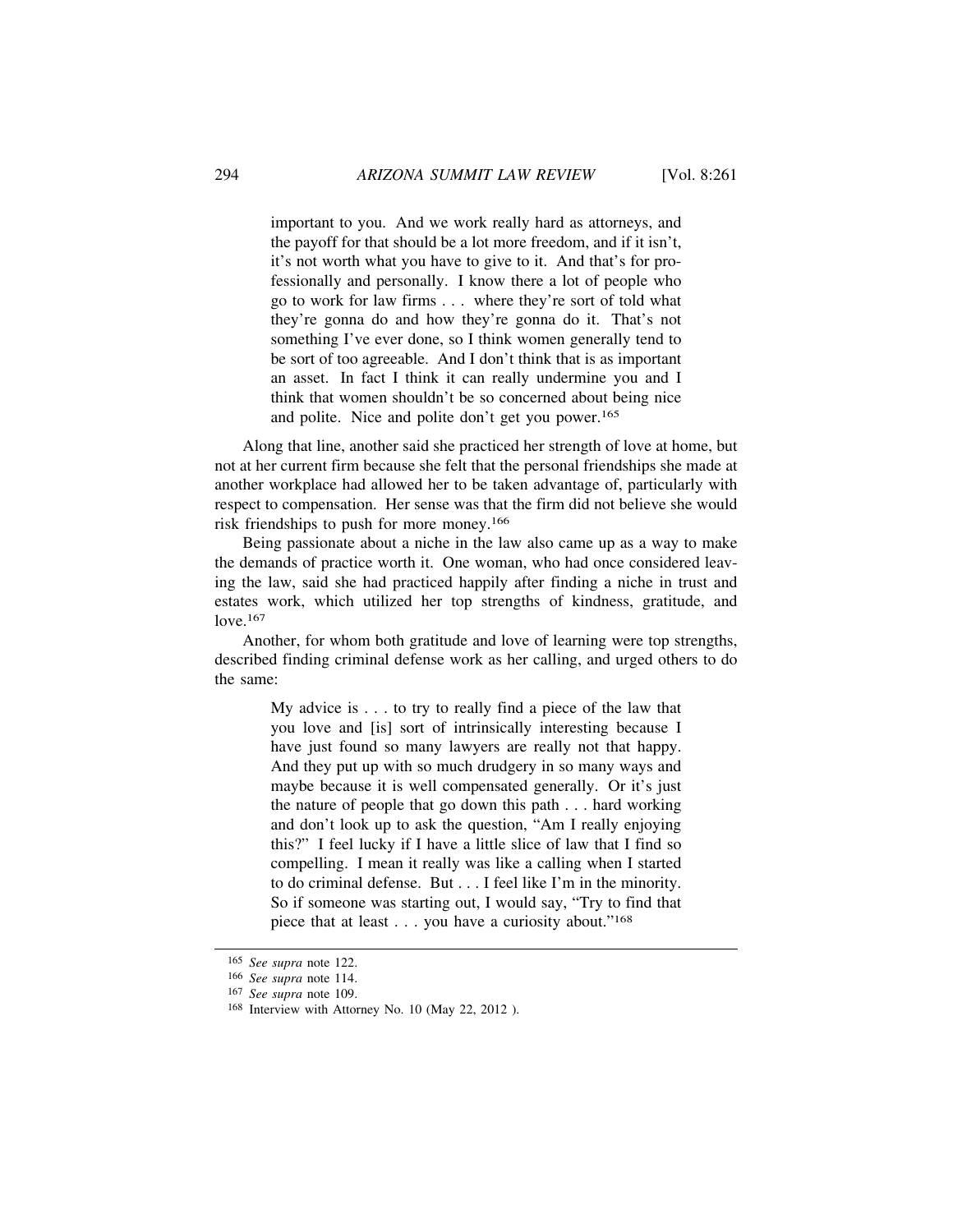> important to you. And we work really hard as attorneys, and the payoff for that should be a lot more freedom, and if it isn't, it's not worth what you have to give to it. And that's for professionally and personally. I know there a lot of people who go to work for law firms . . . where they're sort of told what they're gonna do and how they're gonna do it. That's not something I've ever done, so I think women generally tend to be sort of too agreeable. And I don't think that is as important an asset. In fact I think it can really undermine you and I think that women shouldn't be so concerned about being nice and polite. Nice and polite don't get you power.[165]

Along that line, another said she practiced her strength of love at home, but not at her current firm because she felt that the personal friendships she made at another workplace had allowed her to be taken advantage of, particularly with respect to compensation. Her sense was that the firm did not believe she would risk friendships to push for more money.[166]

Being passionate about a niche in the law also came up as a way to make the demands of practice worth it. One woman, who had once considered leaving the law, said she had practiced happily after finding a niche in trust and estates work, which utilized her top strengths of kindness, gratitude, and love.[167]

Another, for whom both gratitude and love of learning were top strengths, described finding criminal defense work as her calling, and urged others to do the same:

> My advice is . . . to try to really find a piece of the law that you love and [is] sort of intrinsically interesting because I have just found so many lawyers are really not that happy. And they put up with so much drudgery in so many ways and maybe because it is well compensated generally. Or it's just the nature of people that go down this path . . . hard working and don't look up to ask the question, "Am I really enjoying this?" I feel lucky if I have a little slice of law that I find so compelling. I mean it really was like a calling when I started to do criminal defense. But . . . I feel like I'm in the minority. So if someone was starting out, I would say, "Try to find that piece that at least . . . you have a curiosity about."[168]

---

[165] *See supra* note 122.

[166] *See supra* note 114.

[167] *See supra* note 109.

[168] Interview with Attorney No. 10 (May 22, 2012 ).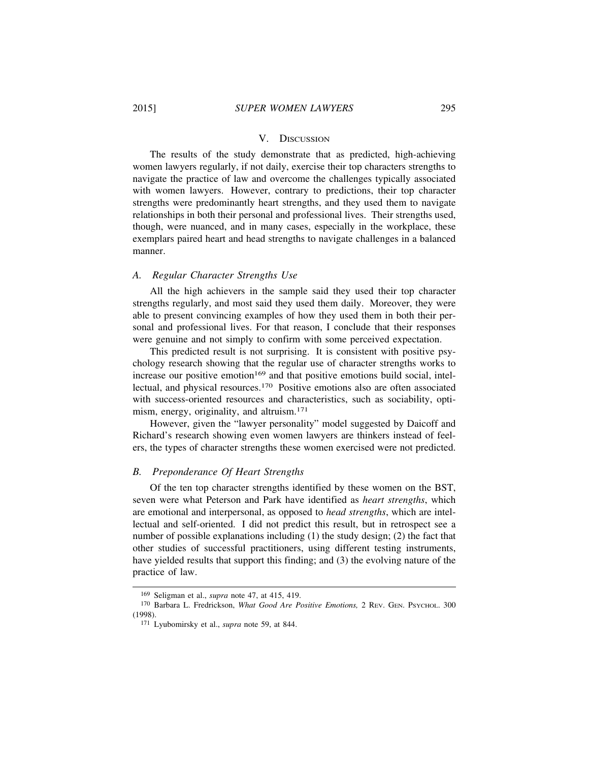## V. Discussion

The results of the study demonstrate that as predicted, high-achieving women lawyers regularly, if not daily, exercise their top characters strengths to navigate the practice of law and overcome the challenges typically associated with women lawyers. However, contrary to predictions, their top character strengths were predominantly heart strengths, and they used them to navigate relationships in both their personal and professional lives. Their strengths used, though, were nuanced, and in many cases, especially in the workplace, these exemplars paired heart and head strengths to navigate challenges in a balanced manner.

### A. Regular Character Strengths Use

All the high achievers in the sample said they used their top character strengths regularly, and most said they used them daily. Moreover, they were able to present convincing examples of how they used them in both their personal and professional lives. For that reason, I conclude that their responses were genuine and not simply to confirm with some perceived expectation.

This predicted result is not surprising. It is consistent with positive psychology research showing that the regular use of character strengths works to increase our positive emotion[169] and that positive emotions build social, intellectual, and physical resources.[170] Positive emotions also are often associated with success-oriented resources and characteristics, such as sociability, optimism, energy, originality, and altruism.[171]

However, given the "lawyer personality" model suggested by Daicoff and Richard's research showing even women lawyers are thinkers instead of feelers, the types of character strengths these women exercised were not predicted.

### B. Preponderance Of Heart Strengths

Of the ten top character strengths identified by these women on the BST, seven were what Peterson and Park have identified as *heart strengths*, which are emotional and interpersonal, as opposed to *head strengths*, which are intellectual and self-oriented. I did not predict this result, but in retrospect see a number of possible explanations including (1) the study design; (2) the fact that other studies of successful practitioners, using different testing instruments, have yielded results that support this finding; and (3) the evolving nature of the practice of law.

---

[169] Seligman et al., *supra* note 47, at 415, 419.

[170] Barbara L. Fredrickson, *What Good Are Positive Emotions,* 2 Rev. Gen. Psychol. 300 (1998).

[171] Lyubomirsky et al., *supra* note 59, at 844.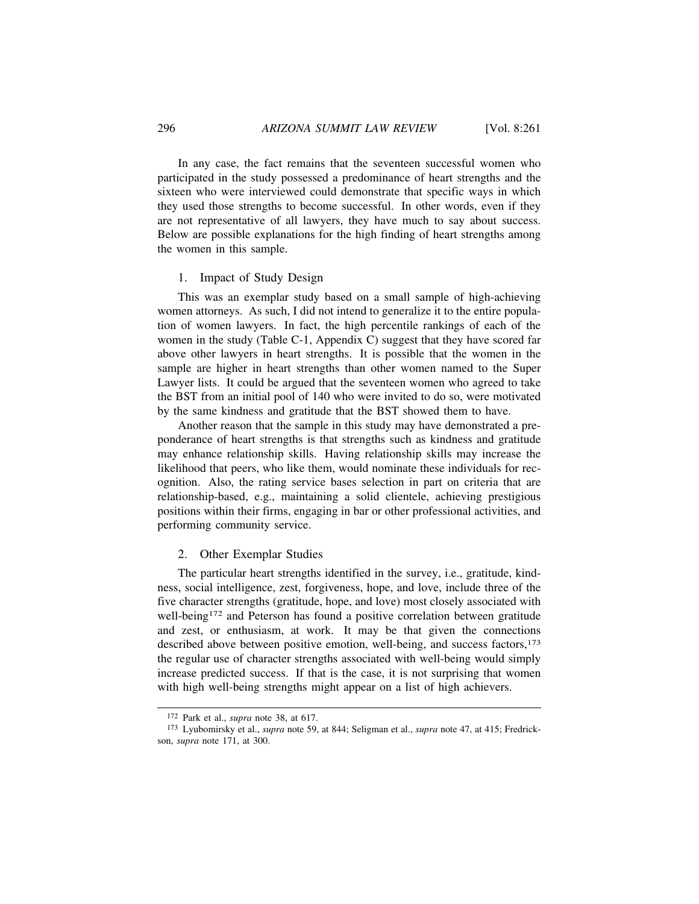In any case, the fact remains that the seventeen successful women who participated in the study possessed a predominance of heart strengths and the sixteen who were interviewed could demonstrate that specific ways in which they used those strengths to become successful. In other words, even if they are not representative of all lawyers, they have much to say about success. Below are possible explanations for the high finding of heart strengths among the women in this sample.

### 1. Impact of Study Design

This was an exemplar study based on a small sample of high-achieving women attorneys. As such, I did not intend to generalize it to the entire population of women lawyers. In fact, the high percentile rankings of each of the women in the study (Table C-1, Appendix C) suggest that they have scored far above other lawyers in heart strengths. It is possible that the women in the sample are higher in heart strengths than other women named to the Super Lawyer lists. It could be argued that the seventeen women who agreed to take the BST from an initial pool of 140 who were invited to do so, were motivated by the same kindness and gratitude that the BST showed them to have.

Another reason that the sample in this study may have demonstrated a preponderance of heart strengths is that strengths such as kindness and gratitude may enhance relationship skills. Having relationship skills may increase the likelihood that peers, who like them, would nominate these individuals for recognition. Also, the rating service bases selection in part on criteria that are relationship-based, e.g., maintaining a solid clientele, achieving prestigious positions within their firms, engaging in bar or other professional activities, and performing community service.

### 2. Other Exemplar Studies

The particular heart strengths identified in the survey, i.e., gratitude, kindness, social intelligence, zest, forgiveness, hope, and love, include three of the five character strengths (gratitude, hope, and love) most closely associated with well-being[172] and Peterson has found a positive correlation between gratitude and zest, or enthusiasm, at work. It may be that given the connections described above between positive emotion, well-being, and success factors,[173] the regular use of character strengths associated with well-being would simply increase predicted success. If that is the case, it is not surprising that women with high well-being strengths might appear on a list of high achievers.

---

[172] Park et al., *supra* note 38, at 617.

[173] Lyubomirsky et al., *supra* note 59, at 844; Seligman et al., *supra* note 47, at 415; Fredrickson, *supra* note 171, at 300.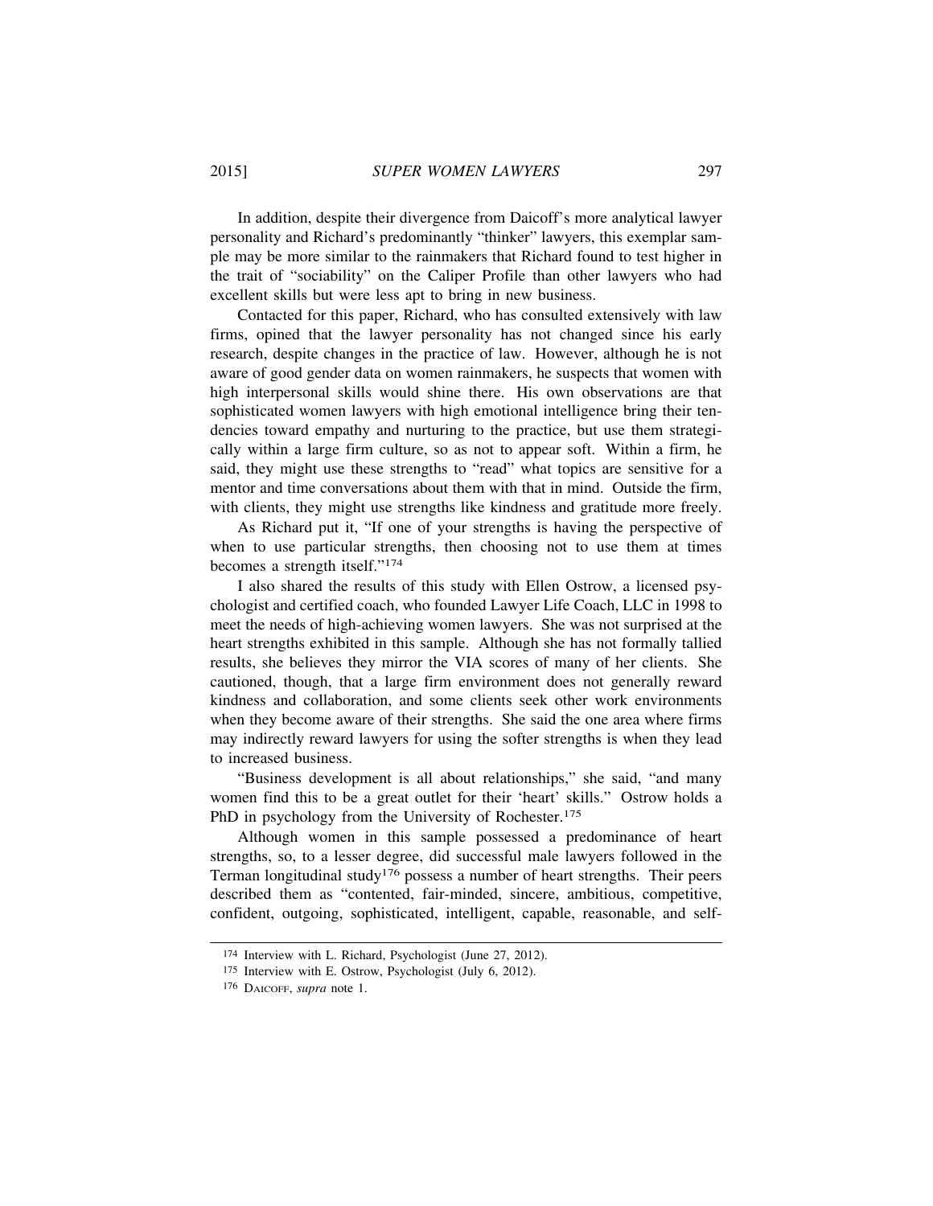In addition, despite their divergence from Daicoff's more analytical lawyer personality and Richard's predominantly "thinker" lawyers, this exemplar sample may be more similar to the rainmakers that Richard found to test higher in the trait of "sociability" on the Caliper Profile than other lawyers who had excellent skills but were less apt to bring in new business.

Contacted for this paper, Richard, who has consulted extensively with law firms, opined that the lawyer personality has not changed since his early research, despite changes in the practice of law. However, although he is not aware of good gender data on women rainmakers, he suspects that women with high interpersonal skills would shine there. His own observations are that sophisticated women lawyers with high emotional intelligence bring their tendencies toward empathy and nurturing to the practice, but use them strategically within a large firm culture, so as not to appear soft. Within a firm, he said, they might use these strengths to "read" what topics are sensitive for a mentor and time conversations about them with that in mind. Outside the firm, with clients, they might use strengths like kindness and gratitude more freely.

As Richard put it, "If one of your strengths is having the perspective of when to use particular strengths, then choosing not to use them at times becomes a strength itself."[174]

I also shared the results of this study with Ellen Ostrow, a licensed psychologist and certified coach, who founded Lawyer Life Coach, LLC in 1998 to meet the needs of high-achieving women lawyers. She was not surprised at the heart strengths exhibited in this sample. Although she has not formally tallied results, she believes they mirror the VIA scores of many of her clients. She cautioned, though, that a large firm environment does not generally reward kindness and collaboration, and some clients seek other work environments when they become aware of their strengths. She said the one area where firms may indirectly reward lawyers for using the softer strengths is when they lead to increased business.

"Business development is all about relationships," she said, "and many women find this to be a great outlet for their 'heart' skills." Ostrow holds a PhD in psychology from the University of Rochester.[175]

Although women in this sample possessed a predominance of heart strengths, so, to a lesser degree, did successful male lawyers followed in the Terman longitudinal study[176] possess a number of heart strengths. Their peers described them as "contented, fair-minded, sincere, ambitious, competitive, confident, outgoing, sophisticated, intelligent, capable, reasonable, and self-

---

[174] Interview with L. Richard, Psychologist (June 27, 2012).

[175] Interview with E. Ostrow, Psychologist (July 6, 2012).

[176] DAICOFF, *supra* note 1.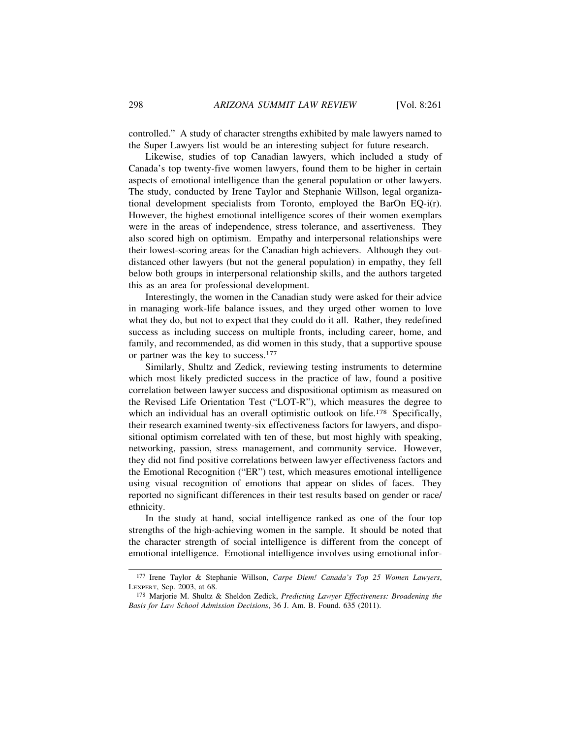controlled." A study of character strengths exhibited by male lawyers named to the Super Lawyers list would be an interesting subject for future research.

Likewise, studies of top Canadian lawyers, which included a study of Canada's top twenty-five women lawyers, found them to be higher in certain aspects of emotional intelligence than the general population or other lawyers. The study, conducted by Irene Taylor and Stephanie Willson, legal organizational development specialists from Toronto, employed the BarOn EQ-i(r). However, the highest emotional intelligence scores of their women exemplars were in the areas of independence, stress tolerance, and assertiveness. They also scored high on optimism. Empathy and interpersonal relationships were their lowest-scoring areas for the Canadian high achievers. Although they outdistanced other lawyers (but not the general population) in empathy, they fell below both groups in interpersonal relationship skills, and the authors targeted this as an area for professional development.

Interestingly, the women in the Canadian study were asked for their advice in managing work-life balance issues, and they urged other women to love what they do, but not to expect that they could do it all. Rather, they redefined success as including success on multiple fronts, including career, home, and family, and recommended, as did women in this study, that a supportive spouse or partner was the key to success.[177]

Similarly, Shultz and Zedick, reviewing testing instruments to determine which most likely predicted success in the practice of law, found a positive correlation between lawyer success and dispositional optimism as measured on the Revised Life Orientation Test ("LOT-R"), which measures the degree to which an individual has an overall optimistic outlook on life.[178] Specifically, their research examined twenty-six effectiveness factors for lawyers, and dispositional optimism correlated with ten of these, but most highly with speaking, networking, passion, stress management, and community service. However, they did not find positive correlations between lawyer effectiveness factors and the Emotional Recognition ("ER") test, which measures emotional intelligence using visual recognition of emotions that appear on slides of faces. They reported no significant differences in their test results based on gender or race/ethnicity.

In the study at hand, social intelligence ranked as one of the four top strengths of the high-achieving women in the sample. It should be noted that the character strength of social intelligence is different from the concept of emotional intelligence. Emotional intelligence involves using emotional infor-

---

177 Irene Taylor & Stephanie Willson, *Carpe Diem! Canada's Top 25 Women Lawyers*, LEXPERT, Sep. 2003, at 68.

178 Marjorie M. Shultz & Sheldon Zedick, *Predicting Lawyer Effectiveness: Broadening the Basis for Law School Admission Decisions*, 36 J. Am. B. Found. 635 (2011).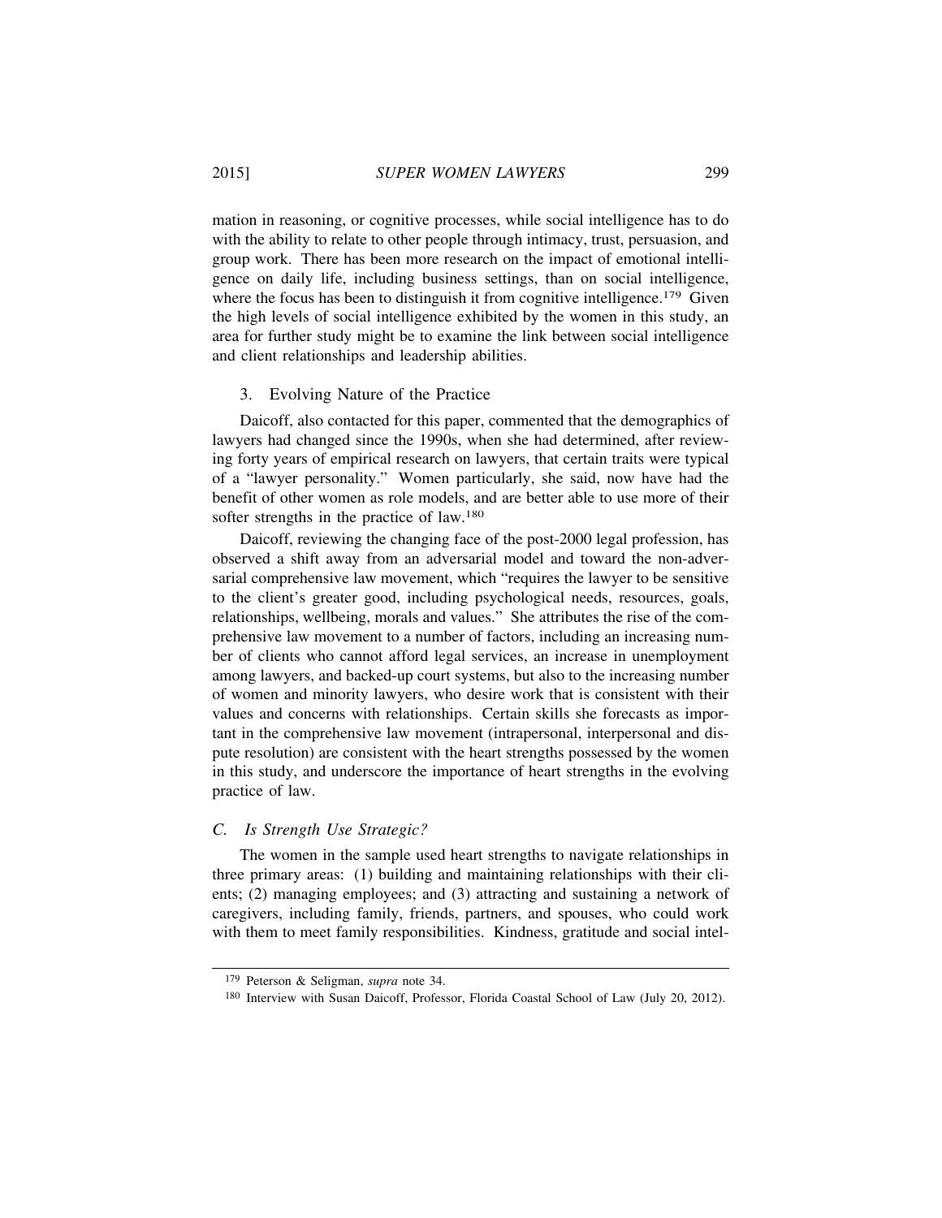mation in reasoning, or cognitive processes, while social intelligence has to do with the ability to relate to other people through intimacy, trust, persuasion, and group work. There has been more research on the impact of emotional intelligence on daily life, including business settings, than on social intelligence, where the focus has been to distinguish it from cognitive intelligence.[179] Given the high levels of social intelligence exhibited by the women in this study, an area for further study might be to examine the link between social intelligence and client relationships and leadership abilities.

### 3. Evolving Nature of the Practice

Daicoff, also contacted for this paper, commented that the demographics of lawyers had changed since the 1990s, when she had determined, after reviewing forty years of empirical research on lawyers, that certain traits were typical of a "lawyer personality." Women particularly, she said, now have had the benefit of other women as role models, and are better able to use more of their softer strengths in the practice of law.[180]

Daicoff, reviewing the changing face of the post-2000 legal profession, has observed a shift away from an adversarial model and toward the non-adversarial comprehensive law movement, which "requires the lawyer to be sensitive to the client's greater good, including psychological needs, resources, goals, relationships, wellbeing, morals and values." She attributes the rise of the comprehensive law movement to a number of factors, including an increasing number of clients who cannot afford legal services, an increase in unemployment among lawyers, and backed-up court systems, but also to the increasing number of women and minority lawyers, who desire work that is consistent with their values and concerns with relationships. Certain skills she forecasts as important in the comprehensive law movement (intrapersonal, interpersonal and dispute resolution) are consistent with the heart strengths possessed by the women in this study, and underscore the importance of heart strengths in the evolving practice of law.

## *C. Is Strength Use Strategic?*

The women in the sample used heart strengths to navigate relationships in three primary areas: (1) building and maintaining relationships with their clients; (2) managing employees; and (3) attracting and sustaining a network of caregivers, including family, friends, partners, and spouses, who could work with them to meet family responsibilities. Kindness, gratitude and social intel-

---

[179] Peterson & Seligman, *supra* note 34.

[180] Interview with Susan Daicoff, Professor, Florida Coastal School of Law (July 20, 2012).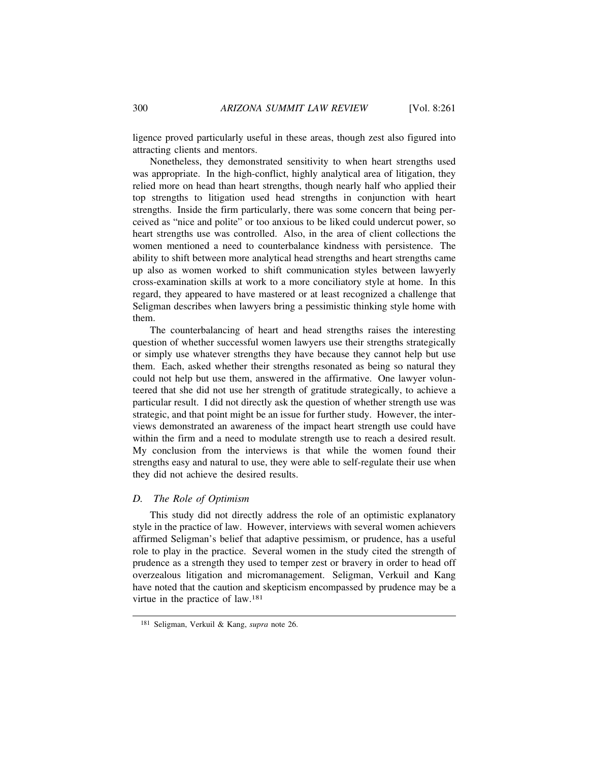ligence proved particularly useful in these areas, though zest also figured into attracting clients and mentors.

Nonetheless, they demonstrated sensitivity to when heart strengths used was appropriate. In the high-conflict, highly analytical area of litigation, they relied more on head than heart strengths, though nearly half who applied their top strengths to litigation used head strengths in conjunction with heart strengths. Inside the firm particularly, there was some concern that being perceived as "nice and polite" or too anxious to be liked could undercut power, so heart strengths use was controlled. Also, in the area of client collections the women mentioned a need to counterbalance kindness with persistence. The ability to shift between more analytical head strengths and heart strengths came up also as women worked to shift communication styles between lawyerly cross-examination skills at work to a more conciliatory style at home. In this regard, they appeared to have mastered or at least recognized a challenge that Seligman describes when lawyers bring a pessimistic thinking style home with them.

The counterbalancing of heart and head strengths raises the interesting question of whether successful women lawyers use their strengths strategically or simply use whatever strengths they have because they cannot help but use them. Each, asked whether their strengths resonated as being so natural they could not help but use them, answered in the affirmative. One lawyer volunteered that she did not use her strength of gratitude strategically, to achieve a particular result. I did not directly ask the question of whether strength use was strategic, and that point might be an issue for further study. However, the interviews demonstrated an awareness of the impact heart strength use could have within the firm and a need to modulate strength use to reach a desired result. My conclusion from the interviews is that while the women found their strengths easy and natural to use, they were able to self-regulate their use when they did not achieve the desired results.

### *D. The Role of Optimism*

This study did not directly address the role of an optimistic explanatory style in the practice of law. However, interviews with several women achievers affirmed Seligman's belief that adaptive pessimism, or prudence, has a useful role to play in the practice. Several women in the study cited the strength of prudence as a strength they used to temper zest or bravery in order to head off overzealous litigation and micromanagement. Seligman, Verkuil and Kang have noted that the caution and skepticism encompassed by prudence may be a virtue in the practice of law.[181]

---

[181] Seligman, Verkuil & Kang, *supra* note 26.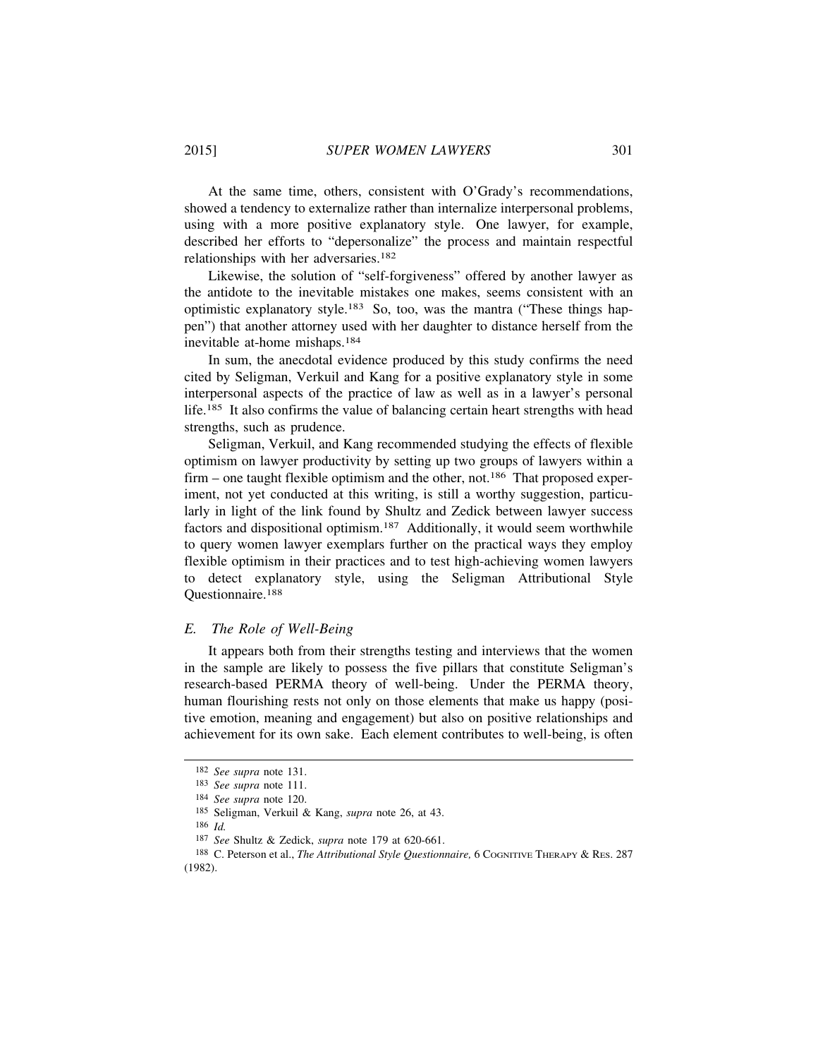At the same time, others, consistent with O'Grady's recommendations, showed a tendency to externalize rather than internalize interpersonal problems, using with a more positive explanatory style. One lawyer, for example, described her efforts to "depersonalize" the process and maintain respectful relationships with her adversaries.[182]

Likewise, the solution of "self-forgiveness" offered by another lawyer as the antidote to the inevitable mistakes one makes, seems consistent with an optimistic explanatory style.[183] So, too, was the mantra ("These things happen") that another attorney used with her daughter to distance herself from the inevitable at-home mishaps.[184]

In sum, the anecdotal evidence produced by this study confirms the need cited by Seligman, Verkuil and Kang for a positive explanatory style in some interpersonal aspects of the practice of law as well as in a lawyer's personal life.[185] It also confirms the value of balancing certain heart strengths with head strengths, such as prudence.

Seligman, Verkuil, and Kang recommended studying the effects of flexible optimism on lawyer productivity by setting up two groups of lawyers within a firm – one taught flexible optimism and the other, not.[186] That proposed experiment, not yet conducted at this writing, is still a worthy suggestion, particularly in light of the link found by Shultz and Zedick between lawyer success factors and dispositional optimism.[187] Additionally, it would seem worthwhile to query women lawyer exemplars further on the practical ways they employ flexible optimism in their practices and to test high-achieving women lawyers to detect explanatory style, using the Seligman Attributional Style Questionnaire.[188]

### *E. The Role of Well-Being*

It appears both from their strengths testing and interviews that the women in the sample are likely to possess the five pillars that constitute Seligman's research-based PERMA theory of well-being. Under the PERMA theory, human flourishing rests not only on those elements that make us happy (positive emotion, meaning and engagement) but also on positive relationships and achievement for its own sake. Each element contributes to well-being, is often

---

182 *See supra* note 131.

183 *See supra* note 111.

184 *See supra* note 120.

185 Seligman, Verkuil & Kang, *supra* note 26, at 43.

186 *Id.*

187 *See* Shultz & Zedick, *supra* note 179 at 620-661.

188 C. Peterson et al., *The Attributional Style Questionnaire,* 6 COGNITIVE THERAPY & RES. 287 (1982).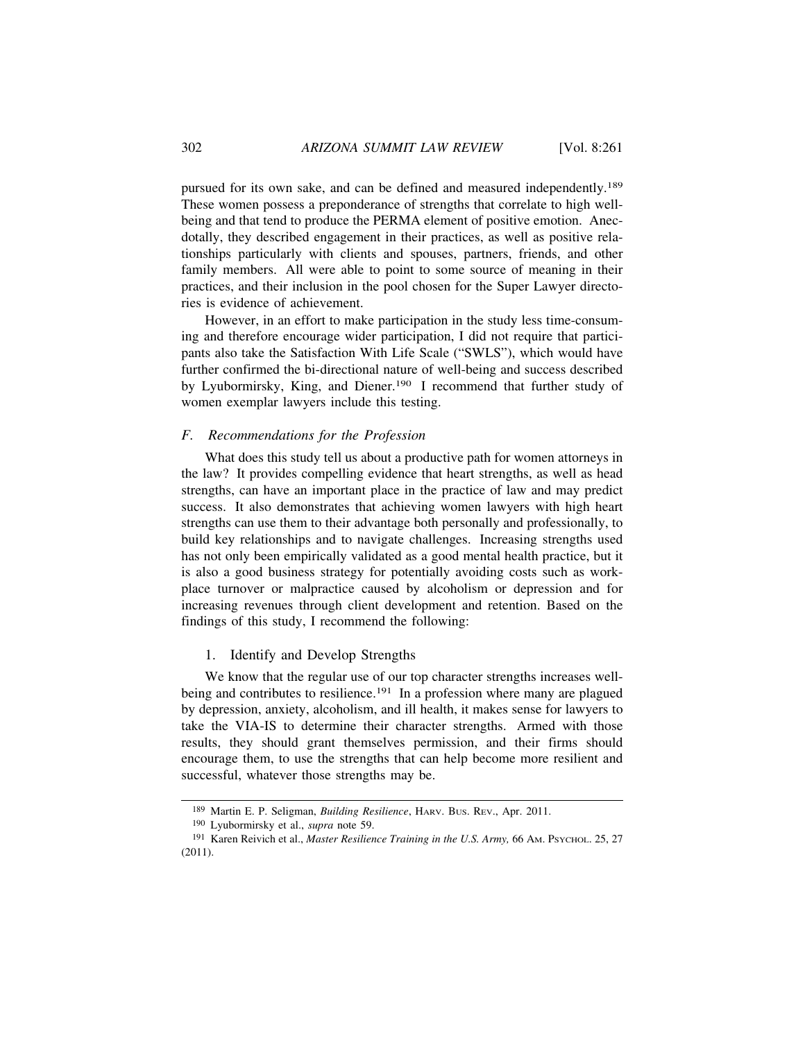pursued for its own sake, and can be defined and measured independently.[189] These women possess a preponderance of strengths that correlate to high well-being and that tend to produce the PERMA element of positive emotion. Anecdotally, they described engagement in their practices, as well as positive relationships particularly with clients and spouses, partners, friends, and other family members. All were able to point to some source of meaning in their practices, and their inclusion in the pool chosen for the Super Lawyer directories is evidence of achievement.

However, in an effort to make participation in the study less time-consuming and therefore encourage wider participation, I did not require that participants also take the Satisfaction With Life Scale ("SWLS"), which would have further confirmed the bi-directional nature of well-being and success described by Lyubormirsky, King, and Diener.[190] I recommend that further study of women exemplar lawyers include this testing.

### *F. Recommendations for the Profession*

What does this study tell us about a productive path for women attorneys in the law? It provides compelling evidence that heart strengths, as well as head strengths, can have an important place in the practice of law and may predict success. It also demonstrates that achieving women lawyers with high heart strengths can use them to their advantage both personally and professionally, to build key relationships and to navigate challenges. Increasing strengths used has not only been empirically validated as a good mental health practice, but it is also a good business strategy for potentially avoiding costs such as workplace turnover or malpractice caused by alcoholism or depression and for increasing revenues through client development and retention. Based on the findings of this study, I recommend the following:

#### 1. Identify and Develop Strengths

We know that the regular use of our top character strengths increases well-being and contributes to resilience.[191] In a profession where many are plagued by depression, anxiety, alcoholism, and ill health, it makes sense for lawyers to take the VIA-IS to determine their character strengths. Armed with those results, they should grant themselves permission, and their firms should encourage them, to use the strengths that can help become more resilient and successful, whatever those strengths may be.

---

[189] Martin E. P. Seligman, *Building Resilience*, HARV. BUS. REV., Apr. 2011.

[190] Lyubormirsky et al., *supra* note 59.

[191] Karen Reivich et al., *Master Resilience Training in the U.S. Army,* 66 AM. PSYCHOL. 25, 27 (2011).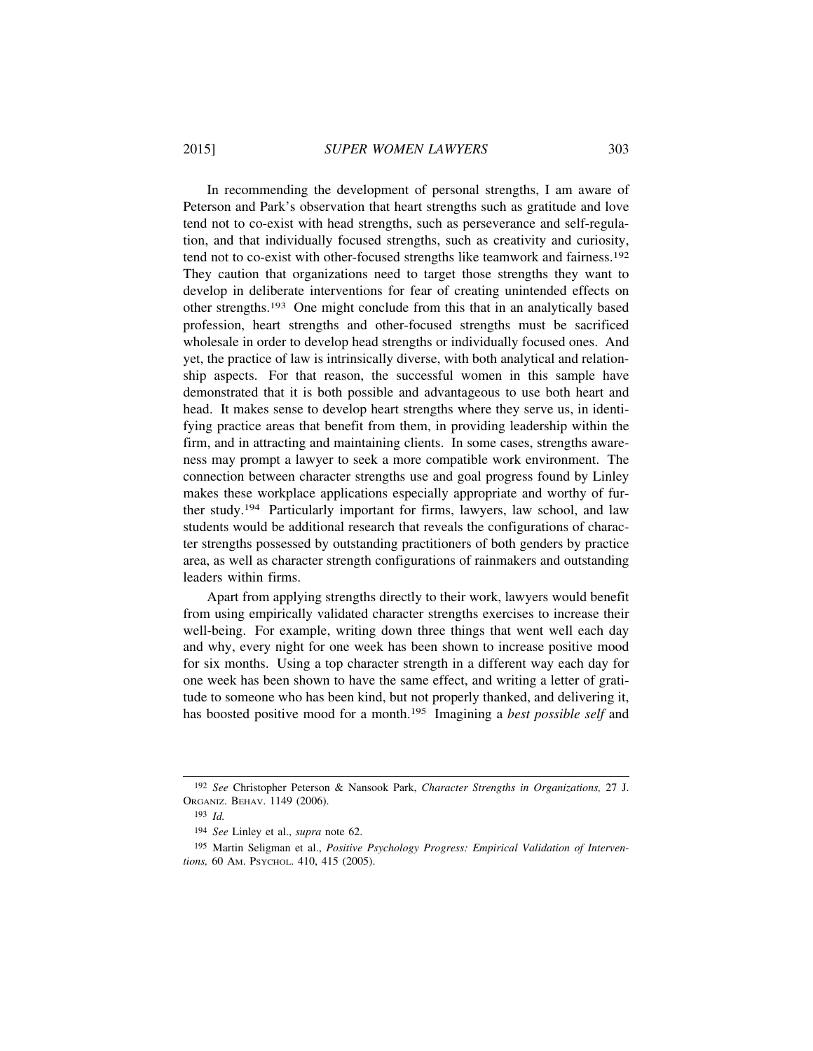In recommending the development of personal strengths, I am aware of Peterson and Park's observation that heart strengths such as gratitude and love tend not to co-exist with head strengths, such as perseverance and self-regulation, and that individually focused strengths, such as creativity and curiosity, tend not to co-exist with other-focused strengths like teamwork and fairness.[192] They caution that organizations need to target those strengths they want to develop in deliberate interventions for fear of creating unintended effects on other strengths.[193] One might conclude from this that in an analytically based profession, heart strengths and other-focused strengths must be sacrificed wholesale in order to develop head strengths or individually focused ones. And yet, the practice of law is intrinsically diverse, with both analytical and relationship aspects. For that reason, the successful women in this sample have demonstrated that it is both possible and advantageous to use both heart and head. It makes sense to develop heart strengths where they serve us, in identifying practice areas that benefit from them, in providing leadership within the firm, and in attracting and maintaining clients. In some cases, strengths awareness may prompt a lawyer to seek a more compatible work environment. The connection between character strengths use and goal progress found by Linley makes these workplace applications especially appropriate and worthy of further study.[194] Particularly important for firms, lawyers, law school, and law students would be additional research that reveals the configurations of character strengths possessed by outstanding practitioners of both genders by practice area, as well as character strength configurations of rainmakers and outstanding leaders within firms.

Apart from applying strengths directly to their work, lawyers would benefit from using empirically validated character strengths exercises to increase their well-being. For example, writing down three things that went well each day and why, every night for one week has been shown to increase positive mood for six months. Using a top character strength in a different way each day for one week has been shown to have the same effect, and writing a letter of gratitude to someone who has been kind, but not properly thanked, and delivering it, has boosted positive mood for a month.[195] Imagining a *best possible self* and

---

[192] *See* Christopher Peterson & Nansook Park, *Character Strengths in Organizations,* 27 J. ORGANIZ. BEHAV. 1149 (2006).

[193] *Id.*

[194] *See* Linley et al., *supra* note 62.

[195] Martin Seligman et al., *Positive Psychology Progress: Empirical Validation of Interventions,* 60 AM. PSYCHOL. 410, 415 (2005).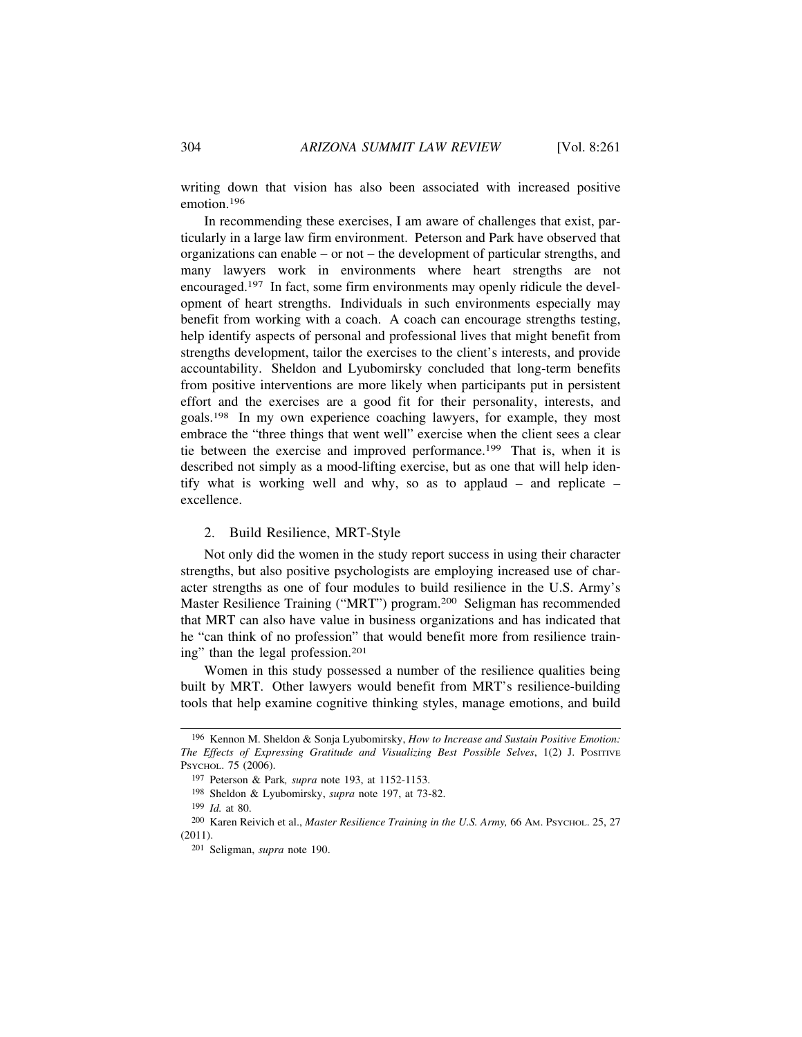writing down that vision has also been associated with increased positive emotion.[196]

In recommending these exercises, I am aware of challenges that exist, particularly in a large law firm environment. Peterson and Park have observed that organizations can enable – or not – the development of particular strengths, and many lawyers work in environments where heart strengths are not encouraged.[197] In fact, some firm environments may openly ridicule the development of heart strengths. Individuals in such environments especially may benefit from working with a coach. A coach can encourage strengths testing, help identify aspects of personal and professional lives that might benefit from strengths development, tailor the exercises to the client's interests, and provide accountability. Sheldon and Lyubomirsky concluded that long-term benefits from positive interventions are more likely when participants put in persistent effort and the exercises are a good fit for their personality, interests, and goals.[198] In my own experience coaching lawyers, for example, they most embrace the "three things that went well" exercise when the client sees a clear tie between the exercise and improved performance.[199] That is, when it is described not simply as a mood-lifting exercise, but as one that will help identify what is working well and why, so as to applaud – and replicate – excellence.

### 2. Build Resilience, MRT-Style

Not only did the women in the study report success in using their character strengths, but also positive psychologists are employing increased use of character strengths as one of four modules to build resilience in the U.S. Army's Master Resilience Training ("MRT") program.[200] Seligman has recommended that MRT can also have value in business organizations and has indicated that he "can think of no profession" that would benefit more from resilience training" than the legal profession.[201]

Women in this study possessed a number of the resilience qualities being built by MRT. Other lawyers would benefit from MRT's resilience-building tools that help examine cognitive thinking styles, manage emotions, and build

---

[196] Kennon M. Sheldon & Sonja Lyubomirsky, *How to Increase and Sustain Positive Emotion: The Effects of Expressing Gratitude and Visualizing Best Possible Selves*, 1(2) J. Positive Psychol. 75 (2006).

[197] Peterson & Park*, supra* note 193, at 1152-1153.

[198] Sheldon & Lyubomirsky, *supra* note 197, at 73-82.

[199] *Id.* at 80.

[200] Karen Reivich et al., *Master Resilience Training in the U.S. Army,* 66 Am. Psychol. 25, 27 (2011).

[201] Seligman, *supra* note 190.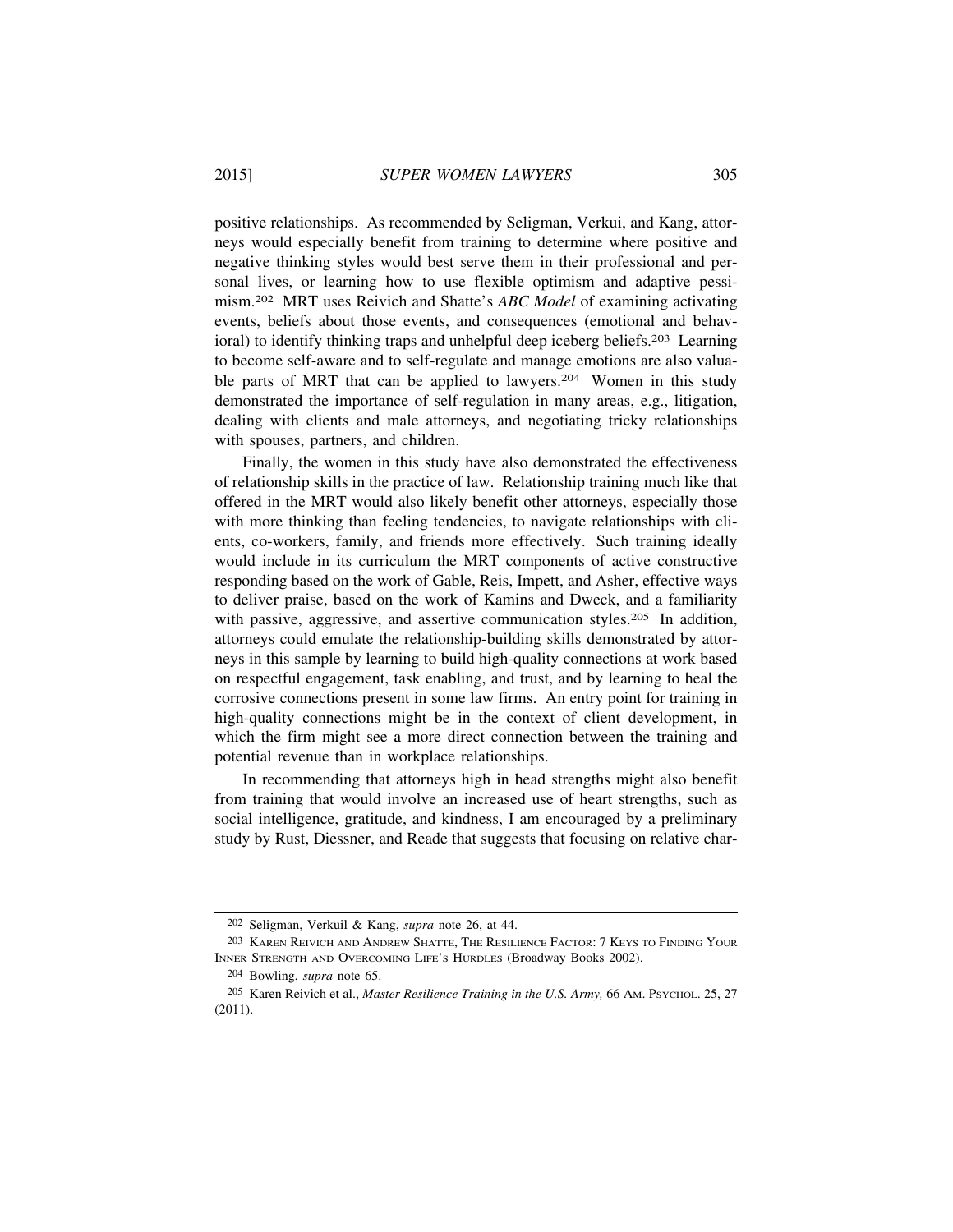positive relationships. As recommended by Seligman, Verkui, and Kang, attorneys would especially benefit from training to determine where positive and negative thinking styles would best serve them in their professional and personal lives, or learning how to use flexible optimism and adaptive pessimism.[202] MRT uses Reivich and Shatte's *ABC Model* of examining activating events, beliefs about those events, and consequences (emotional and behavioral) to identify thinking traps and unhelpful deep iceberg beliefs.[203] Learning to become self-aware and to self-regulate and manage emotions are also valuable parts of MRT that can be applied to lawyers.[204] Women in this study demonstrated the importance of self-regulation in many areas, e.g., litigation, dealing with clients and male attorneys, and negotiating tricky relationships with spouses, partners, and children.

Finally, the women in this study have also demonstrated the effectiveness of relationship skills in the practice of law. Relationship training much like that offered in the MRT would also likely benefit other attorneys, especially those with more thinking than feeling tendencies, to navigate relationships with clients, co-workers, family, and friends more effectively. Such training ideally would include in its curriculum the MRT components of active constructive responding based on the work of Gable, Reis, Impett, and Asher, effective ways to deliver praise, based on the work of Kamins and Dweck, and a familiarity with passive, aggressive, and assertive communication styles.[205] In addition, attorneys could emulate the relationship-building skills demonstrated by attorneys in this sample by learning to build high-quality connections at work based on respectful engagement, task enabling, and trust, and by learning to heal the corrosive connections present in some law firms. An entry point for training in high-quality connections might be in the context of client development, in which the firm might see a more direct connection between the training and potential revenue than in workplace relationships.

In recommending that attorneys high in head strengths might also benefit from training that would involve an increased use of heart strengths, such as social intelligence, gratitude, and kindness, I am encouraged by a preliminary study by Rust, Diessner, and Reade that suggests that focusing on relative char-

---

[202] Seligman, Verkuil & Kang, *supra* note 26, at 44.

[203] KAREN REIVICH AND ANDREW SHATTE, THE RESILIENCE FACTOR: 7 KEYS TO FINDING YOUR INNER STRENGTH AND OVERCOMING LIFE'S HURDLES (Broadway Books 2002).

[204] Bowling, *supra* note 65.

[205] Karen Reivich et al., *Master Resilience Training in the U.S. Army,* 66 AM. PSYCHOL. 25, 27 (2011).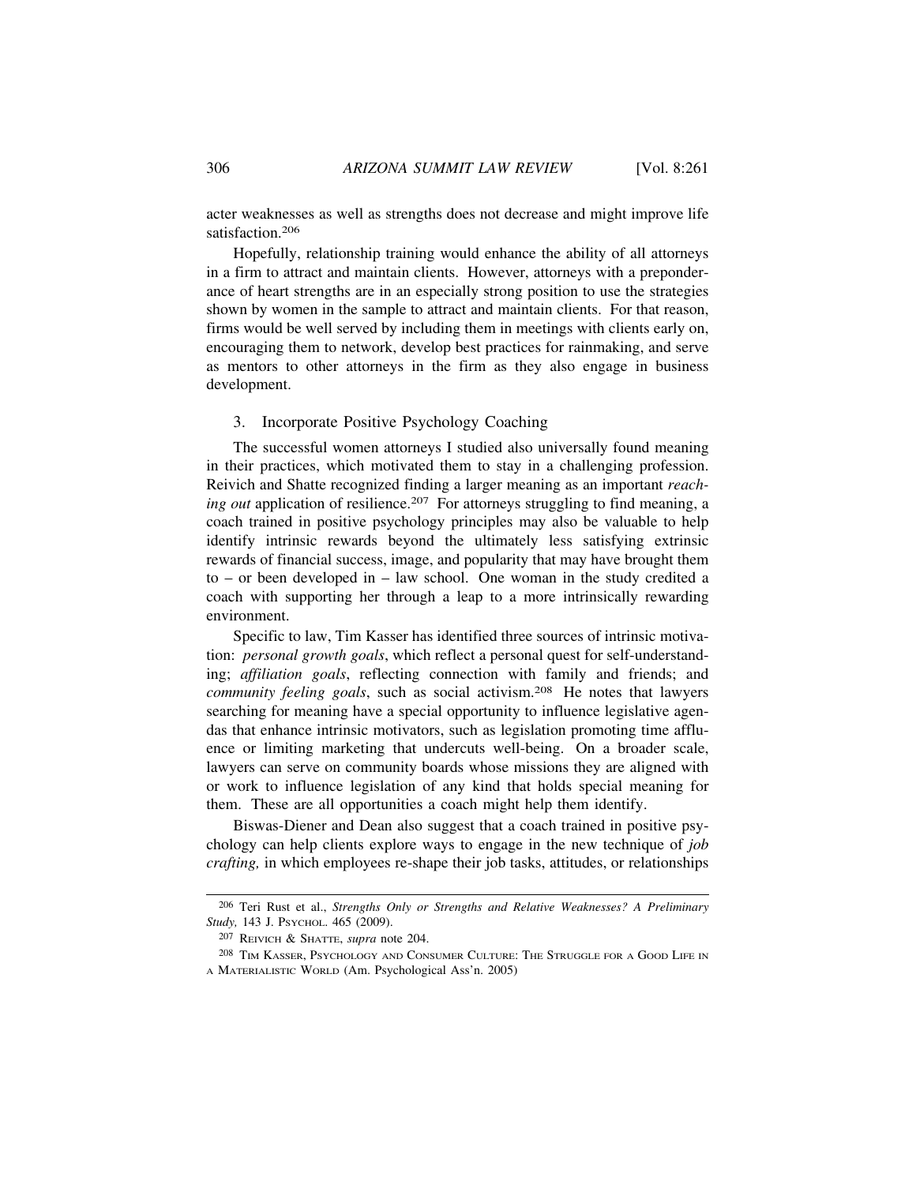acter weaknesses as well as strengths does not decrease and might improve life satisfaction.[206]

Hopefully, relationship training would enhance the ability of all attorneys in a firm to attract and maintain clients. However, attorneys with a preponderance of heart strengths are in an especially strong position to use the strategies shown by women in the sample to attract and maintain clients. For that reason, firms would be well served by including them in meetings with clients early on, encouraging them to network, develop best practices for rainmaking, and serve as mentors to other attorneys in the firm as they also engage in business development.

### 3. Incorporate Positive Psychology Coaching

The successful women attorneys I studied also universally found meaning in their practices, which motivated them to stay in a challenging profession. Reivich and Shatte recognized finding a larger meaning as an important *reaching out* application of resilience.[207] For attorneys struggling to find meaning, a coach trained in positive psychology principles may also be valuable to help identify intrinsic rewards beyond the ultimately less satisfying extrinsic rewards of financial success, image, and popularity that may have brought them to – or been developed in – law school. One woman in the study credited a coach with supporting her through a leap to a more intrinsically rewarding environment.

Specific to law, Tim Kasser has identified three sources of intrinsic motivation: *personal growth goals*, which reflect a personal quest for self-understanding; *affiliation goals*, reflecting connection with family and friends; and *community feeling goals*, such as social activism.[208] He notes that lawyers searching for meaning have a special opportunity to influence legislative agendas that enhance intrinsic motivators, such as legislation promoting time affluence or limiting marketing that undercuts well-being. On a broader scale, lawyers can serve on community boards whose missions they are aligned with or work to influence legislation of any kind that holds special meaning for them. These are all opportunities a coach might help them identify.

Biswas-Diener and Dean also suggest that a coach trained in positive psychology can help clients explore ways to engage in the new technique of *job crafting,* in which employees re-shape their job tasks, attitudes, or relationships

---

[206] Teri Rust et al., *Strengths Only or Strengths and Relative Weaknesses? A Preliminary Study,* 143 J. Psychol. 465 (2009).

[207] Reivich & Shatte, *supra* note 204.

[208] Tim Kasser, Psychology and Consumer Culture: The Struggle for a Good Life in a Materialistic World (Am. Psychological Ass'n. 2005)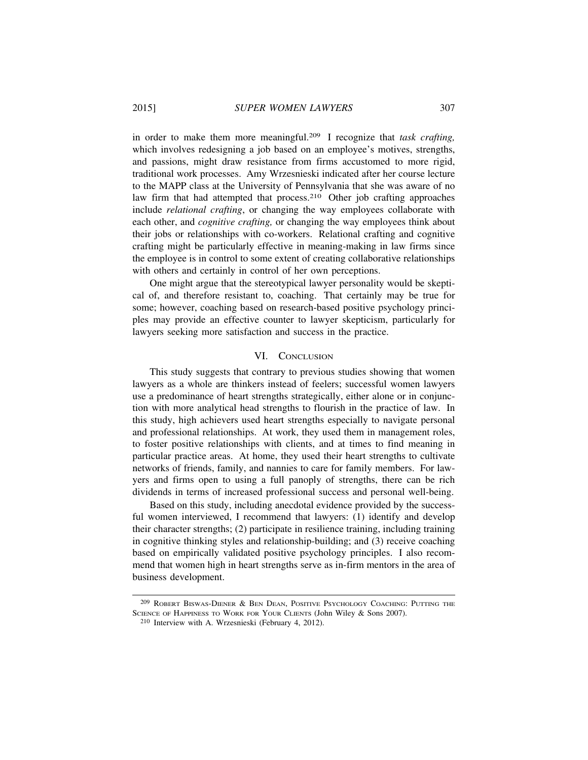in order to make them more meaningful.[209] I recognize that *task crafting,* which involves redesigning a job based on an employee's motives, strengths, and passions, might draw resistance from firms accustomed to more rigid, traditional work processes. Amy Wrzesnieski indicated after her course lecture to the MAPP class at the University of Pennsylvania that she was aware of no law firm that had attempted that process.[210] Other job crafting approaches include *relational crafting*, or changing the way employees collaborate with each other, and *cognitive crafting,* or changing the way employees think about their jobs or relationships with co-workers. Relational crafting and cognitive crafting might be particularly effective in meaning-making in law firms since the employee is in control to some extent of creating collaborative relationships with others and certainly in control of her own perceptions.

One might argue that the stereotypical lawyer personality would be skeptical of, and therefore resistant to, coaching. That certainly may be true for some; however, coaching based on research-based positive psychology principles may provide an effective counter to lawyer skepticism, particularly for lawyers seeking more satisfaction and success in the practice.

## VI. Conclusion

This study suggests that contrary to previous studies showing that women lawyers as a whole are thinkers instead of feelers; successful women lawyers use a predominance of heart strengths strategically, either alone or in conjunction with more analytical head strengths to flourish in the practice of law. In this study, high achievers used heart strengths especially to navigate personal and professional relationships. At work, they used them in management roles, to foster positive relationships with clients, and at times to find meaning in particular practice areas. At home, they used their heart strengths to cultivate networks of friends, family, and nannies to care for family members. For lawyers and firms open to using a full panoply of strengths, there can be rich dividends in terms of increased professional success and personal well-being.

Based on this study, including anecdotal evidence provided by the successful women interviewed, I recommend that lawyers: (1) identify and develop their character strengths; (2) participate in resilience training, including training in cognitive thinking styles and relationship-building; and (3) receive coaching based on empirically validated positive psychology principles. I also recommend that women high in heart strengths serve as in-firm mentors in the area of business development.

---

[209] Robert Biswas-Diener & Ben Dean, Positive Psychology Coaching: Putting the Science of Happiness to Work for Your Clients (John Wiley & Sons 2007).

[210] Interview with A. Wrzesnieski (February 4, 2012).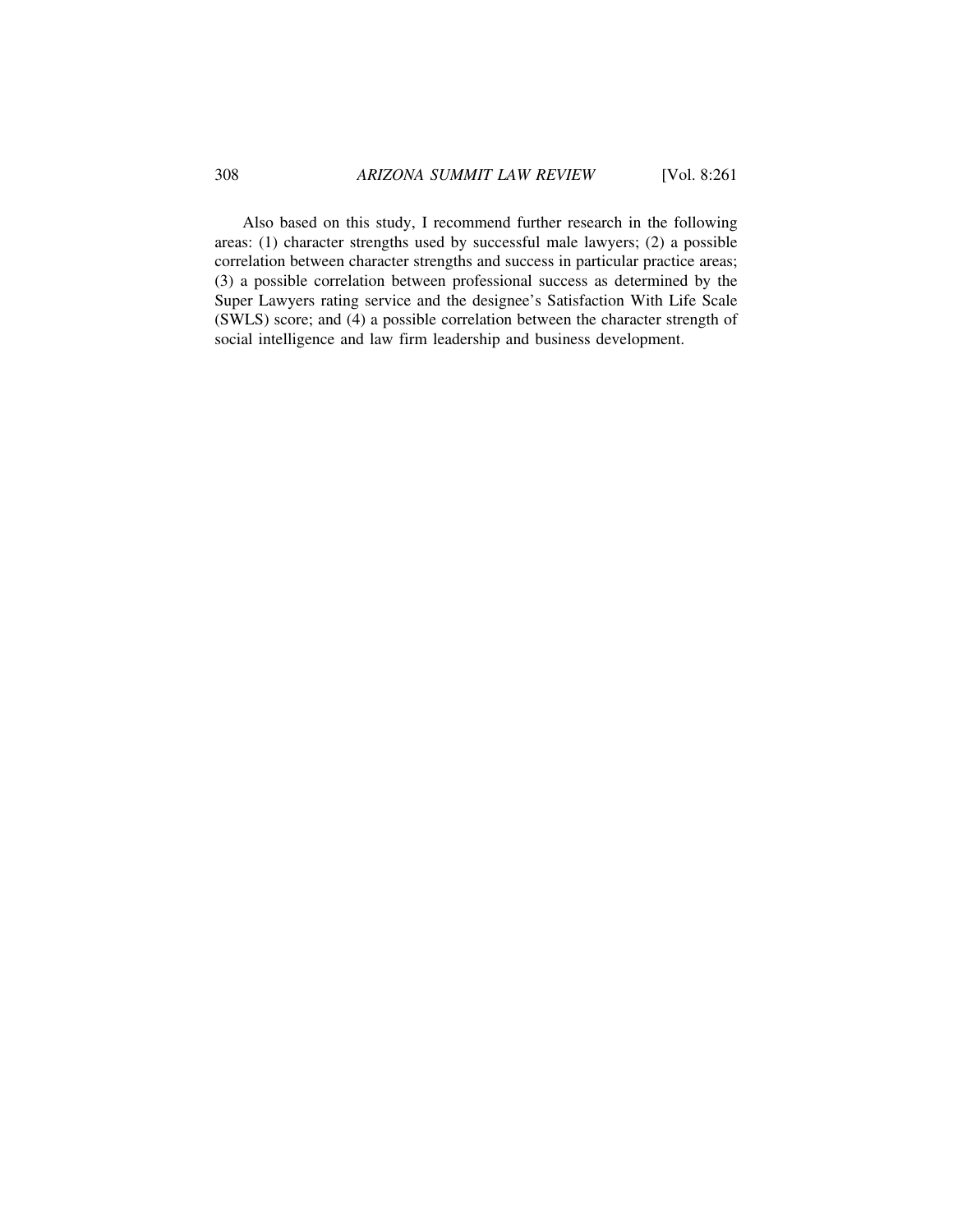Also based on this study, I recommend further research in the following areas: (1) character strengths used by successful male lawyers; (2) a possible correlation between character strengths and success in particular practice areas; (3) a possible correlation between professional success as determined by the Super Lawyers rating service and the designee's Satisfaction With Life Scale (SWLS) score; and (4) a possible correlation between the character strength of social intelligence and law firm leadership and business development.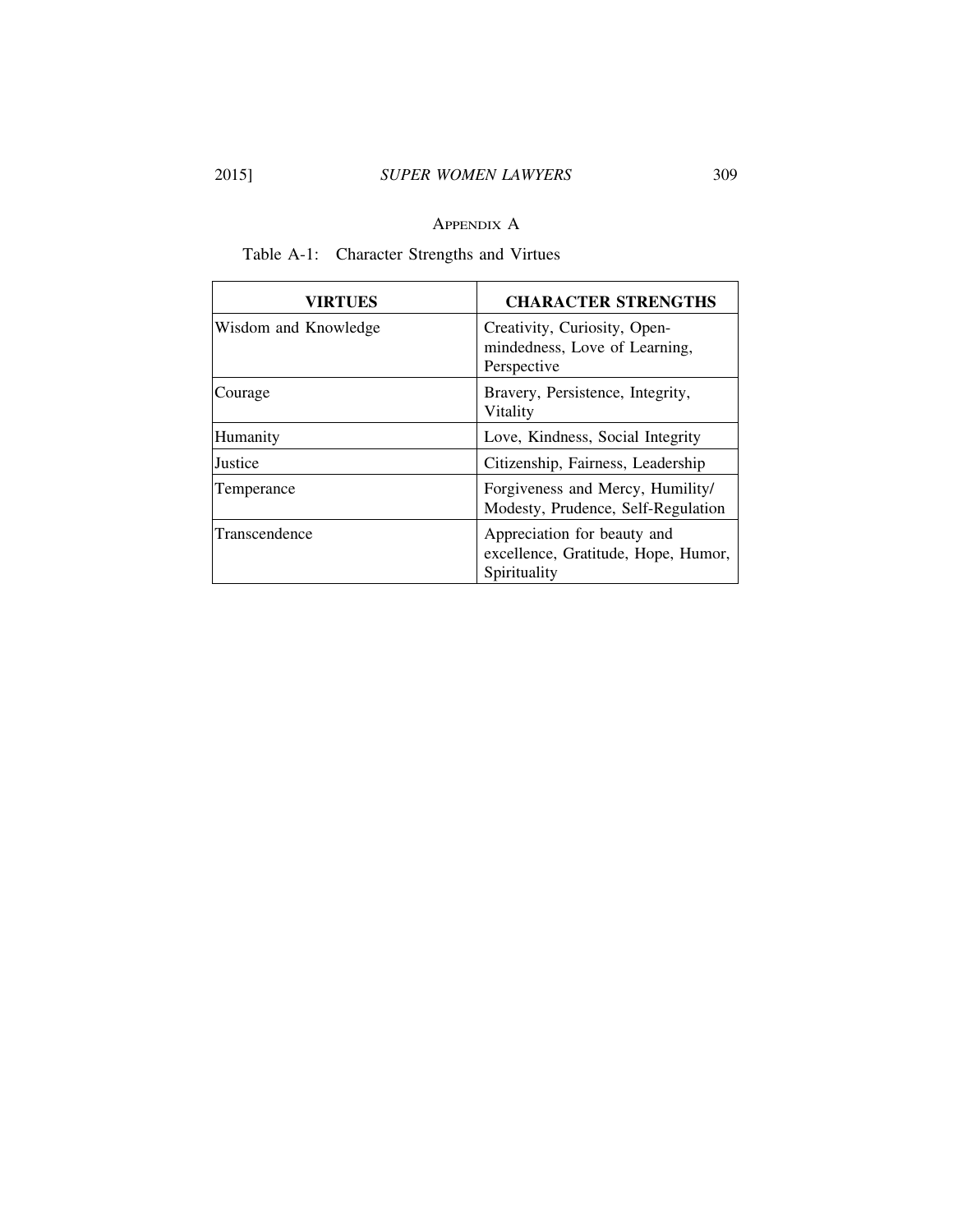## Appendix A

Table A-1: Character Strengths and Virtues

| **VIRTUES** | **CHARACTER STRENGTHS** |
| --- | --- |
| Wisdom and Knowledge | Creativity, Curiosity, Open-mindedness, Love of Learning, Perspective |
| Courage | Bravery, Persistence, Integrity, Vitality |
| Humanity | Love, Kindness, Social Integrity |
| Justice | Citizenship, Fairness, Leadership |
| Temperance | Forgiveness and Mercy, Humility/ Modesty, Prudence, Self-Regulation |
| Transcendence | Appreciation for beauty and excellence, Gratitude, Hope, Humor, Spirituality |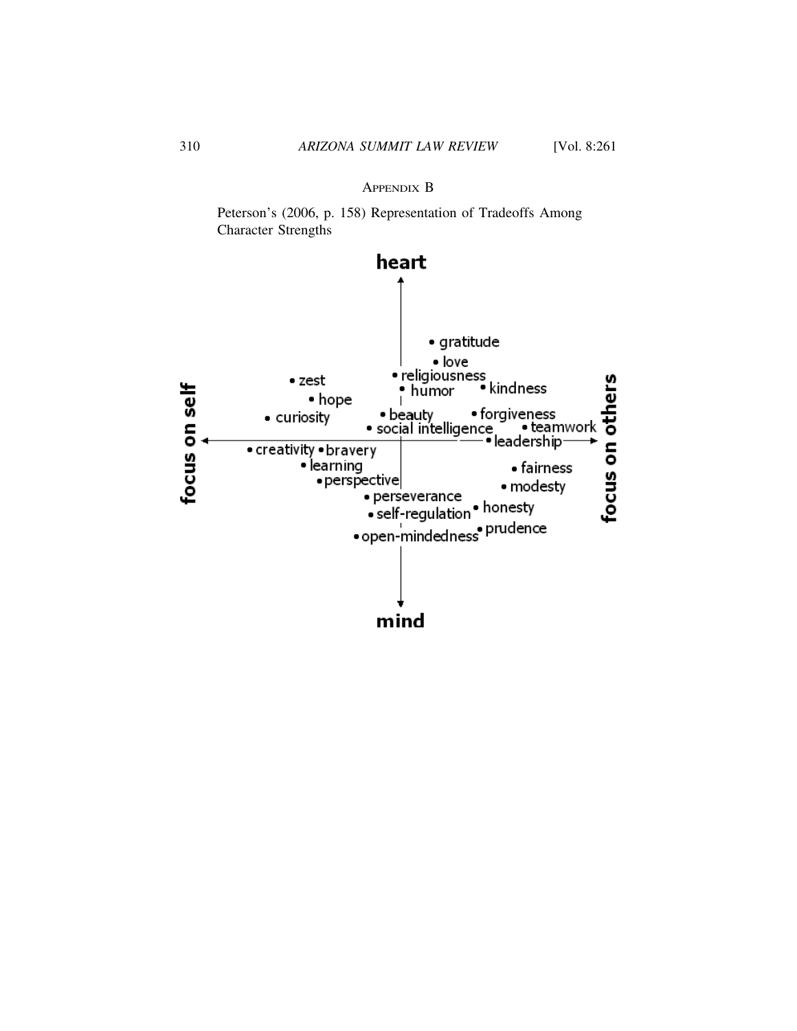Appendix B

Peterson's (2006, p. 158) Representation of Tradeoffs Among Character Strengths

heart

- gratitude
- love
- religiousness
- humor
- kindness
- zest
- hope
- curiosity
- beauty
- forgiveness
- social intelligence
- teamwork
- leadership

focus on self ←→ focus on others

- creativity
- bravery
- learning
- perspective
- fairness
- modesty
- perseverance
- self-regulation
- honesty
- open-mindedness
- prudence

mind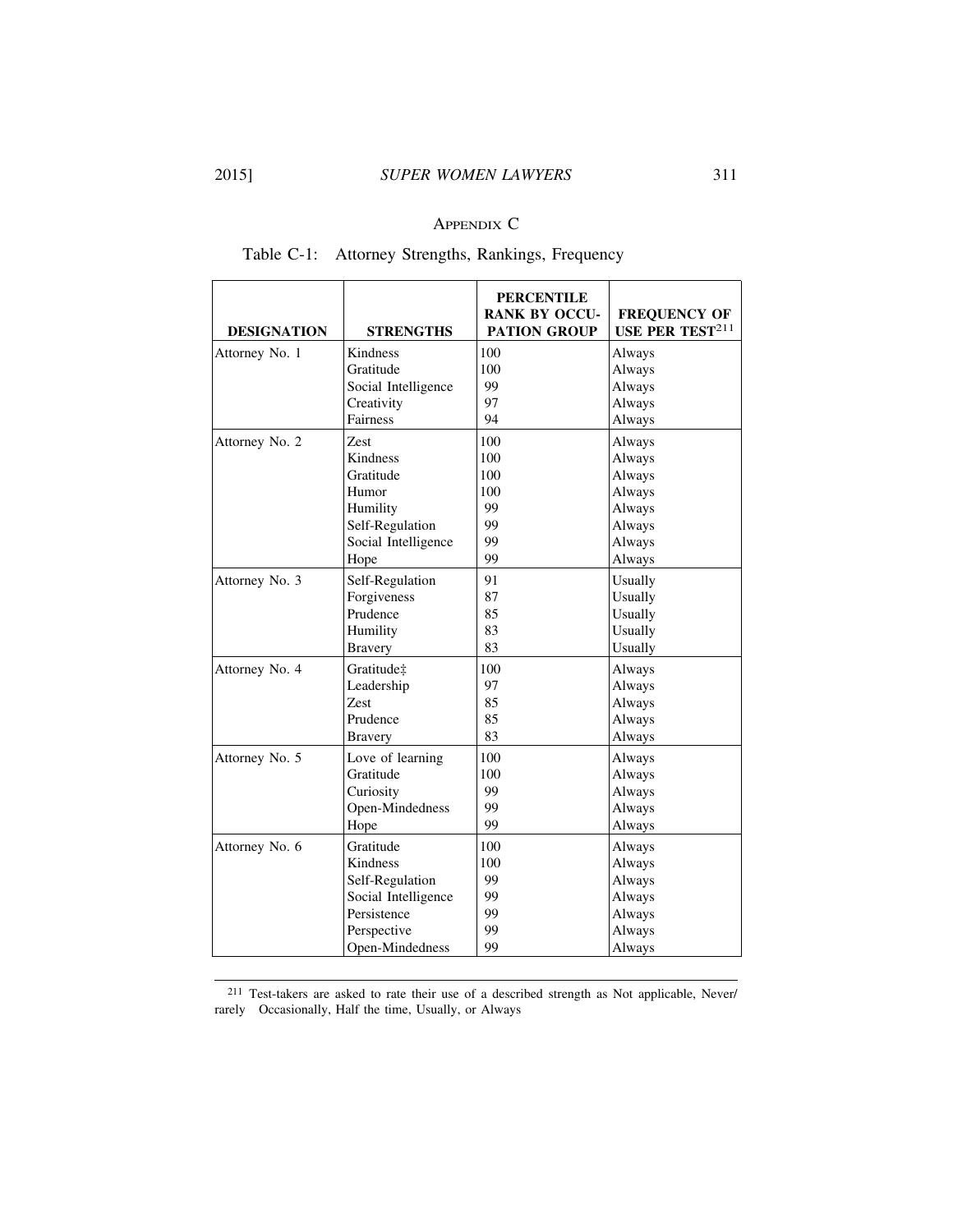## Appendix C

Table C-1: Attorney Strengths, Rankings, Frequency

| DESIGNATION | STRENGTHS | PERCENTILE RANK BY OCCUPATION GROUP | FREQUENCY OF USE PER TEST[211] |
|---|---|---|---|
| Attorney No. 1 | Kindness | 100 | Always |
| | Gratitude | 100 | Always |
| | Social Intelligence | 99 | Always |
| | Creativity | 97 | Always |
| | Fairness | 94 | Always |
| Attorney No. 2 | Zest | 100 | Always |
| | Kindness | 100 | Always |
| | Gratitude | 100 | Always |
| | Humor | 100 | Always |
| | Humility | 99 | Always |
| | Self-Regulation | 99 | Always |
| | Social Intelligence | 99 | Always |
| | Hope | 99 | Always |
| Attorney No. 3 | Self-Regulation | 91 | Usually |
| | Forgiveness | 87 | Usually |
| | Prudence | 85 | Usually |
| | Humility | 83 | Usually |
| | Bravery | 83 | Usually |
| Attorney No. 4 | Gratitude‡ | 100 | Always |
| | Leadership | 97 | Always |
| | Zest | 85 | Always |
| | Prudence | 85 | Always |
| | Bravery | 83 | Always |
| Attorney No. 5 | Love of learning | 100 | Always |
| | Gratitude | 100 | Always |
| | Curiosity | 99 | Always |
| | Open-Mindedness | 99 | Always |
| | Hope | 99 | Always |
| Attorney No. 6 | Gratitude | 100 | Always |
| | Kindness | 100 | Always |
| | Self-Regulation | 99 | Always |
| | Social Intelligence | 99 | Always |
| | Persistence | 99 | Always |
| | Perspective | 99 | Always |
| | Open-Mindedness | 99 | Always |

[211] Test-takers are asked to rate their use of a described strength as Not applicable, Never/rarely Occasionally, Half the time, Usually, or Always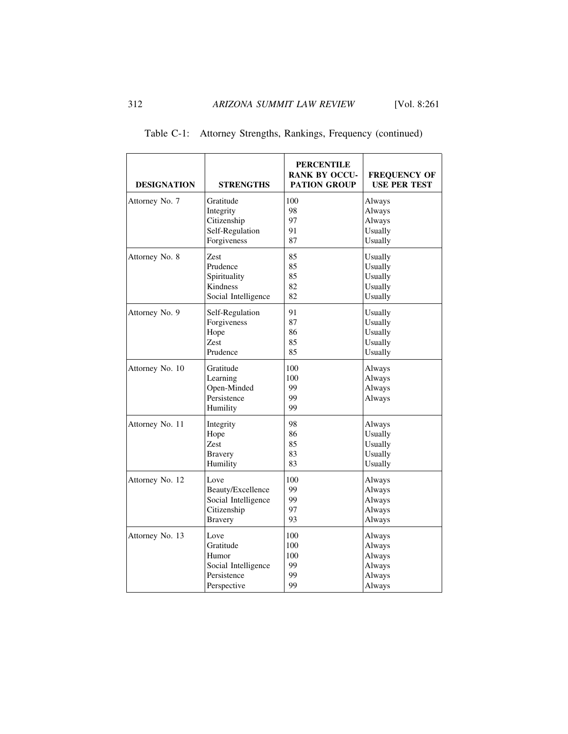Table C-1: Attorney Strengths, Rankings, Frequency (continued)

| DESIGNATION | STRENGTHS | PERCENTILE RANK BY OCCUPATION GROUP | FREQUENCY OF USE PER TEST |
|---|---|---|---|
| Attorney No. 7 | Gratitude | 100 | Always |
| | Integrity | 98 | Always |
| | Citizenship | 97 | Always |
| | Self-Regulation | 91 | Usually |
| | Forgiveness | 87 | Usually |
| Attorney No. 8 | Zest | 85 | Usually |
| | Prudence | 85 | Usually |
| | Spirituality | 85 | Usually |
| | Kindness | 82 | Usually |
| | Social Intelligence | 82 | Usually |
| Attorney No. 9 | Self-Regulation | 91 | Usually |
| | Forgiveness | 87 | Usually |
| | Hope | 86 | Usually |
| | Zest | 85 | Usually |
| | Prudence | 85 | Usually |
| Attorney No. 10 | Gratitude | 100 | Always |
| | Learning | 100 | Always |
| | Open-Minded | 99 | Always |
| | Persistence | 99 | Always |
| | Humility | 99 | |
| Attorney No. 11 | Integrity | 98 | Always |
| | Hope | 86 | Usually |
| | Zest | 85 | Usually |
| | Bravery | 83 | Usually |
| | Humility | 83 | Usually |
| Attorney No. 12 | Love | 100 | Always |
| | Beauty/Excellence | 99 | Always |
| | Social Intelligence | 99 | Always |
| | Citizenship | 97 | Always |
| | Bravery | 93 | Always |
| Attorney No. 13 | Love | 100 | Always |
| | Gratitude | 100 | Always |
| | Humor | 100 | Always |
| | Social Intelligence | 99 | Always |
| | Persistence | 99 | Always |
| | Perspective | 99 | Always |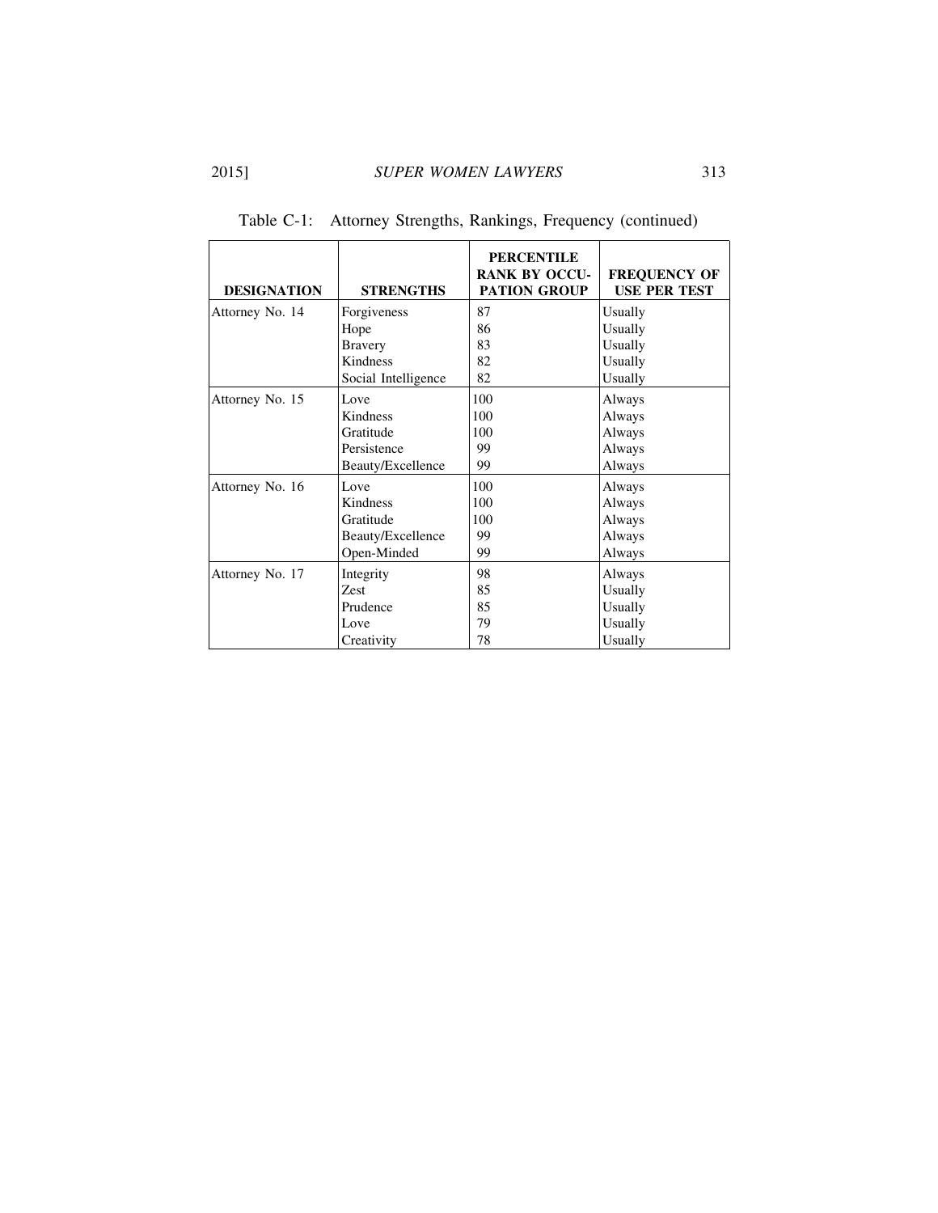Table C-1: Attorney Strengths, Rankings, Frequency (continued)

| DESIGNATION | STRENGTHS | PERCENTILE RANK BY OCCUPATION GROUP | FREQUENCY OF USE PER TEST |
|---|---|---|---|
| Attorney No. 14 | Forgiveness | 87 | Usually |
| | Hope | 86 | Usually |
| | Bravery | 83 | Usually |
| | Kindness | 82 | Usually |
| | Social Intelligence | 82 | Usually |
| Attorney No. 15 | Love | 100 | Always |
| | Kindness | 100 | Always |
| | Gratitude | 100 | Always |
| | Persistence | 99 | Always |
| | Beauty/Excellence | 99 | Always |
| Attorney No. 16 | Love | 100 | Always |
| | Kindness | 100 | Always |
| | Gratitude | 100 | Always |
| | Beauty/Excellence | 99 | Always |
| | Open-Minded | 99 | Always |
| Attorney No. 17 | Integrity | 98 | Always |
| | Zest | 85 | Usually |
| | Prudence | 85 | Usually |
| | Love | 79 | Usually |
| | Creativity | 78 | Usually |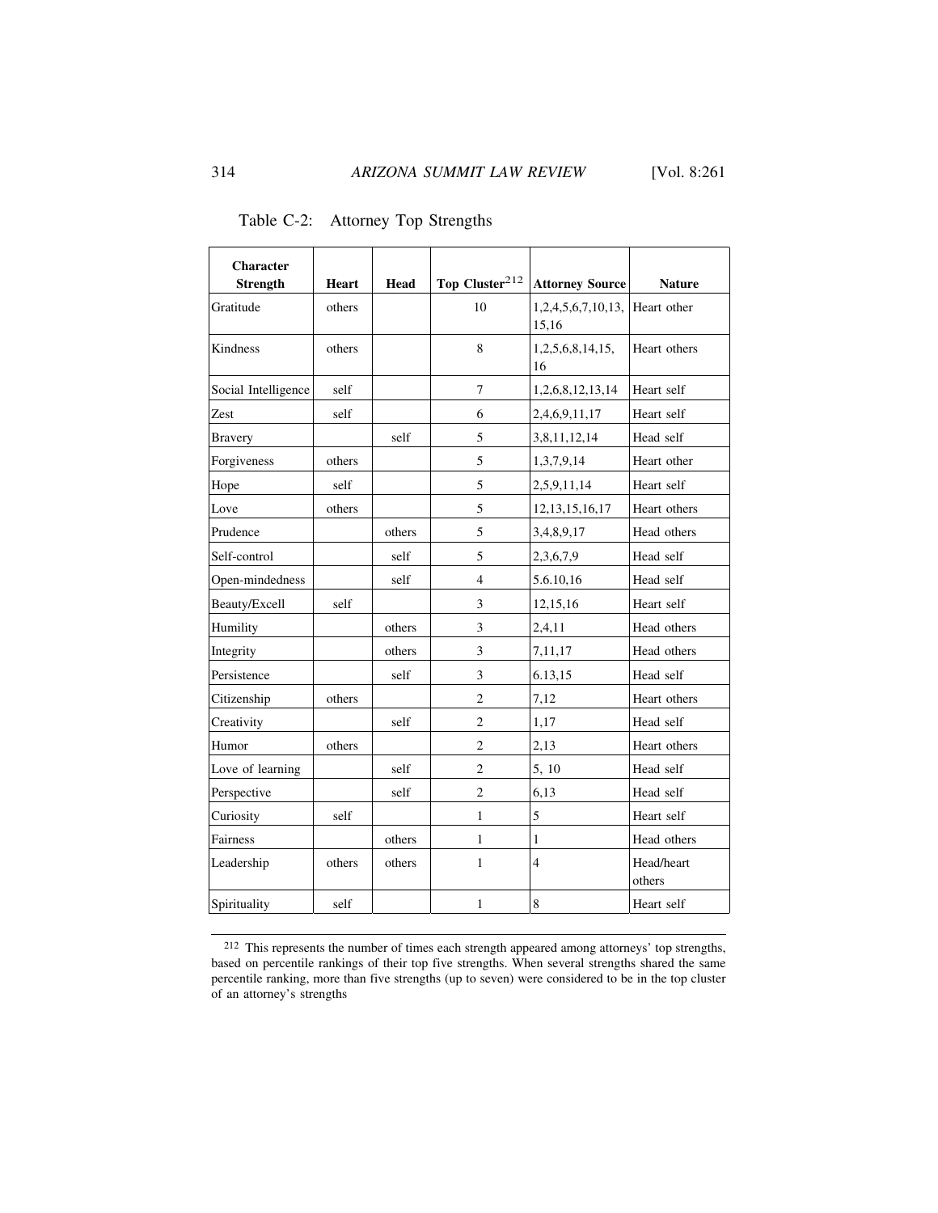Table C-2: Attorney Top Strengths

| Character Strength | Heart | Head | Top Cluster[212] | Attorney Source | Nature |
|---|---|---|---|---|---|
| Gratitude | others | | 10 | 1,2,4,5,6,7,10,13,15,16 | Heart other |
| Kindness | others | | 8 | 1,2,5,6,8,14,15,16 | Heart others |
| Social Intelligence | self | | 7 | 1,2,6,8,12,13,14 | Heart self |
| Zest | self | | 6 | 2,4,6,9,11,17 | Heart self |
| Bravery | | self | 5 | 3,8,11,12,14 | Head self |
| Forgiveness | others | | 5 | 1,3,7,9,14 | Heart other |
| Hope | self | | 5 | 2,5,9,11,14 | Heart self |
| Love | others | | 5 | 12,13,15,16,17 | Heart others |
| Prudence | | others | 5 | 3,4,8,9,17 | Head others |
| Self-control | | self | 5 | 2,3,6,7,9 | Head self |
| Open-mindedness | | self | 4 | 5.6.10,16 | Head self |
| Beauty/Excell | self | | 3 | 12,15,16 | Heart self |
| Humility | | others | 3 | 2,4,11 | Head others |
| Integrity | | others | 3 | 7,11,17 | Head others |
| Persistence | | self | 3 | 6.13,15 | Head self |
| Citizenship | others | | 2 | 7,12 | Heart others |
| Creativity | | self | 2 | 1,17 | Head self |
| Humor | others | | 2 | 2,13 | Heart others |
| Love of learning | | self | 2 | 5, 10 | Head self |
| Perspective | | self | 2 | 6,13 | Head self |
| Curiosity | self | | 1 | 5 | Heart self |
| Fairness | | others | 1 | 1 | Head others |
| Leadership | others | others | 1 | 4 | Head/heart others |
| Spirituality | self | | 1 | 8 | Heart self |

212 This represents the number of times each strength appeared among attorneys' top strengths, based on percentile rankings of their top five strengths. When several strengths shared the same percentile ranking, more than five strengths (up to seven) were considered to be in the top cluster of an attorney's strengths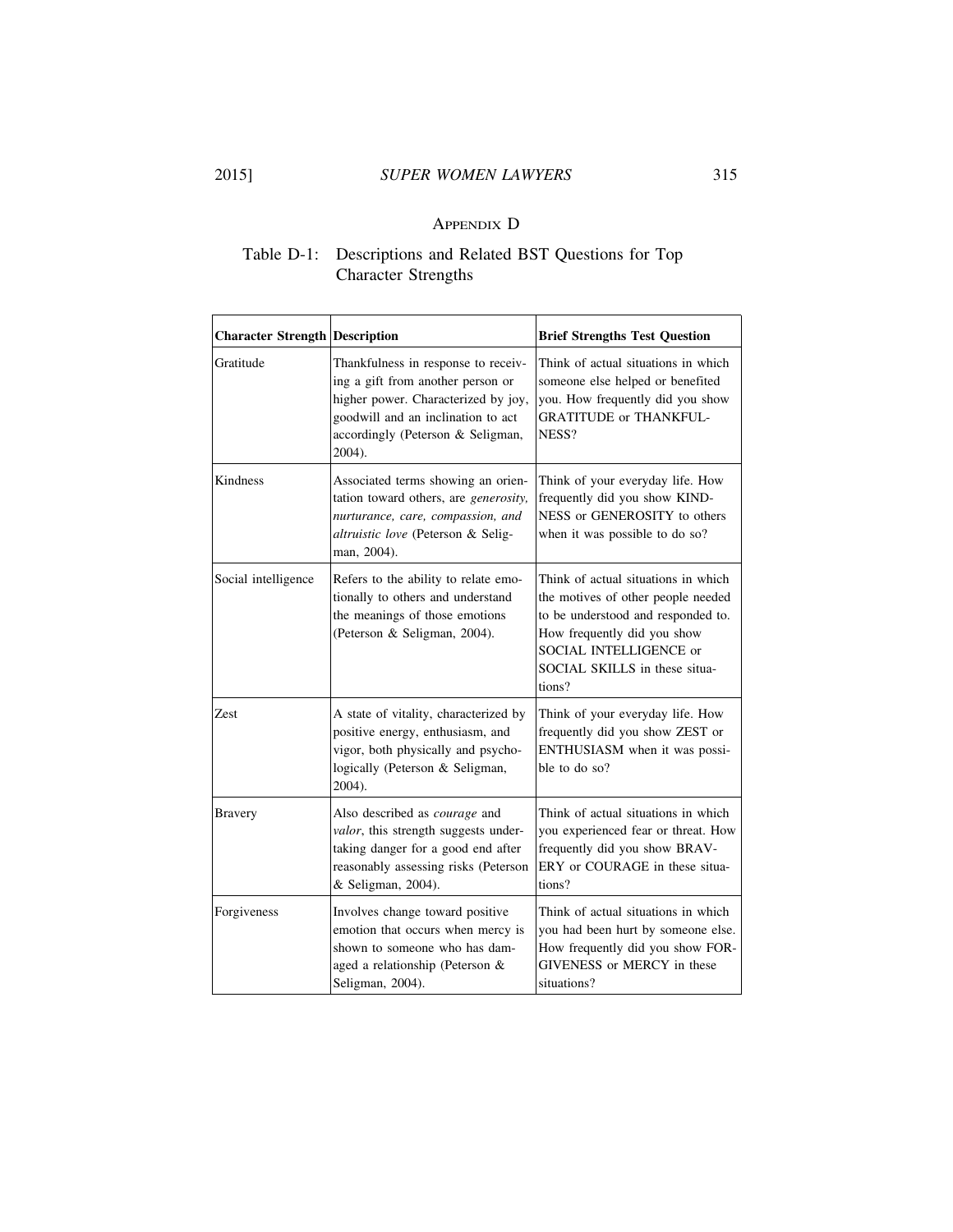## Appendix D

### Table D-1: Descriptions and Related BST Questions for Top Character Strengths

| Character Strength | Description | Brief Strengths Test Question |
|---|---|---|
| Gratitude | Thankfulness in response to receiving a gift from another person or higher power. Characterized by joy, goodwill and an inclination to act accordingly (Peterson & Seligman, 2004). | Think of actual situations in which someone else helped or benefited you. How frequently did you show GRATITUDE or THANKFULNESS? |
| Kindness | Associated terms showing an orientation toward others, are *generosity, nurturance, care, compassion, and altruistic love* (Peterson & Seligman, 2004). | Think of your everyday life. How frequently did you show KINDNESS or GENEROSITY to others when it was possible to do so? |
| Social intelligence | Refers to the ability to relate emotionally to others and understand the meanings of those emotions (Peterson & Seligman, 2004). | Think of actual situations in which the motives of other people needed to be understood and responded to. How frequently did you show SOCIAL INTELLIGENCE or SOCIAL SKILLS in these situations? |
| Zest | A state of vitality, characterized by positive energy, enthusiasm, and vigor, both physically and psychologically (Peterson & Seligman, 2004). | Think of your everyday life. How frequently did you show ZEST or ENTHUSIASM when it was possible to do so? |
| Bravery | Also described as *courage* and *valor*, this strength suggests undertaking danger for a good end after reasonably assessing risks (Peterson & Seligman, 2004). | Think of actual situations in which you experienced fear or threat. How frequently did you show BRAVERY or COURAGE in these situations? |
| Forgiveness | Involves change toward positive emotion that occurs when mercy is shown to someone who has damaged a relationship (Peterson & Seligman, 2004). | Think of actual situations in which you had been hurt by someone else. How frequently did you show FORGIVENESS or MERCY in these situations? |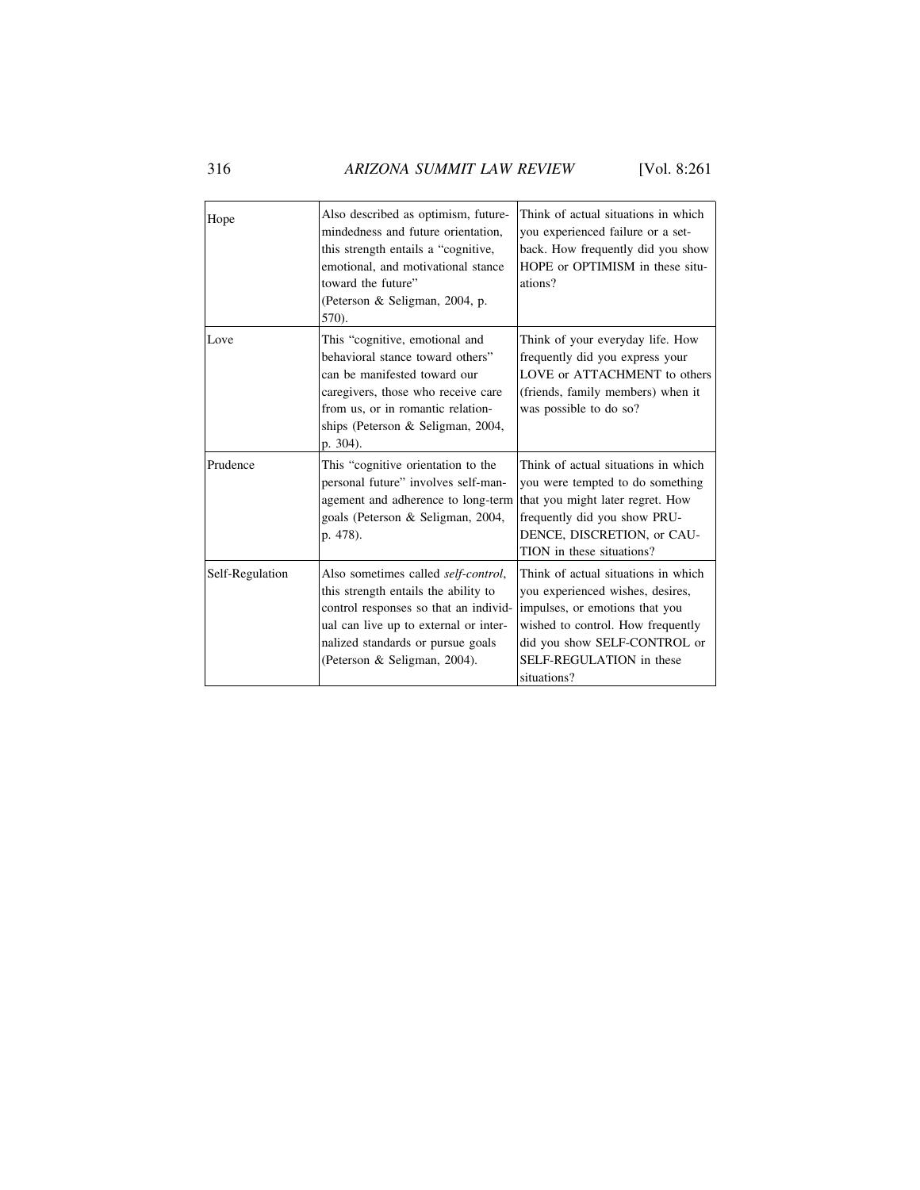| | | |
|---|---|---|
| Hope | Also described as optimism, future-mindedness and future orientation, this strength entails a "cognitive, emotional, and motivational stance toward the future" (Peterson & Seligman, 2004, p. 570). | Think of actual situations in which you experienced failure or a setback. How frequently did you show HOPE or OPTIMISM in these situations? |
| Love | This "cognitive, emotional and behavioral stance toward others" can be manifested toward our caregivers, those who receive care from us, or in romantic relationships (Peterson & Seligman, 2004, p. 304). | Think of your everyday life. How frequently did you express your LOVE or ATTACHMENT to others (friends, family members) when it was possible to do so? |
| Prudence | This "cognitive orientation to the personal future" involves self-management and adherence to long-term goals (Peterson & Seligman, 2004, p. 478). | Think of actual situations in which you were tempted to do something that you might later regret. How frequently did you show PRUDENCE, DISCRETION, or CAUTION in these situations? |
| Self-Regulation | Also sometimes called *self-control*, this strength entails the ability to control responses so that an individual can live up to external or internalized standards or pursue goals (Peterson & Seligman, 2004). | Think of actual situations in which you experienced wishes, desires, impulses, or emotions that you wished to control. How frequently did you show SELF-CONTROL or SELF-REGULATION in these situations? |